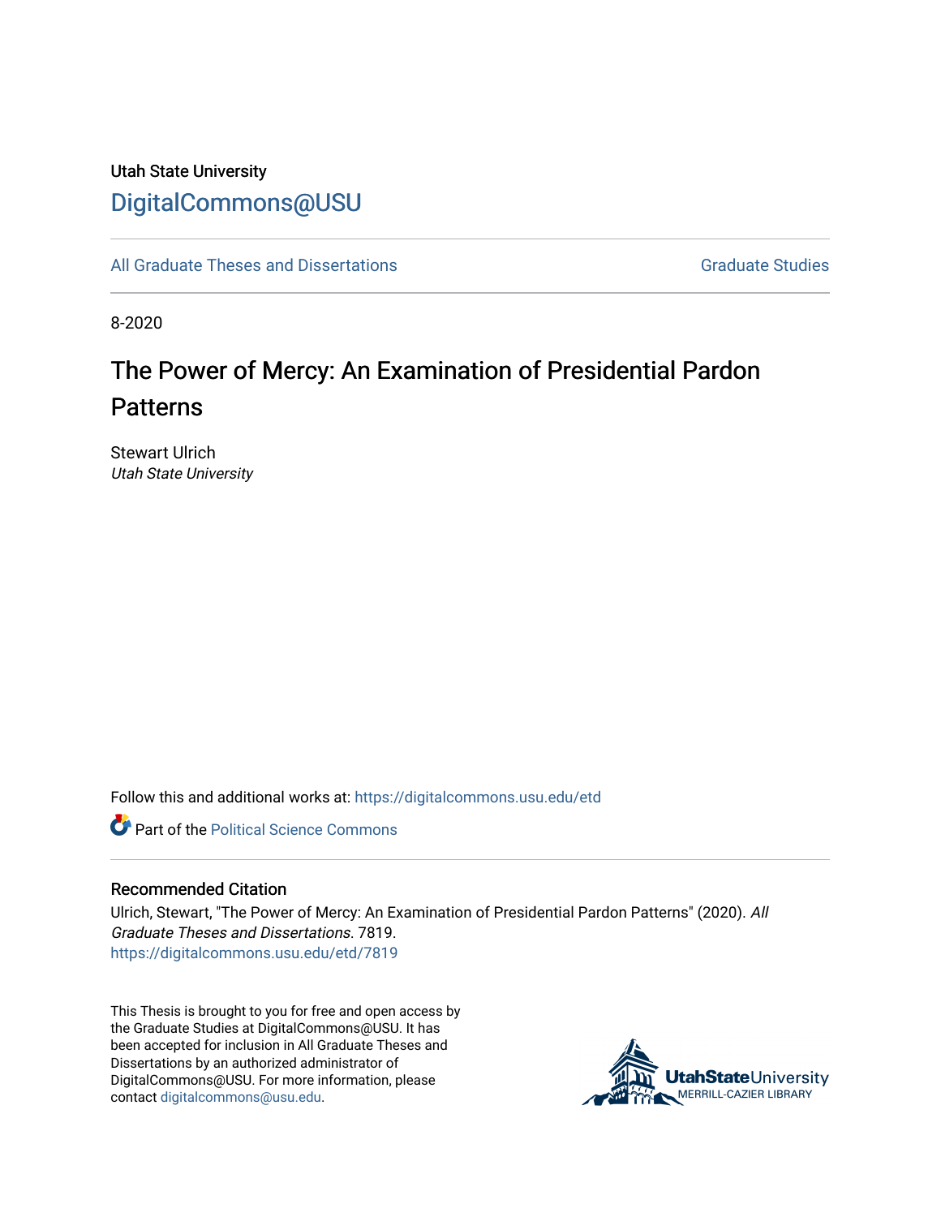Utah State University

# DigitalCommons@USU

All Graduate Theses and Dissertations | Graduate Studies

8-2020

## The Power of Mercy: An Examination of Presidential Pardon Patterns

Stewart Ulrich
*Utah State University*

Follow this and additional works at: https://digitalcommons.usu.edu/etd

Part of the Political Science Commons

### Recommended Citation

Ulrich, Stewart, "The Power of Mercy: An Examination of Presidential Pardon Patterns" (2020). *All Graduate Theses and Dissertations*. 7819.
https://digitalcommons.usu.edu/etd/7819

This Thesis is brought to you for free and open access by the Graduate Studies at DigitalCommons@USU. It has been accepted for inclusion in All Graduate Theses and Dissertations by an authorized administrator of DigitalCommons@USU. For more information, please contact digitalcommons@usu.edu.

UtahStateUniversity
MERRILL-CAZIER LIBRARY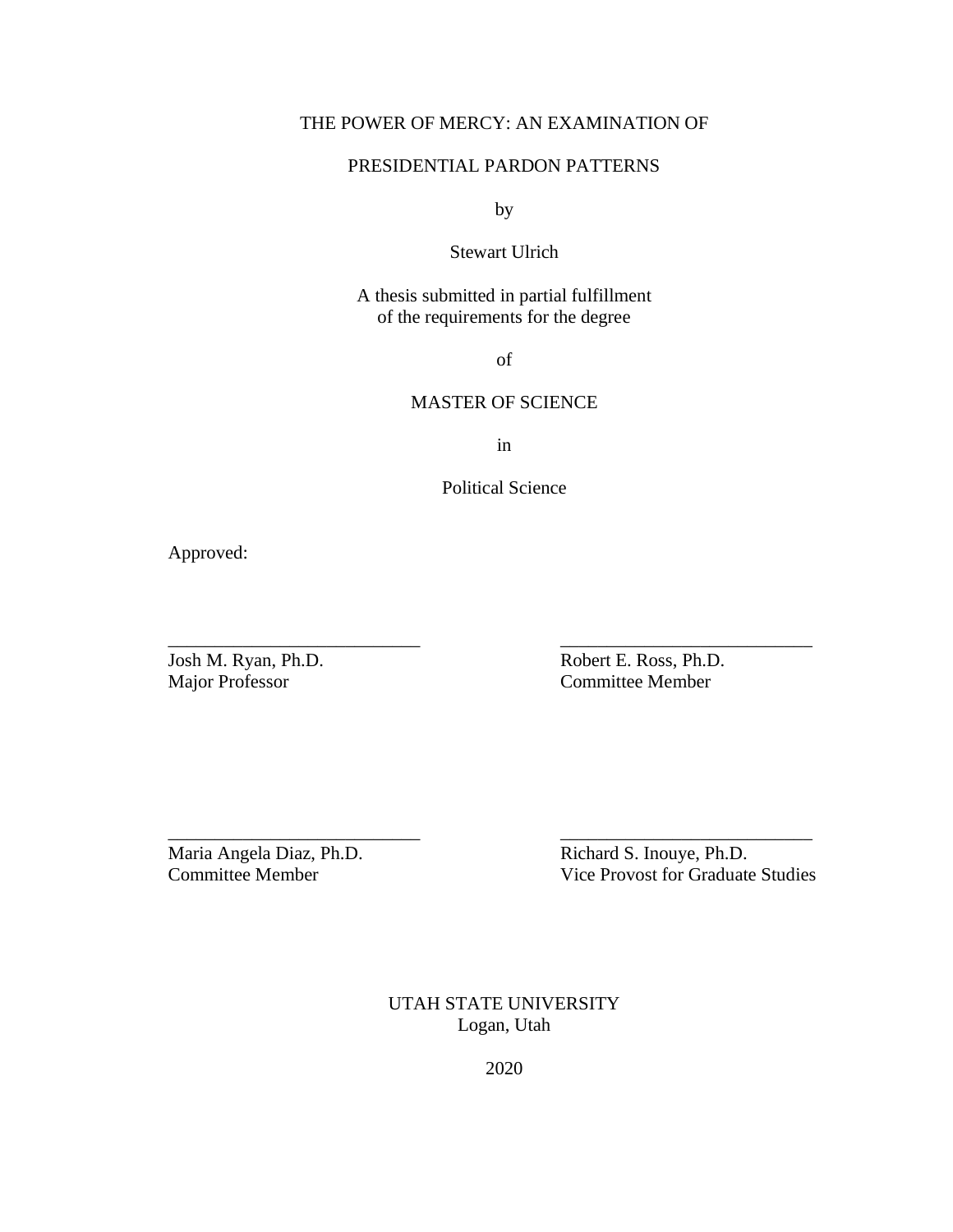THE POWER OF MERCY: AN EXAMINATION OF

PRESIDENTIAL PARDON PATTERNS

by

Stewart Ulrich

A thesis submitted in partial fulfillment
of the requirements for the degree

of

MASTER OF SCIENCE

in

Political Science

Approved:

| | |
|---|---|
| ______________________ | ______________________ |
| Josh M. Ryan, Ph.D. | Robert E. Ross, Ph.D. |
| Major Professor | Committee Member |
| | |
| ______________________ | ______________________ |
| Maria Angela Diaz, Ph.D. | Richard S. Inouye, Ph.D. |
| Committee Member | Vice Provost for Graduate Studies |

UTAH STATE UNIVERSITY
Logan, Utah

2020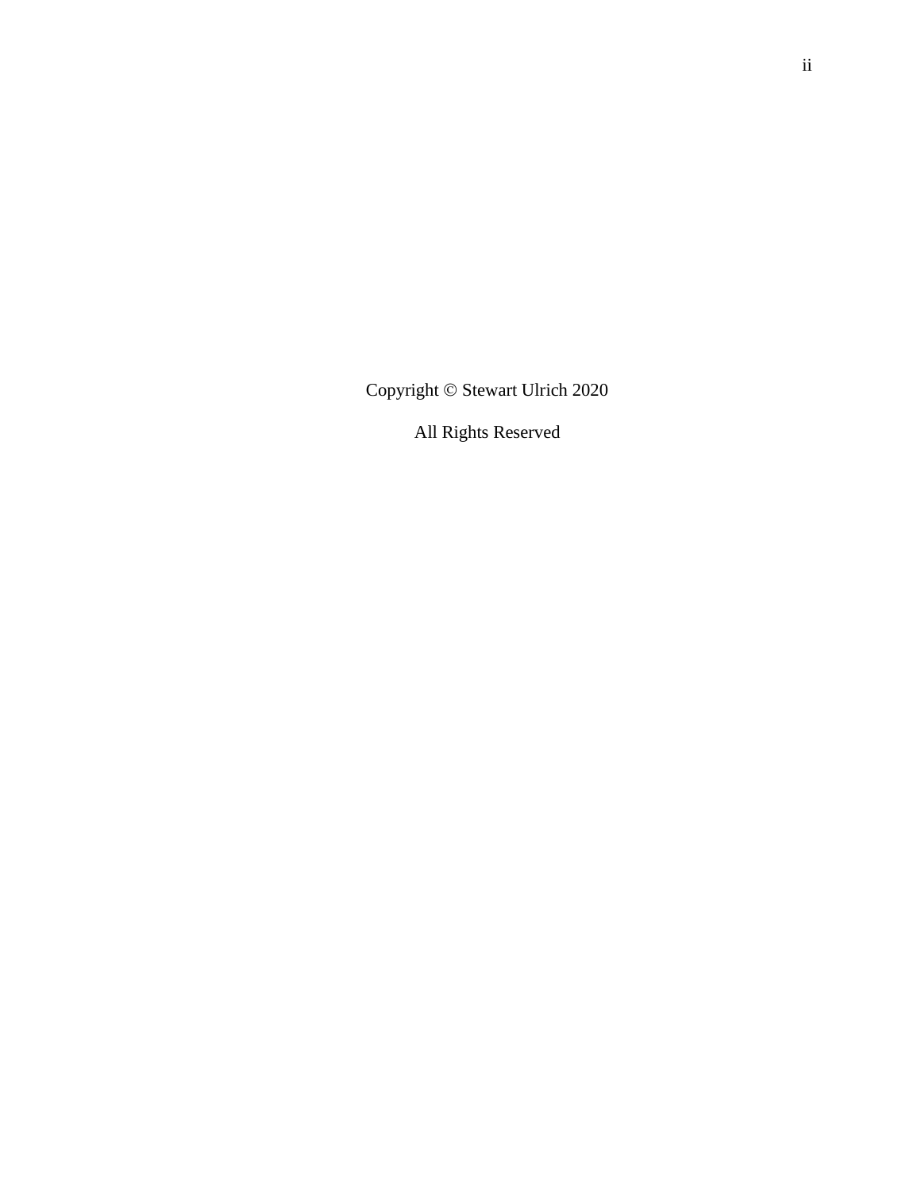Copyright © Stewart Ulrich 2020

All Rights Reserved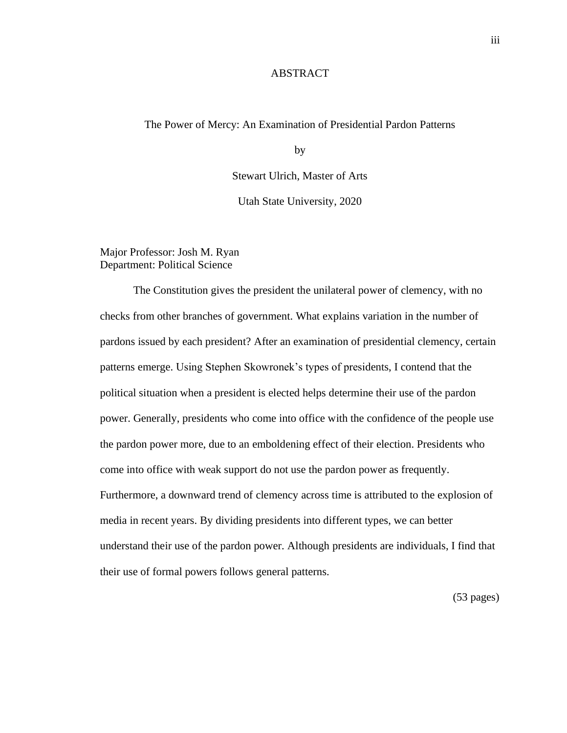# ABSTRACT

The Power of Mercy: An Examination of Presidential Pardon Patterns

by

Stewart Ulrich, Master of Arts

Utah State University, 2020

Major Professor: Josh M. Ryan
Department: Political Science

The Constitution gives the president the unilateral power of clemency, with no checks from other branches of government. What explains variation in the number of pardons issued by each president? After an examination of presidential clemency, certain patterns emerge. Using Stephen Skowronek's types of presidents, I contend that the political situation when a president is elected helps determine their use of the pardon power. Generally, presidents who come into office with the confidence of the people use the pardon power more, due to an emboldening effect of their election. Presidents who come into office with weak support do not use the pardon power as frequently. Furthermore, a downward trend of clemency across time is attributed to the explosion of media in recent years. By dividing presidents into different types, we can better understand their use of the pardon power. Although presidents are individuals, I find that their use of formal powers follows general patterns.

(53 pages)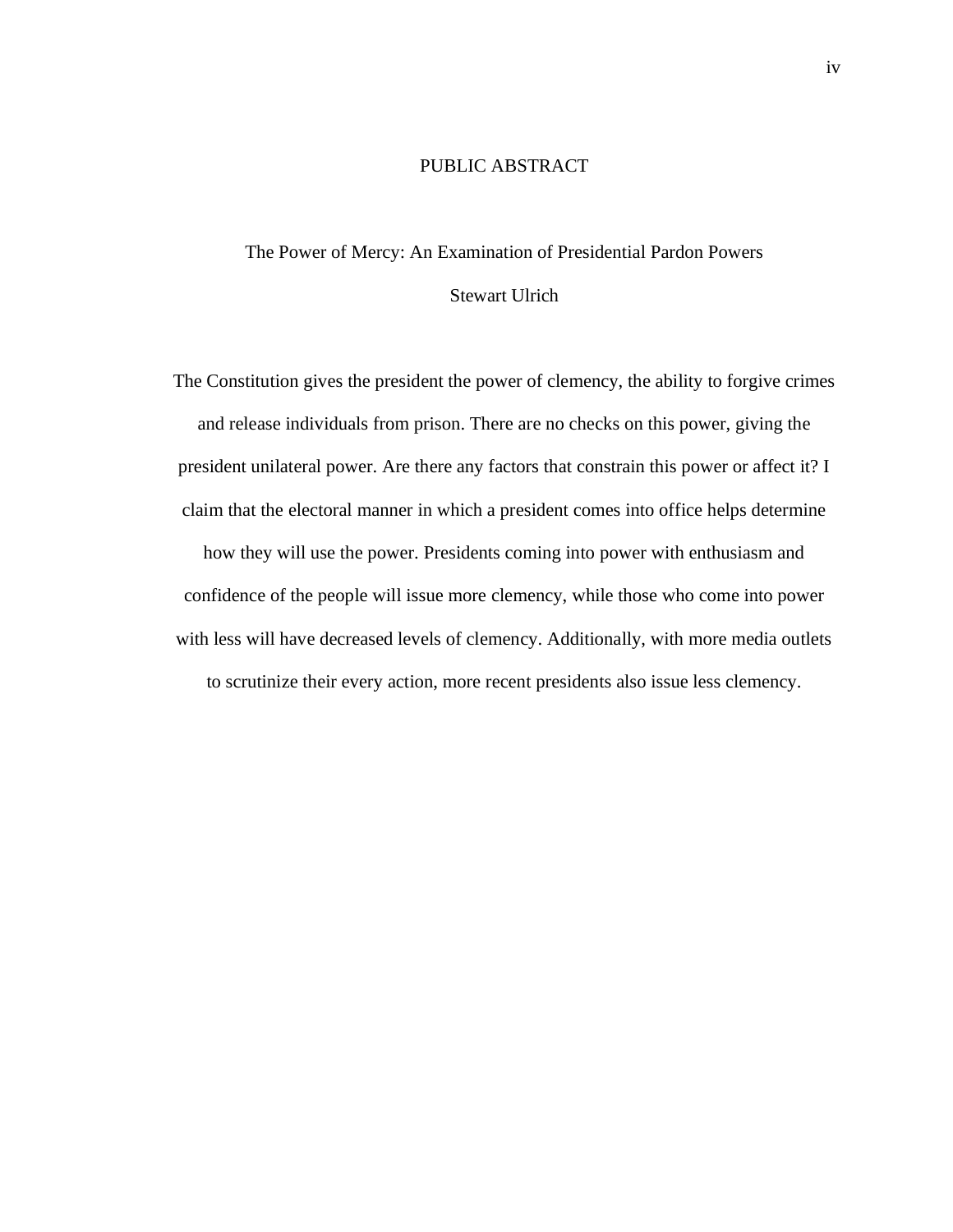# PUBLIC ABSTRACT

The Power of Mercy: An Examination of Presidential Pardon Powers

Stewart Ulrich

The Constitution gives the president the power of clemency, the ability to forgive crimes and release individuals from prison. There are no checks on this power, giving the president unilateral power. Are there any factors that constrain this power or affect it? I claim that the electoral manner in which a president comes into office helps determine how they will use the power. Presidents coming into power with enthusiasm and confidence of the people will issue more clemency, while those who come into power with less will have decreased levels of clemency. Additionally, with more media outlets to scrutinize their every action, more recent presidents also issue less clemency.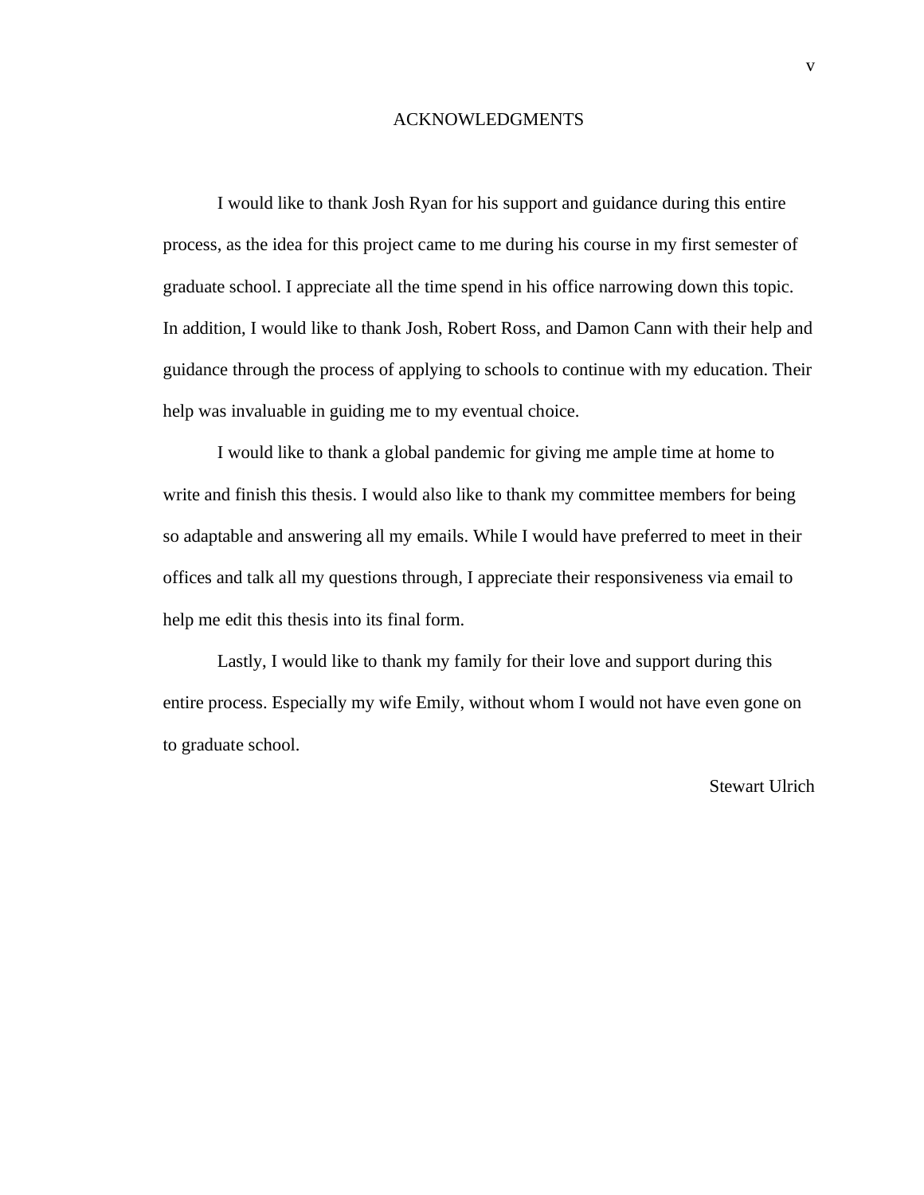# ACKNOWLEDGMENTS

I would like to thank Josh Ryan for his support and guidance during this entire process, as the idea for this project came to me during his course in my first semester of graduate school. I appreciate all the time spend in his office narrowing down this topic. In addition, I would like to thank Josh, Robert Ross, and Damon Cann with their help and guidance through the process of applying to schools to continue with my education. Their help was invaluable in guiding me to my eventual choice.

I would like to thank a global pandemic for giving me ample time at home to write and finish this thesis. I would also like to thank my committee members for being so adaptable and answering all my emails. While I would have preferred to meet in their offices and talk all my questions through, I appreciate their responsiveness via email to help me edit this thesis into its final form.

Lastly, I would like to thank my family for their love and support during this entire process. Especially my wife Emily, without whom I would not have even gone on to graduate school.

Stewart Ulrich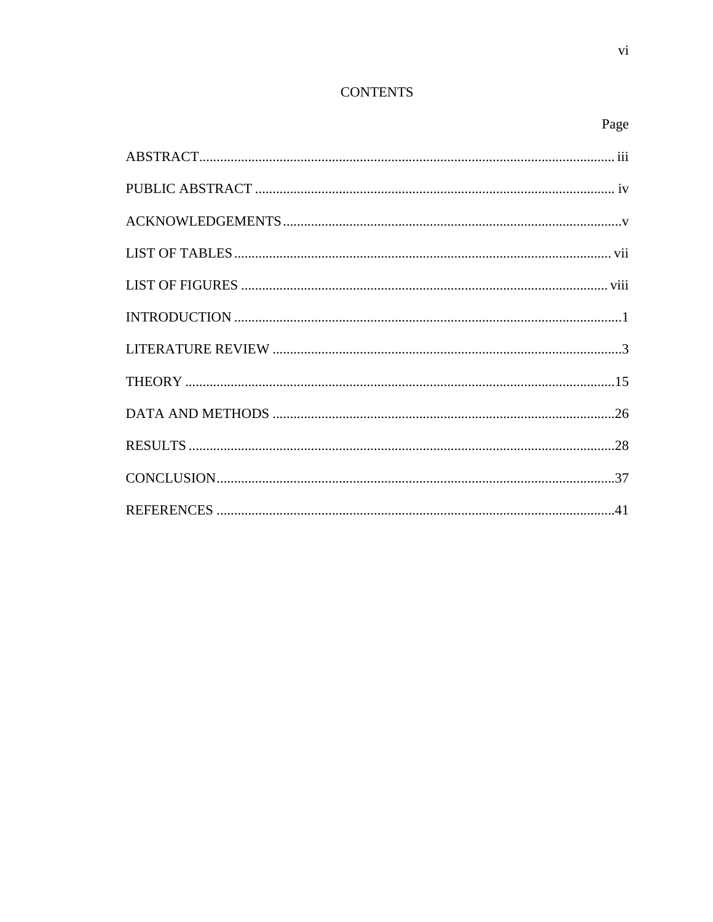# CONTENTS

| | Page |
|---|---|
| ABSTRACT | iii |
| PUBLIC ABSTRACT | iv |
| ACKNOWLEDGEMENTS | v |
| LIST OF TABLES | vii |
| LIST OF FIGURES | viii |
| INTRODUCTION | 1 |
| LITERATURE REVIEW | 3 |
| THEORY | 15 |
| DATA AND METHODS | 26 |
| RESULTS | 28 |
| CONCLUSION | 37 |
| REFERENCES | 41 |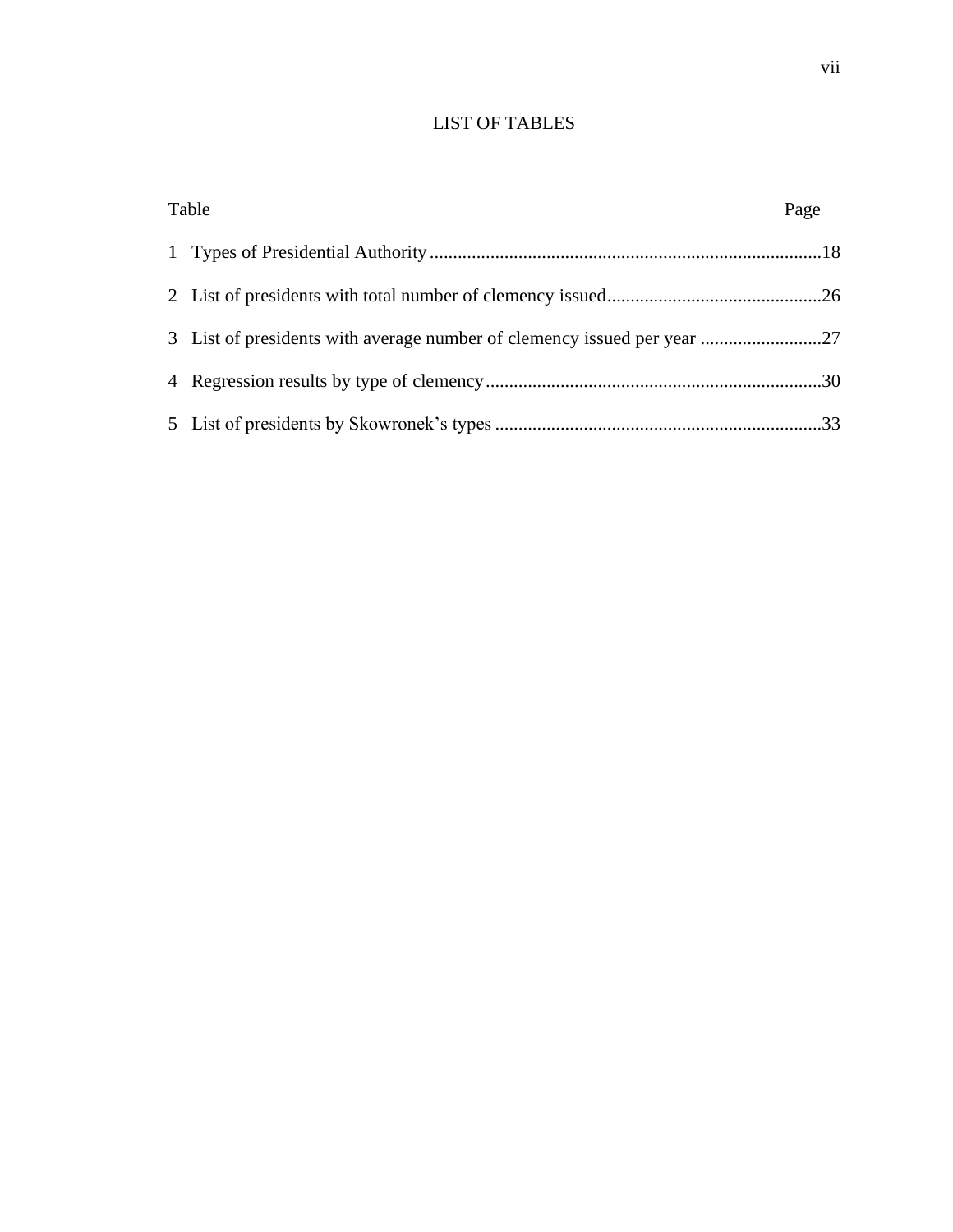# LIST OF TABLES

| Table | | Page |
|---|---|---|
| 1 | Types of Presidential Authority | 18 |
| 2 | List of presidents with total number of clemency issued | 26 |
| 3 | List of presidents with average number of clemency issued per year | 27 |
| 4 | Regression results by type of clemency | 30 |
| 5 | List of presidents by Skowronek's types | 33 |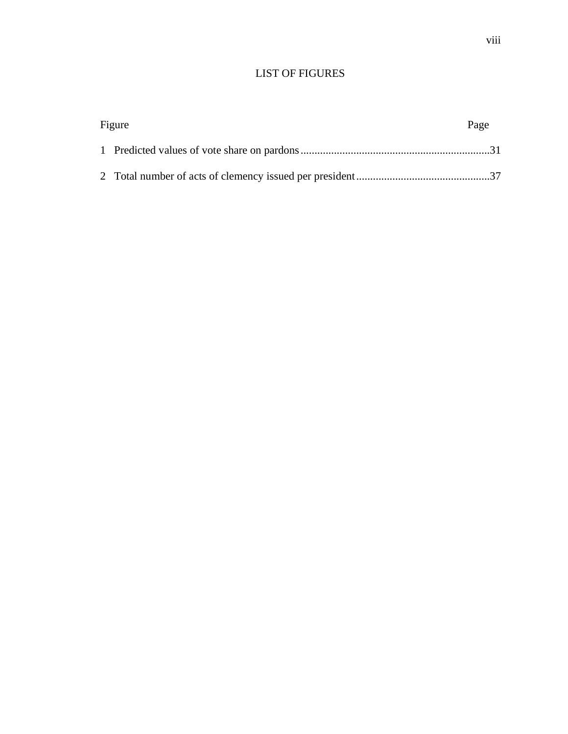# LIST OF FIGURES

| Figure | | Page |
| --- | --- | --- |
| 1 | Predicted values of vote share on pardons | 31 |
| 2 | Total number of acts of clemency issued per president | 37 |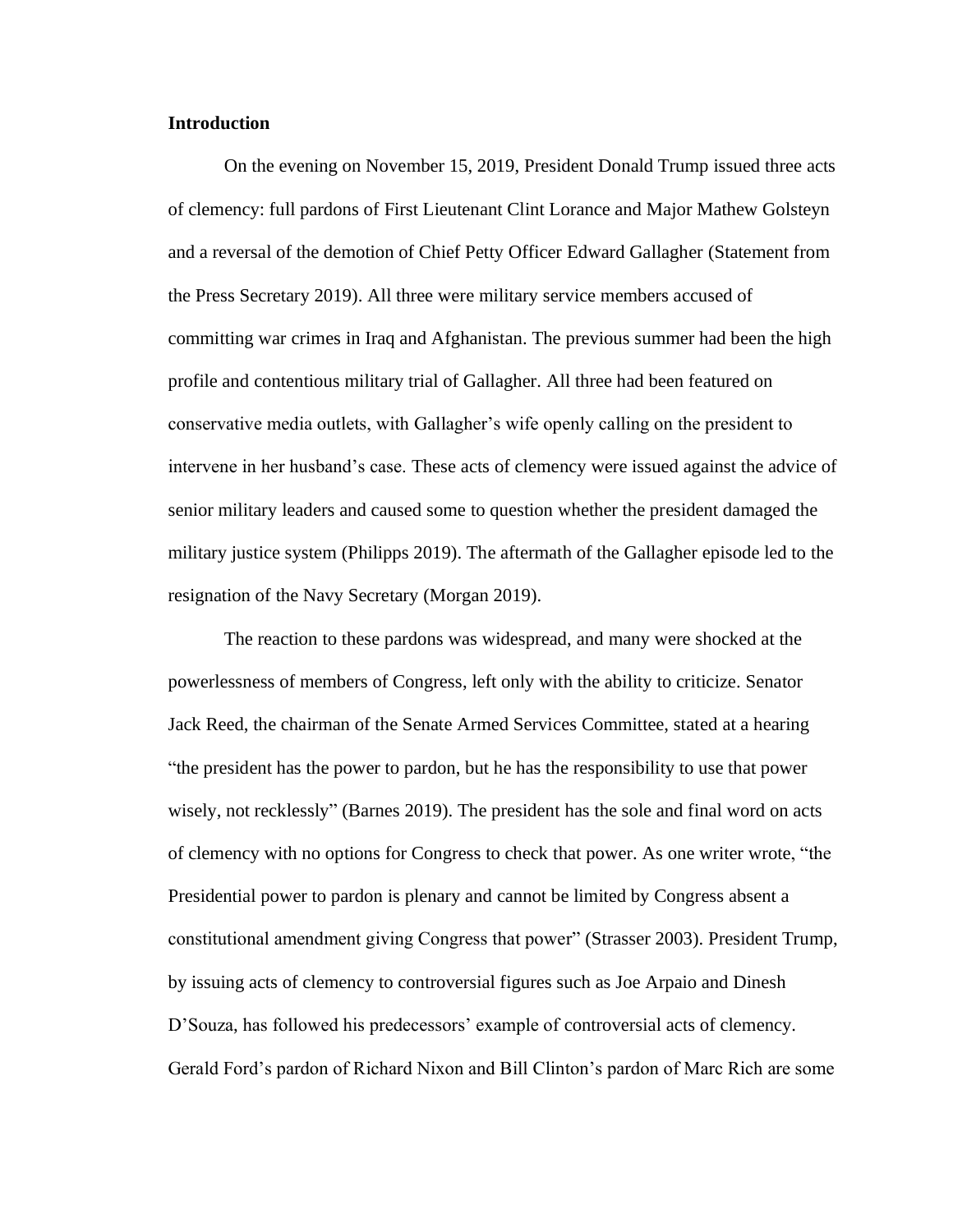**Introduction**

On the evening on November 15, 2019, President Donald Trump issued three acts of clemency: full pardons of First Lieutenant Clint Lorance and Major Mathew Golsteyn and a reversal of the demotion of Chief Petty Officer Edward Gallagher (Statement from the Press Secretary 2019). All three were military service members accused of committing war crimes in Iraq and Afghanistan. The previous summer had been the high profile and contentious military trial of Gallagher. All three had been featured on conservative media outlets, with Gallagher's wife openly calling on the president to intervene in her husband's case. These acts of clemency were issued against the advice of senior military leaders and caused some to question whether the president damaged the military justice system (Philipps 2019). The aftermath of the Gallagher episode led to the resignation of the Navy Secretary (Morgan 2019).

The reaction to these pardons was widespread, and many were shocked at the powerlessness of members of Congress, left only with the ability to criticize. Senator Jack Reed, the chairman of the Senate Armed Services Committee, stated at a hearing "the president has the power to pardon, but he has the responsibility to use that power wisely, not recklessly" (Barnes 2019). The president has the sole and final word on acts of clemency with no options for Congress to check that power. As one writer wrote, "the Presidential power to pardon is plenary and cannot be limited by Congress absent a constitutional amendment giving Congress that power" (Strasser 2003). President Trump, by issuing acts of clemency to controversial figures such as Joe Arpaio and Dinesh D'Souza, has followed his predecessors' example of controversial acts of clemency. Gerald Ford's pardon of Richard Nixon and Bill Clinton's pardon of Marc Rich are some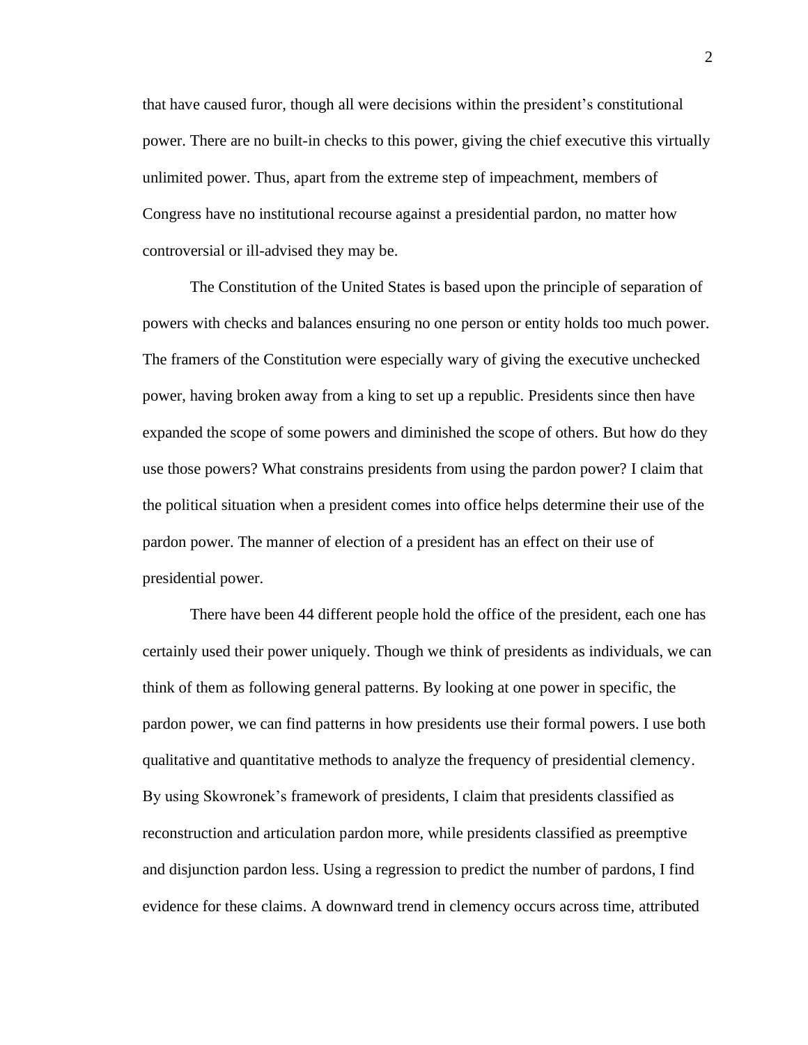that have caused furor, though all were decisions within the president's constitutional power. There are no built-in checks to this power, giving the chief executive this virtually unlimited power. Thus, apart from the extreme step of impeachment, members of Congress have no institutional recourse against a presidential pardon, no matter how controversial or ill-advised they may be.

The Constitution of the United States is based upon the principle of separation of powers with checks and balances ensuring no one person or entity holds too much power. The framers of the Constitution were especially wary of giving the executive unchecked power, having broken away from a king to set up a republic. Presidents since then have expanded the scope of some powers and diminished the scope of others. But how do they use those powers? What constrains presidents from using the pardon power? I claim that the political situation when a president comes into office helps determine their use of the pardon power. The manner of election of a president has an effect on their use of presidential power.

There have been 44 different people hold the office of the president, each one has certainly used their power uniquely. Though we think of presidents as individuals, we can think of them as following general patterns. By looking at one power in specific, the pardon power, we can find patterns in how presidents use their formal powers. I use both qualitative and quantitative methods to analyze the frequency of presidential clemency. By using Skowronek's framework of presidents, I claim that presidents classified as reconstruction and articulation pardon more, while presidents classified as preemptive and disjunction pardon less. Using a regression to predict the number of pardons, I find evidence for these claims. A downward trend in clemency occurs across time, attributed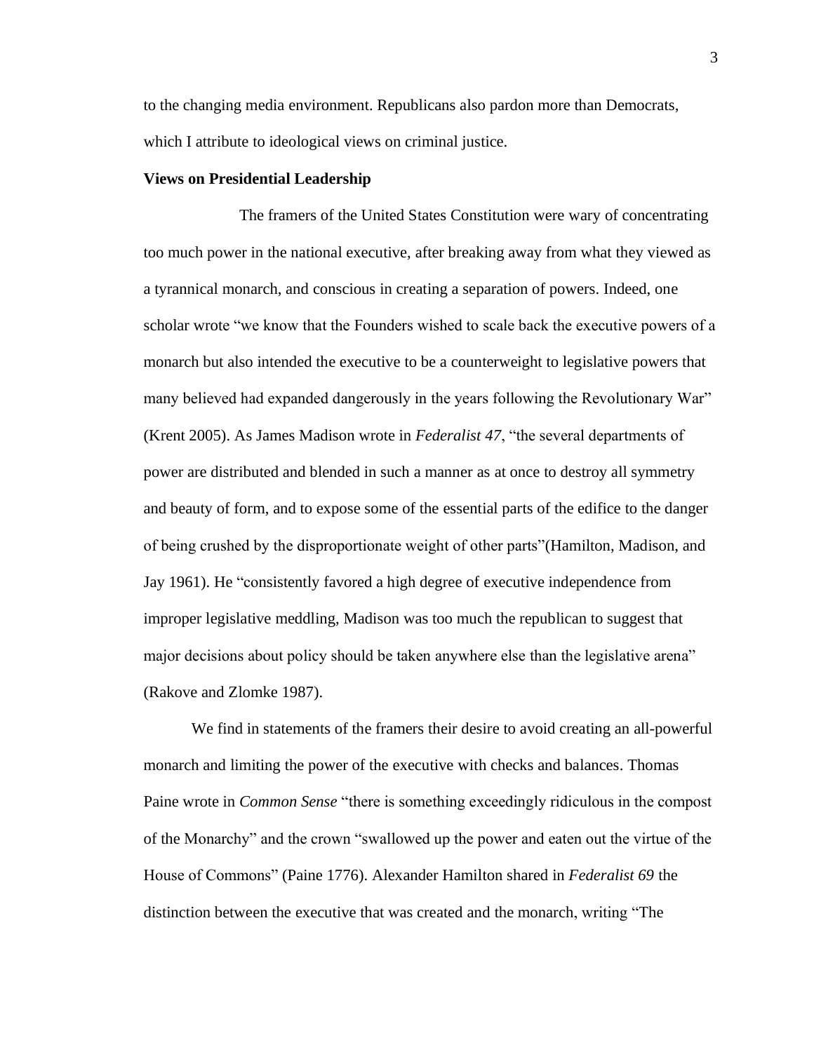to the changing media environment. Republicans also pardon more than Democrats, which I attribute to ideological views on criminal justice.

**Views on Presidential Leadership**

The framers of the United States Constitution were wary of concentrating too much power in the national executive, after breaking away from what they viewed as a tyrannical monarch, and conscious in creating a separation of powers. Indeed, one scholar wrote "we know that the Founders wished to scale back the executive powers of a monarch but also intended the executive to be a counterweight to legislative powers that many believed had expanded dangerously in the years following the Revolutionary War" (Krent 2005). As James Madison wrote in *Federalist 47*, "the several departments of power are distributed and blended in such a manner as at once to destroy all symmetry and beauty of form, and to expose some of the essential parts of the edifice to the danger of being crushed by the disproportionate weight of other parts"(Hamilton, Madison, and Jay 1961). He "consistently favored a high degree of executive independence from improper legislative meddling, Madison was too much the republican to suggest that major decisions about policy should be taken anywhere else than the legislative arena" (Rakove and Zlomke 1987).

We find in statements of the framers their desire to avoid creating an all-powerful monarch and limiting the power of the executive with checks and balances. Thomas Paine wrote in *Common Sense* "there is something exceedingly ridiculous in the compost of the Monarchy" and the crown "swallowed up the power and eaten out the virtue of the House of Commons" (Paine 1776). Alexander Hamilton shared in *Federalist 69* the distinction between the executive that was created and the monarch, writing "The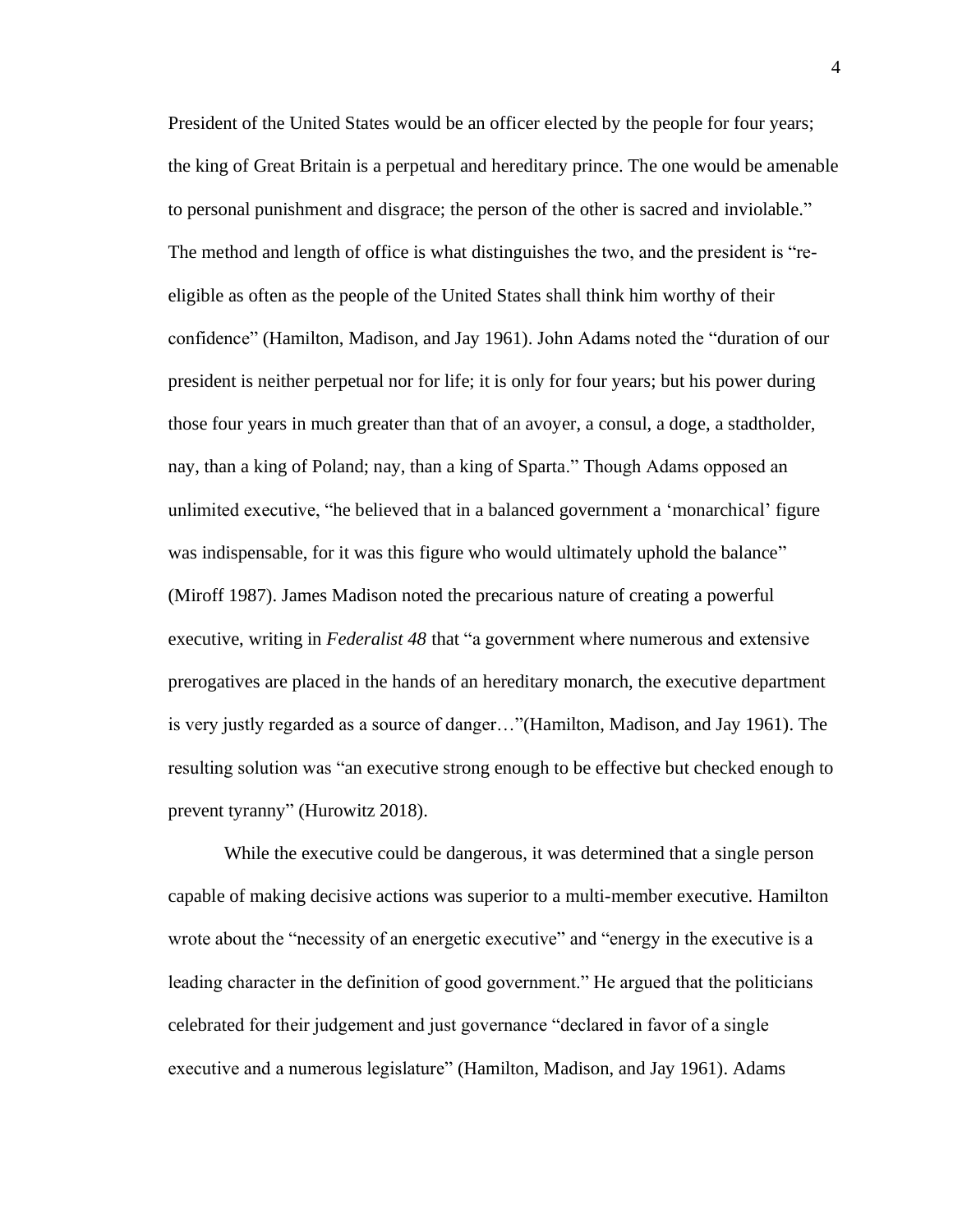President of the United States would be an officer elected by the people for four years; the king of Great Britain is a perpetual and hereditary prince. The one would be amenable to personal punishment and disgrace; the person of the other is sacred and inviolable." The method and length of office is what distinguishes the two, and the president is "re-eligible as often as the people of the United States shall think him worthy of their confidence" (Hamilton, Madison, and Jay 1961). John Adams noted the "duration of our president is neither perpetual nor for life; it is only for four years; but his power during those four years in much greater than that of an avoyer, a consul, a doge, a stadtholder, nay, than a king of Poland; nay, than a king of Sparta." Though Adams opposed an unlimited executive, "he believed that in a balanced government a 'monarchical' figure was indispensable, for it was this figure who would ultimately uphold the balance" (Miroff 1987). James Madison noted the precarious nature of creating a powerful executive, writing in *Federalist 48* that "a government where numerous and extensive prerogatives are placed in the hands of an hereditary monarch, the executive department is very justly regarded as a source of danger…"(Hamilton, Madison, and Jay 1961). The resulting solution was "an executive strong enough to be effective but checked enough to prevent tyranny" (Hurowitz 2018).

While the executive could be dangerous, it was determined that a single person capable of making decisive actions was superior to a multi-member executive. Hamilton wrote about the "necessity of an energetic executive" and "energy in the executive is a leading character in the definition of good government." He argued that the politicians celebrated for their judgement and just governance "declared in favor of a single executive and a numerous legislature" (Hamilton, Madison, and Jay 1961). Adams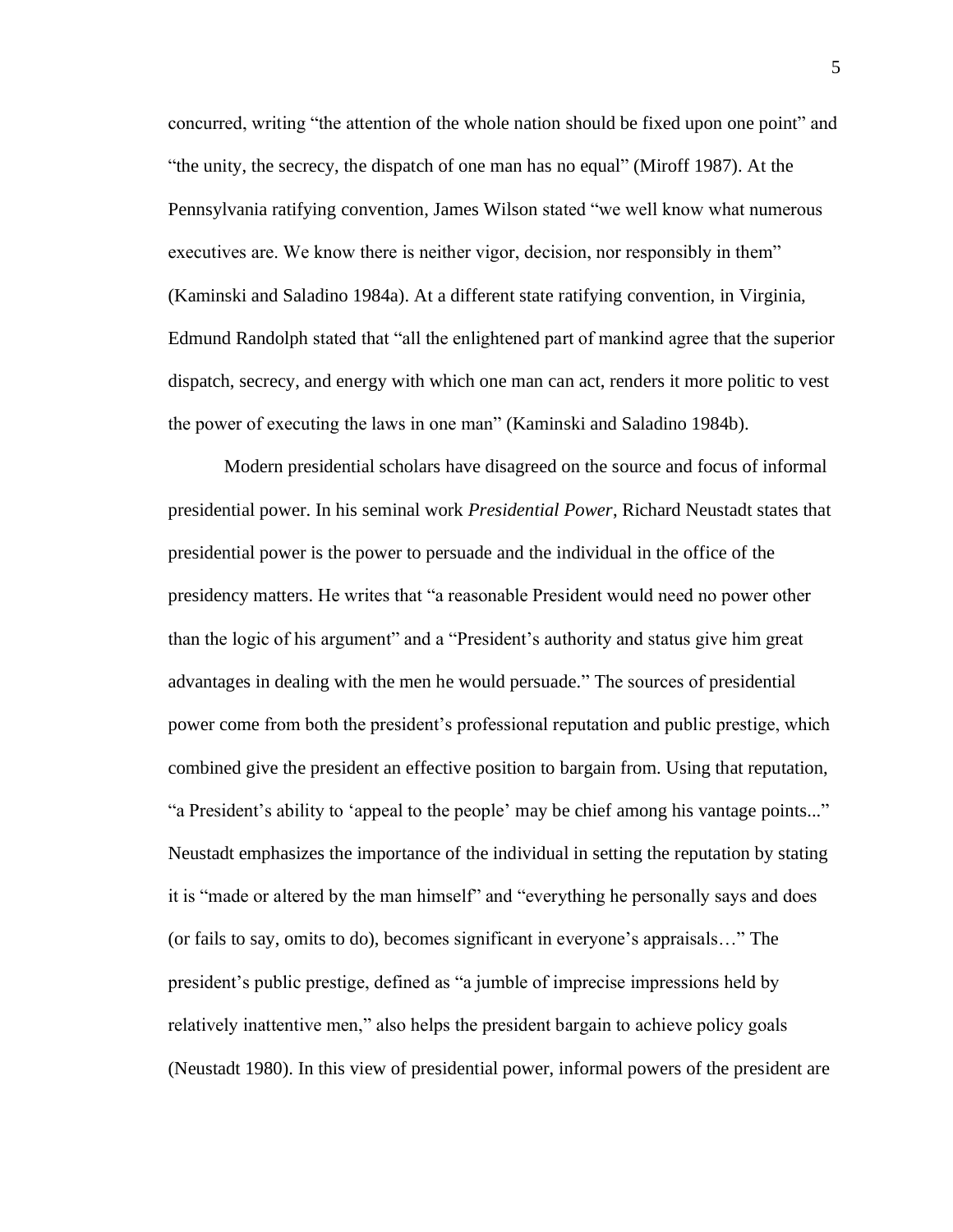concurred, writing "the attention of the whole nation should be fixed upon one point" and "the unity, the secrecy, the dispatch of one man has no equal" (Miroff 1987). At the Pennsylvania ratifying convention, James Wilson stated "we well know what numerous executives are. We know there is neither vigor, decision, nor responsibly in them" (Kaminski and Saladino 1984a). At a different state ratifying convention, in Virginia, Edmund Randolph stated that "all the enlightened part of mankind agree that the superior dispatch, secrecy, and energy with which one man can act, renders it more politic to vest the power of executing the laws in one man" (Kaminski and Saladino 1984b).

Modern presidential scholars have disagreed on the source and focus of informal presidential power. In his seminal work *Presidential Power*, Richard Neustadt states that presidential power is the power to persuade and the individual in the office of the presidency matters. He writes that "a reasonable President would need no power other than the logic of his argument" and a "President's authority and status give him great advantages in dealing with the men he would persuade." The sources of presidential power come from both the president's professional reputation and public prestige, which combined give the president an effective position to bargain from. Using that reputation, "a President's ability to 'appeal to the people' may be chief among his vantage points..." Neustadt emphasizes the importance of the individual in setting the reputation by stating it is "made or altered by the man himself" and "everything he personally says and does (or fails to say, omits to do), becomes significant in everyone's appraisals…" The president's public prestige, defined as "a jumble of imprecise impressions held by relatively inattentive men," also helps the president bargain to achieve policy goals (Neustadt 1980). In this view of presidential power, informal powers of the president are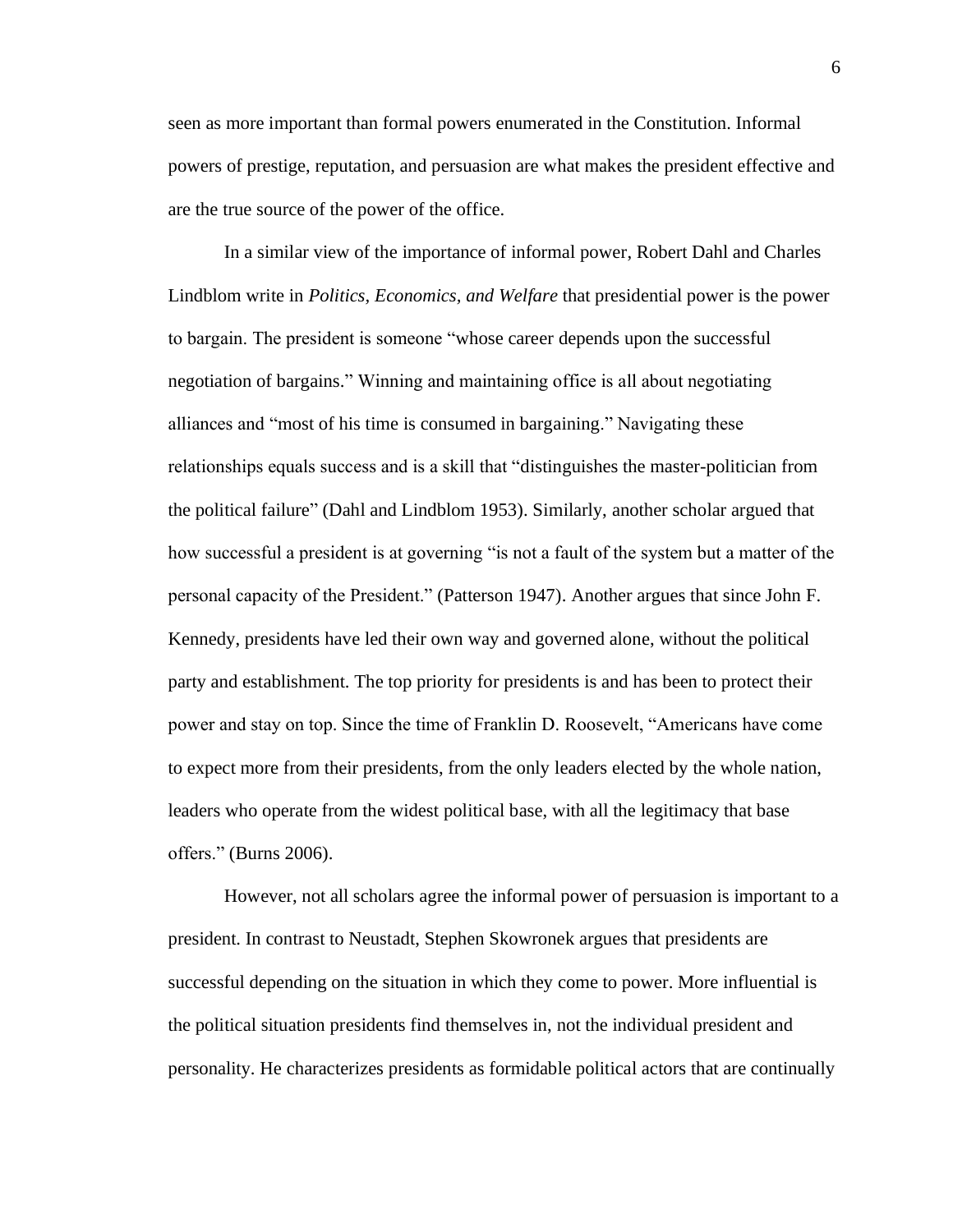seen as more important than formal powers enumerated in the Constitution. Informal powers of prestige, reputation, and persuasion are what makes the president effective and are the true source of the power of the office.

In a similar view of the importance of informal power, Robert Dahl and Charles Lindblom write in *Politics, Economics, and Welfare* that presidential power is the power to bargain. The president is someone "whose career depends upon the successful negotiation of bargains." Winning and maintaining office is all about negotiating alliances and "most of his time is consumed in bargaining." Navigating these relationships equals success and is a skill that "distinguishes the master-politician from the political failure" (Dahl and Lindblom 1953). Similarly, another scholar argued that how successful a president is at governing "is not a fault of the system but a matter of the personal capacity of the President." (Patterson 1947). Another argues that since John F. Kennedy, presidents have led their own way and governed alone, without the political party and establishment. The top priority for presidents is and has been to protect their power and stay on top. Since the time of Franklin D. Roosevelt, "Americans have come to expect more from their presidents, from the only leaders elected by the whole nation, leaders who operate from the widest political base, with all the legitimacy that base offers." (Burns 2006).

However, not all scholars agree the informal power of persuasion is important to a president. In contrast to Neustadt, Stephen Skowronek argues that presidents are successful depending on the situation in which they come to power. More influential is the political situation presidents find themselves in, not the individual president and personality. He characterizes presidents as formidable political actors that are continually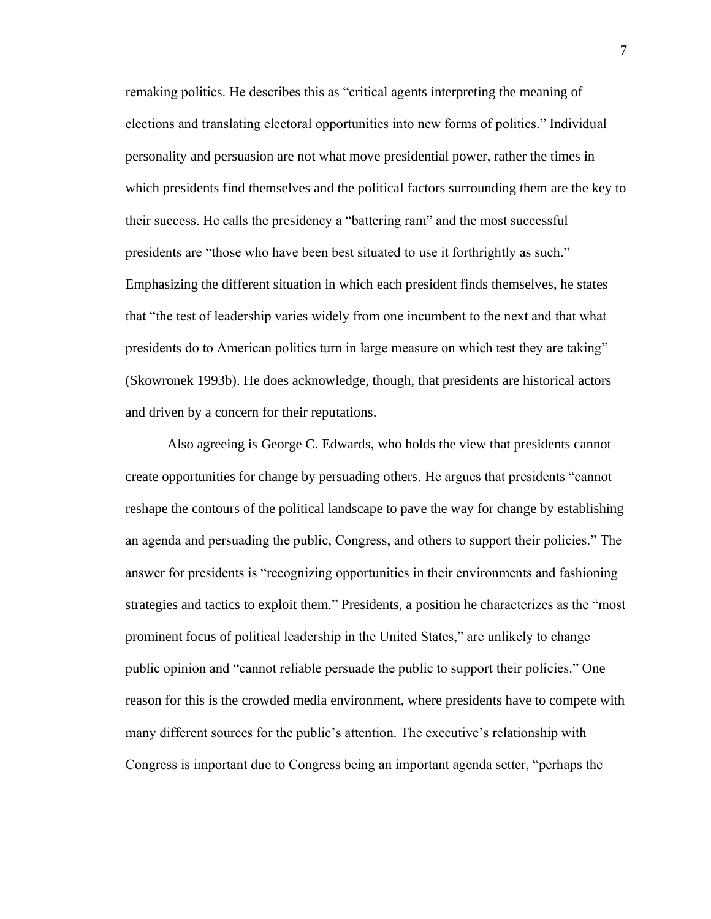remaking politics. He describes this as "critical agents interpreting the meaning of elections and translating electoral opportunities into new forms of politics." Individual personality and persuasion are not what move presidential power, rather the times in which presidents find themselves and the political factors surrounding them are the key to their success. He calls the presidency a "battering ram" and the most successful presidents are "those who have been best situated to use it forthrightly as such." Emphasizing the different situation in which each president finds themselves, he states that "the test of leadership varies widely from one incumbent to the next and that what presidents do to American politics turn in large measure on which test they are taking" (Skowronek 1993b). He does acknowledge, though, that presidents are historical actors and driven by a concern for their reputations.

Also agreeing is George C. Edwards, who holds the view that presidents cannot create opportunities for change by persuading others. He argues that presidents "cannot reshape the contours of the political landscape to pave the way for change by establishing an agenda and persuading the public, Congress, and others to support their policies." The answer for presidents is "recognizing opportunities in their environments and fashioning strategies and tactics to exploit them." Presidents, a position he characterizes as the "most prominent focus of political leadership in the United States," are unlikely to change public opinion and "cannot reliable persuade the public to support their policies." One reason for this is the crowded media environment, where presidents have to compete with many different sources for the public's attention. The executive's relationship with Congress is important due to Congress being an important agenda setter, "perhaps the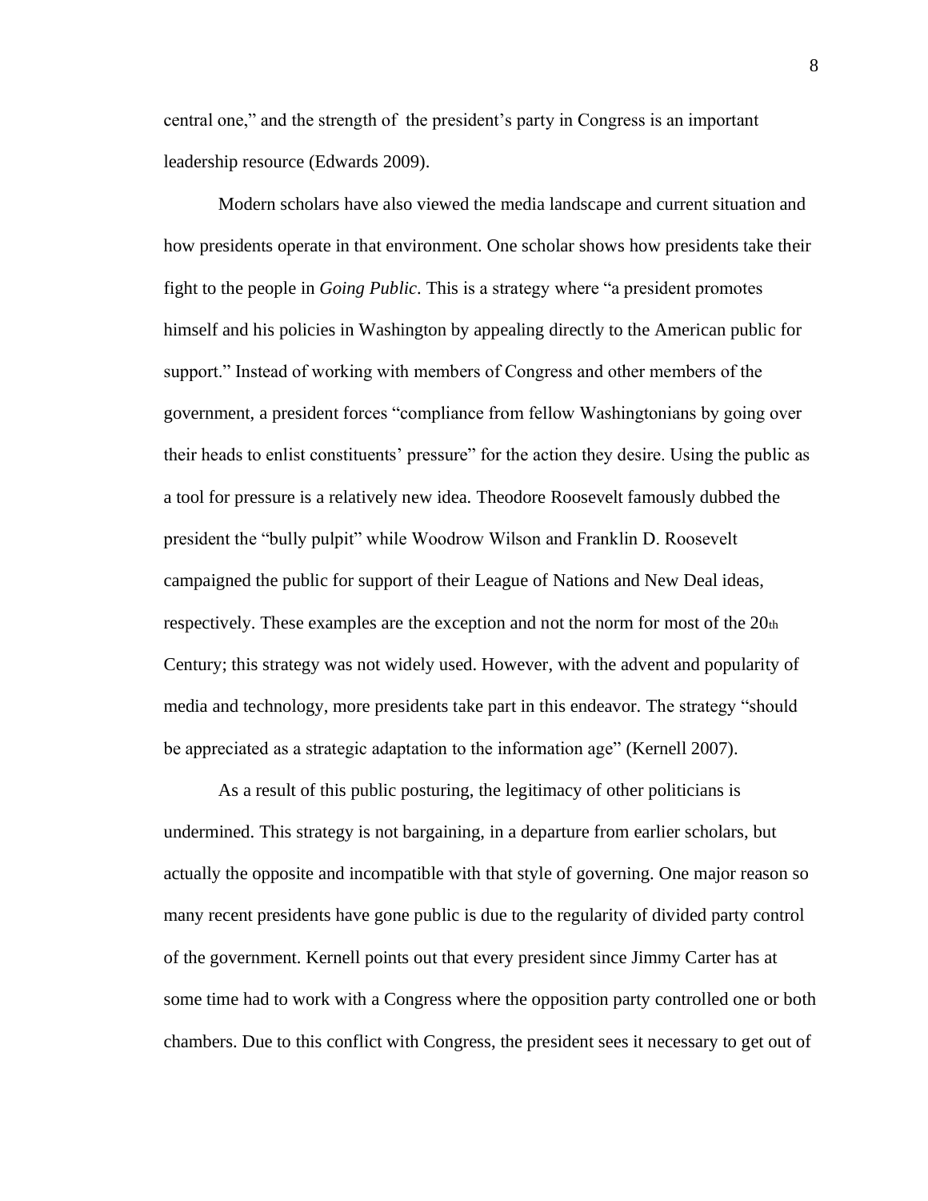central one," and the strength of the president's party in Congress is an important leadership resource (Edwards 2009).

Modern scholars have also viewed the media landscape and current situation and how presidents operate in that environment. One scholar shows how presidents take their fight to the people in *Going Public*. This is a strategy where "a president promotes himself and his policies in Washington by appealing directly to the American public for support." Instead of working with members of Congress and other members of the government, a president forces "compliance from fellow Washingtonians by going over their heads to enlist constituents' pressure" for the action they desire. Using the public as a tool for pressure is a relatively new idea. Theodore Roosevelt famously dubbed the president the "bully pulpit" while Woodrow Wilson and Franklin D. Roosevelt campaigned the public for support of their League of Nations and New Deal ideas, respectively. These examples are the exception and not the norm for most of the 20th Century; this strategy was not widely used. However, with the advent and popularity of media and technology, more presidents take part in this endeavor. The strategy "should be appreciated as a strategic adaptation to the information age" (Kernell 2007).

As a result of this public posturing, the legitimacy of other politicians is undermined. This strategy is not bargaining, in a departure from earlier scholars, but actually the opposite and incompatible with that style of governing. One major reason so many recent presidents have gone public is due to the regularity of divided party control of the government. Kernell points out that every president since Jimmy Carter has at some time had to work with a Congress where the opposition party controlled one or both chambers. Due to this conflict with Congress, the president sees it necessary to get out of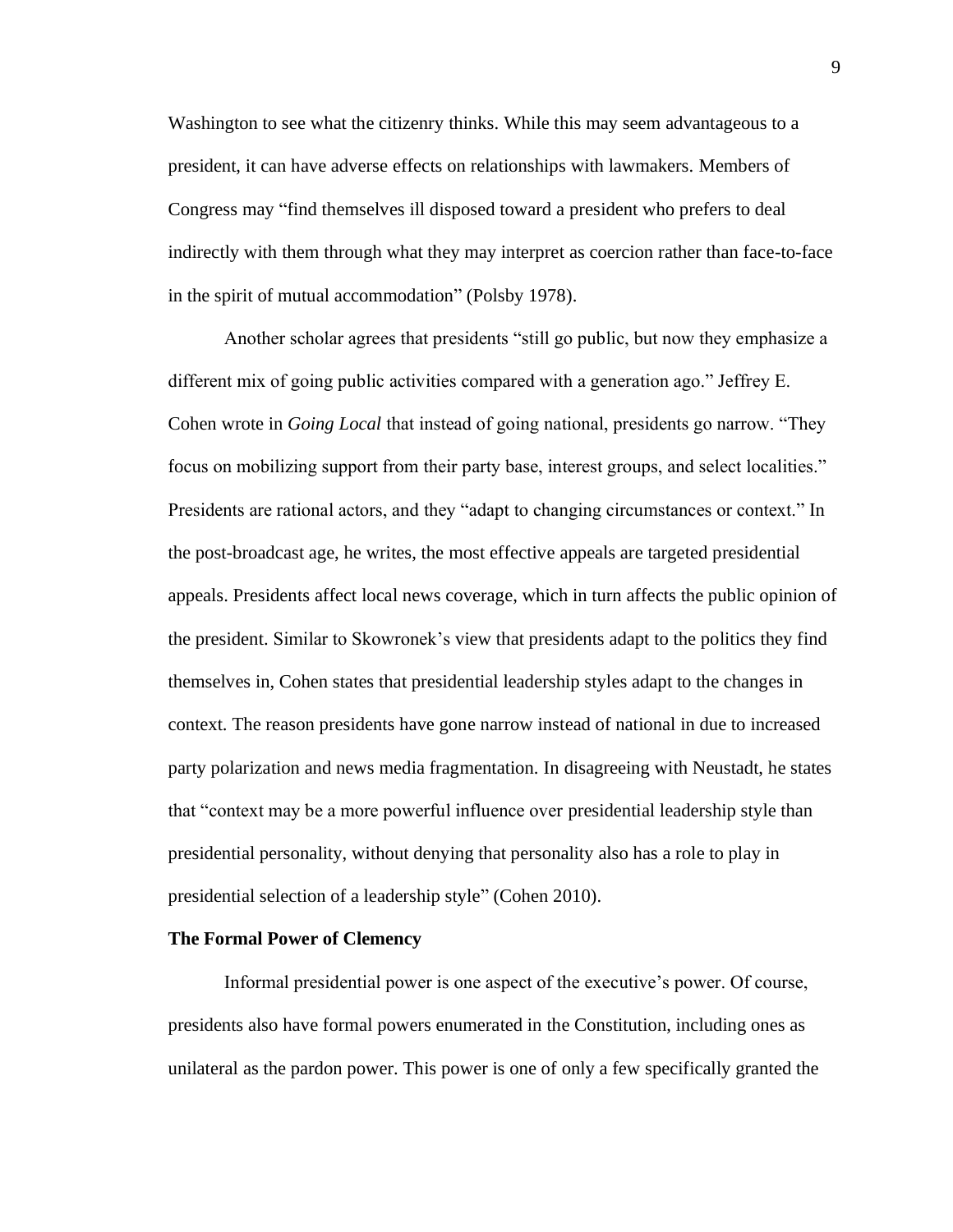Washington to see what the citizenry thinks. While this may seem advantageous to a president, it can have adverse effects on relationships with lawmakers. Members of Congress may "find themselves ill disposed toward a president who prefers to deal indirectly with them through what they may interpret as coercion rather than face-to-face in the spirit of mutual accommodation" (Polsby 1978).

Another scholar agrees that presidents "still go public, but now they emphasize a different mix of going public activities compared with a generation ago." Jeffrey E. Cohen wrote in *Going Local* that instead of going national, presidents go narrow. "They focus on mobilizing support from their party base, interest groups, and select localities." Presidents are rational actors, and they "adapt to changing circumstances or context." In the post-broadcast age, he writes, the most effective appeals are targeted presidential appeals. Presidents affect local news coverage, which in turn affects the public opinion of the president. Similar to Skowronek's view that presidents adapt to the politics they find themselves in, Cohen states that presidential leadership styles adapt to the changes in context. The reason presidents have gone narrow instead of national in due to increased party polarization and news media fragmentation. In disagreeing with Neustadt, he states that "context may be a more powerful influence over presidential leadership style than presidential personality, without denying that personality also has a role to play in presidential selection of a leadership style" (Cohen 2010).

**The Formal Power of Clemency**

Informal presidential power is one aspect of the executive's power. Of course, presidents also have formal powers enumerated in the Constitution, including ones as unilateral as the pardon power. This power is one of only a few specifically granted the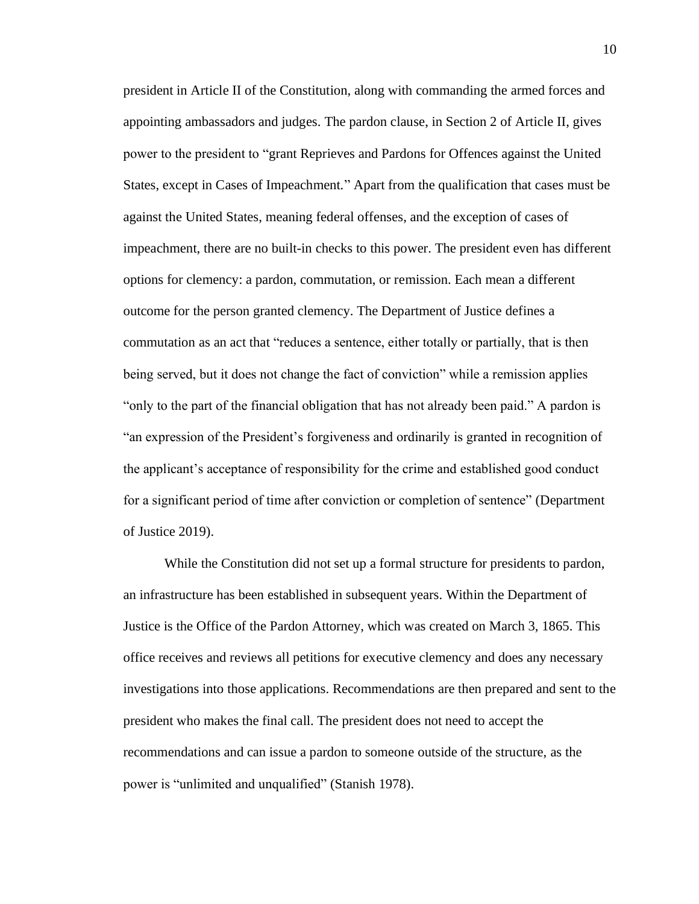president in Article II of the Constitution, along with commanding the armed forces and appointing ambassadors and judges. The pardon clause, in Section 2 of Article II, gives power to the president to "grant Reprieves and Pardons for Offences against the United States, except in Cases of Impeachment." Apart from the qualification that cases must be against the United States, meaning federal offenses, and the exception of cases of impeachment, there are no built-in checks to this power. The president even has different options for clemency: a pardon, commutation, or remission. Each mean a different outcome for the person granted clemency. The Department of Justice defines a commutation as an act that "reduces a sentence, either totally or partially, that is then being served, but it does not change the fact of conviction" while a remission applies "only to the part of the financial obligation that has not already been paid." A pardon is "an expression of the President's forgiveness and ordinarily is granted in recognition of the applicant's acceptance of responsibility for the crime and established good conduct for a significant period of time after conviction or completion of sentence" (Department of Justice 2019).

While the Constitution did not set up a formal structure for presidents to pardon, an infrastructure has been established in subsequent years. Within the Department of Justice is the Office of the Pardon Attorney, which was created on March 3, 1865. This office receives and reviews all petitions for executive clemency and does any necessary investigations into those applications. Recommendations are then prepared and sent to the president who makes the final call. The president does not need to accept the recommendations and can issue a pardon to someone outside of the structure, as the power is "unlimited and unqualified" (Stanish 1978).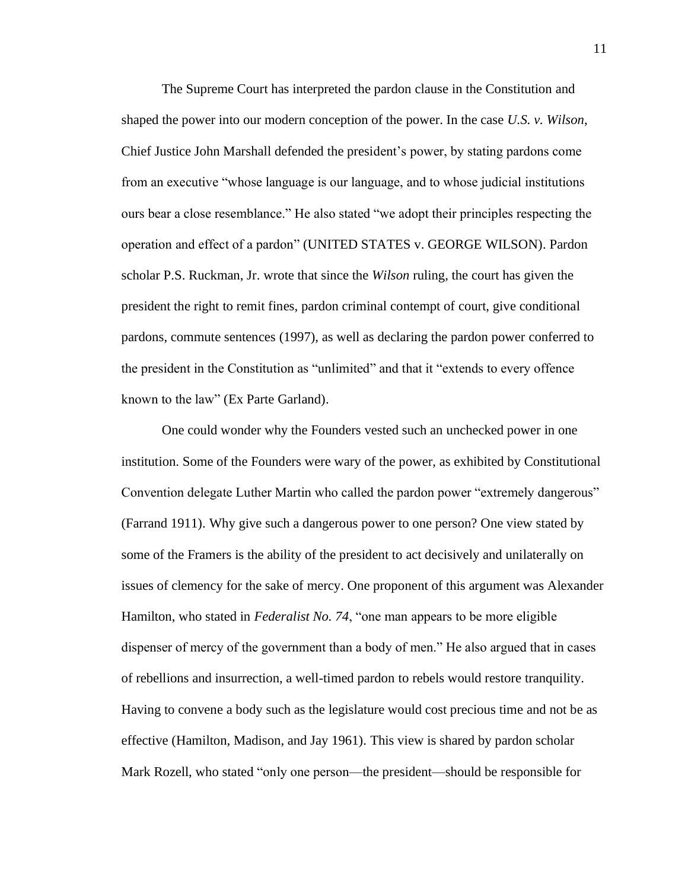The Supreme Court has interpreted the pardon clause in the Constitution and shaped the power into our modern conception of the power. In the case *U.S. v. Wilson*, Chief Justice John Marshall defended the president's power, by stating pardons come from an executive "whose language is our language, and to whose judicial institutions ours bear a close resemblance." He also stated "we adopt their principles respecting the operation and effect of a pardon" (UNITED STATES v. GEORGE WILSON). Pardon scholar P.S. Ruckman, Jr. wrote that since the *Wilson* ruling, the court has given the president the right to remit fines, pardon criminal contempt of court, give conditional pardons, commute sentences (1997), as well as declaring the pardon power conferred to the president in the Constitution as "unlimited" and that it "extends to every offence known to the law" (Ex Parte Garland).

One could wonder why the Founders vested such an unchecked power in one institution. Some of the Founders were wary of the power, as exhibited by Constitutional Convention delegate Luther Martin who called the pardon power "extremely dangerous" (Farrand 1911). Why give such a dangerous power to one person? One view stated by some of the Framers is the ability of the president to act decisively and unilaterally on issues of clemency for the sake of mercy. One proponent of this argument was Alexander Hamilton, who stated in *Federalist No. 74*, "one man appears to be more eligible dispenser of mercy of the government than a body of men." He also argued that in cases of rebellions and insurrection, a well-timed pardon to rebels would restore tranquility. Having to convene a body such as the legislature would cost precious time and not be as effective (Hamilton, Madison, and Jay 1961). This view is shared by pardon scholar Mark Rozell, who stated "only one person—the president—should be responsible for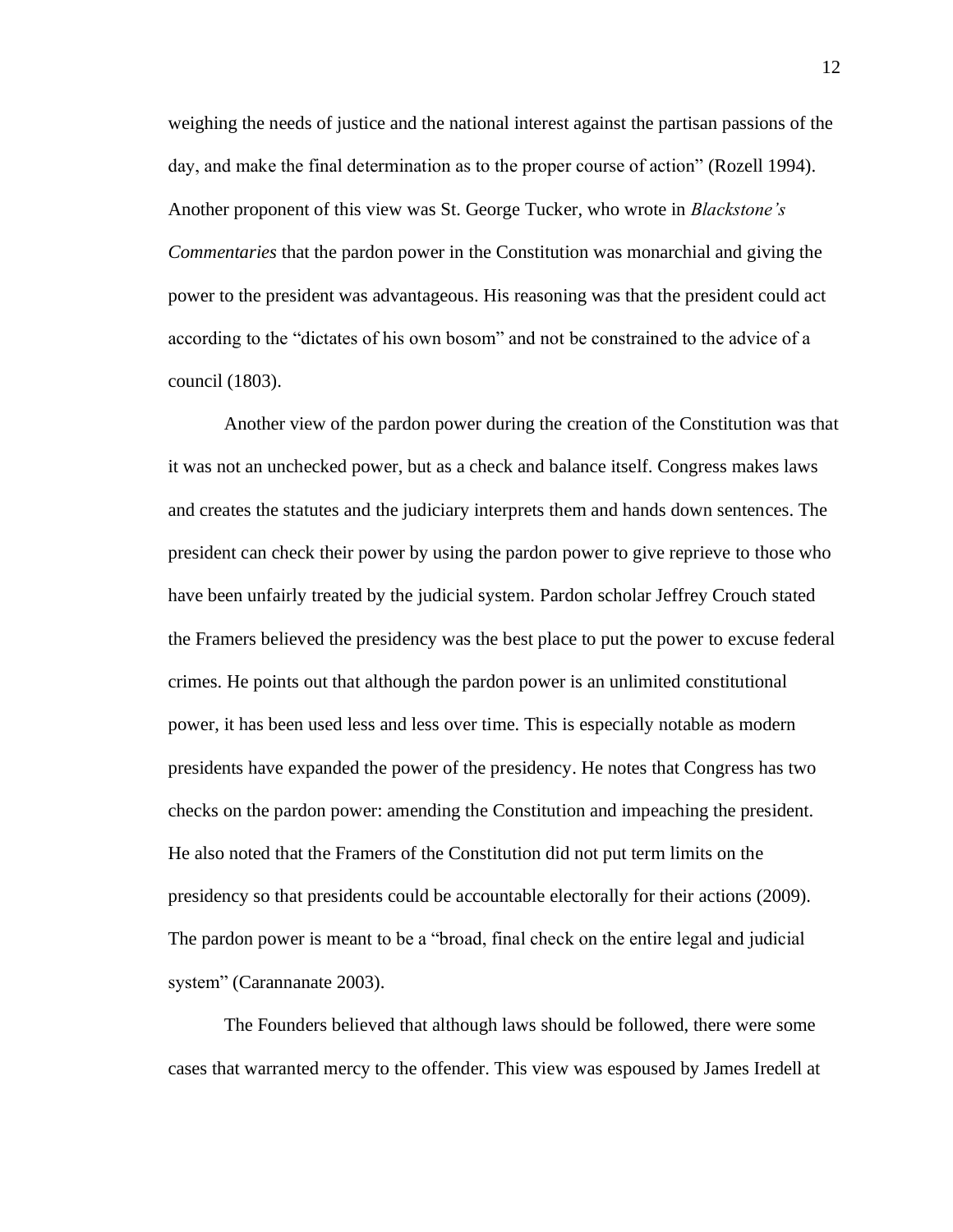weighing the needs of justice and the national interest against the partisan passions of the day, and make the final determination as to the proper course of action" (Rozell 1994). Another proponent of this view was St. George Tucker, who wrote in *Blackstone's Commentaries* that the pardon power in the Constitution was monarchial and giving the power to the president was advantageous. His reasoning was that the president could act according to the "dictates of his own bosom" and not be constrained to the advice of a council (1803).

Another view of the pardon power during the creation of the Constitution was that it was not an unchecked power, but as a check and balance itself. Congress makes laws and creates the statutes and the judiciary interprets them and hands down sentences. The president can check their power by using the pardon power to give reprieve to those who have been unfairly treated by the judicial system. Pardon scholar Jeffrey Crouch stated the Framers believed the presidency was the best place to put the power to excuse federal crimes. He points out that although the pardon power is an unlimited constitutional power, it has been used less and less over time. This is especially notable as modern presidents have expanded the power of the presidency. He notes that Congress has two checks on the pardon power: amending the Constitution and impeaching the president. He also noted that the Framers of the Constitution did not put term limits on the presidency so that presidents could be accountable electorally for their actions (2009). The pardon power is meant to be a "broad, final check on the entire legal and judicial system" (Carannanate 2003).

The Founders believed that although laws should be followed, there were some cases that warranted mercy to the offender. This view was espoused by James Iredell at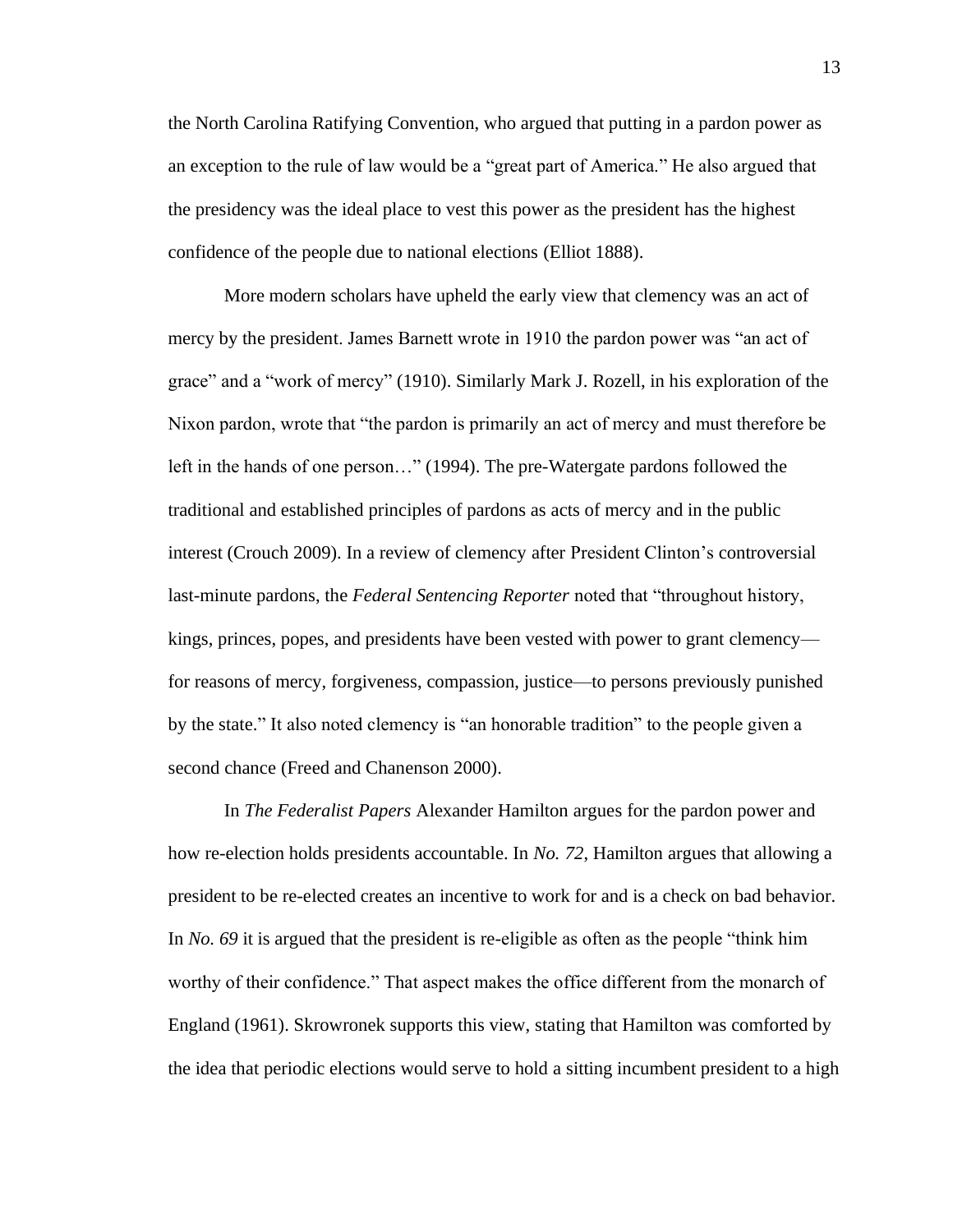the North Carolina Ratifying Convention, who argued that putting in a pardon power as an exception to the rule of law would be a "great part of America." He also argued that the presidency was the ideal place to vest this power as the president has the highest confidence of the people due to national elections (Elliot 1888).

More modern scholars have upheld the early view that clemency was an act of mercy by the president. James Barnett wrote in 1910 the pardon power was "an act of grace" and a "work of mercy" (1910). Similarly Mark J. Rozell, in his exploration of the Nixon pardon, wrote that "the pardon is primarily an act of mercy and must therefore be left in the hands of one person…" (1994). The pre-Watergate pardons followed the traditional and established principles of pardons as acts of mercy and in the public interest (Crouch 2009). In a review of clemency after President Clinton's controversial last-minute pardons, the *Federal Sentencing Reporter* noted that "throughout history, kings, princes, popes, and presidents have been vested with power to grant clemency—for reasons of mercy, forgiveness, compassion, justice—to persons previously punished by the state." It also noted clemency is "an honorable tradition" to the people given a second chance (Freed and Chanenson 2000).

In *The Federalist Papers* Alexander Hamilton argues for the pardon power and how re-election holds presidents accountable. In *No. 72*, Hamilton argues that allowing a president to be re-elected creates an incentive to work for and is a check on bad behavior. In *No. 69* it is argued that the president is re-eligible as often as the people "think him worthy of their confidence." That aspect makes the office different from the monarch of England (1961). Skrowronek supports this view, stating that Hamilton was comforted by the idea that periodic elections would serve to hold a sitting incumbent president to a high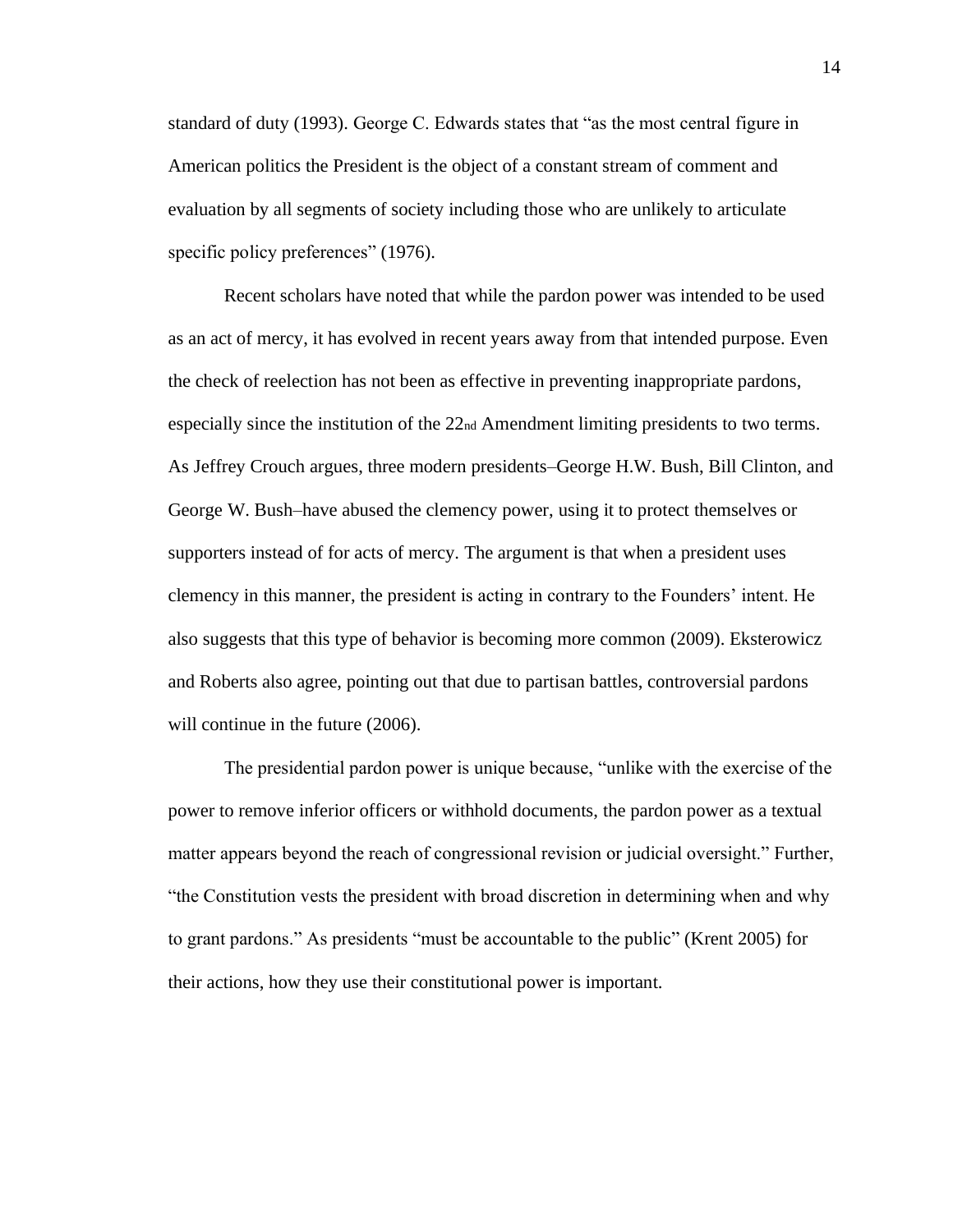standard of duty (1993). George C. Edwards states that "as the most central figure in American politics the President is the object of a constant stream of comment and evaluation by all segments of society including those who are unlikely to articulate specific policy preferences" (1976).

Recent scholars have noted that while the pardon power was intended to be used as an act of mercy, it has evolved in recent years away from that intended purpose. Even the check of reelection has not been as effective in preventing inappropriate pardons, especially since the institution of the 22nd Amendment limiting presidents to two terms. As Jeffrey Crouch argues, three modern presidents–George H.W. Bush, Bill Clinton, and George W. Bush–have abused the clemency power, using it to protect themselves or supporters instead of for acts of mercy. The argument is that when a president uses clemency in this manner, the president is acting in contrary to the Founders' intent. He also suggests that this type of behavior is becoming more common (2009). Eksterowicz and Roberts also agree, pointing out that due to partisan battles, controversial pardons will continue in the future (2006).

The presidential pardon power is unique because, "unlike with the exercise of the power to remove inferior officers or withhold documents, the pardon power as a textual matter appears beyond the reach of congressional revision or judicial oversight." Further, "the Constitution vests the president with broad discretion in determining when and why to grant pardons." As presidents "must be accountable to the public" (Krent 2005) for their actions, how they use their constitutional power is important.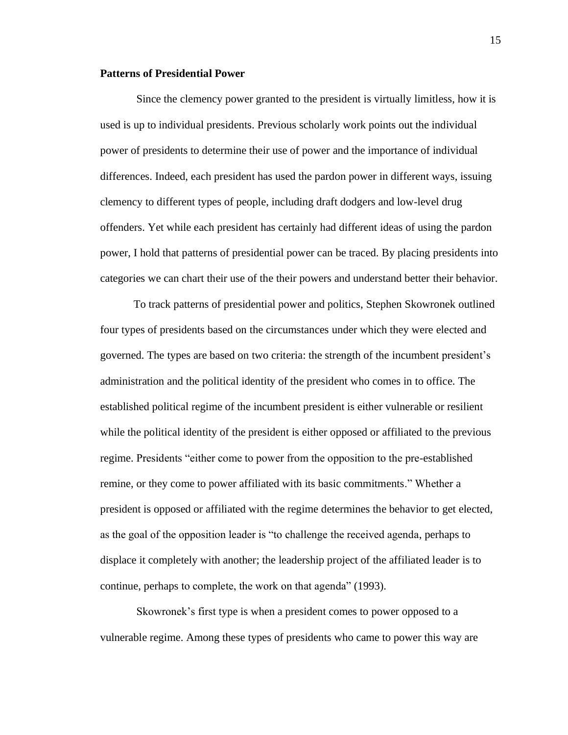**Patterns of Presidential Power**

Since the clemency power granted to the president is virtually limitless, how it is used is up to individual presidents. Previous scholarly work points out the individual power of presidents to determine their use of power and the importance of individual differences. Indeed, each president has used the pardon power in different ways, issuing clemency to different types of people, including draft dodgers and low-level drug offenders. Yet while each president has certainly had different ideas of using the pardon power, I hold that patterns of presidential power can be traced. By placing presidents into categories we can chart their use of the their powers and understand better their behavior.

To track patterns of presidential power and politics, Stephen Skowronek outlined four types of presidents based on the circumstances under which they were elected and governed. The types are based on two criteria: the strength of the incumbent president's administration and the political identity of the president who comes in to office. The established political regime of the incumbent president is either vulnerable or resilient while the political identity of the president is either opposed or affiliated to the previous regime. Presidents "either come to power from the opposition to the pre-established remine, or they come to power affiliated with its basic commitments." Whether a president is opposed or affiliated with the regime determines the behavior to get elected, as the goal of the opposition leader is "to challenge the received agenda, perhaps to displace it completely with another; the leadership project of the affiliated leader is to continue, perhaps to complete, the work on that agenda" (1993).

Skowronek's first type is when a president comes to power opposed to a vulnerable regime. Among these types of presidents who came to power this way are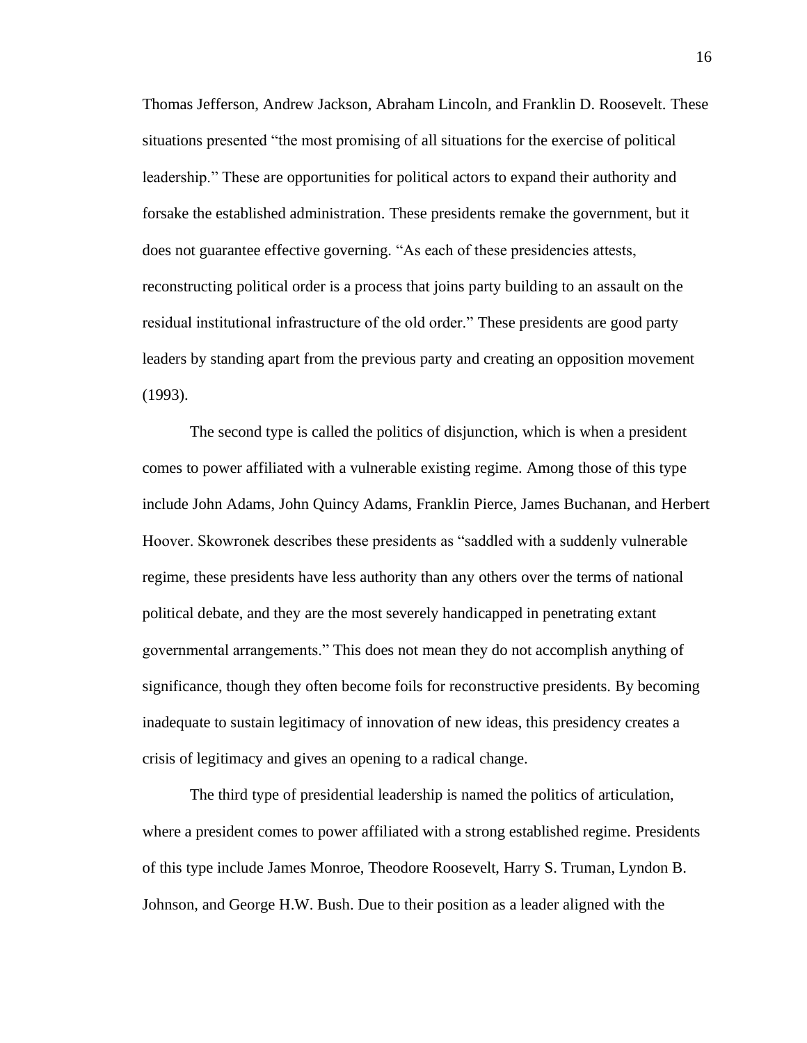Thomas Jefferson, Andrew Jackson, Abraham Lincoln, and Franklin D. Roosevelt. These situations presented "the most promising of all situations for the exercise of political leadership." These are opportunities for political actors to expand their authority and forsake the established administration. These presidents remake the government, but it does not guarantee effective governing. "As each of these presidencies attests, reconstructing political order is a process that joins party building to an assault on the residual institutional infrastructure of the old order." These presidents are good party leaders by standing apart from the previous party and creating an opposition movement (1993).

The second type is called the politics of disjunction, which is when a president comes to power affiliated with a vulnerable existing regime. Among those of this type include John Adams, John Quincy Adams, Franklin Pierce, James Buchanan, and Herbert Hoover. Skowronek describes these presidents as "saddled with a suddenly vulnerable regime, these presidents have less authority than any others over the terms of national political debate, and they are the most severely handicapped in penetrating extant governmental arrangements." This does not mean they do not accomplish anything of significance, though they often become foils for reconstructive presidents. By becoming inadequate to sustain legitimacy of innovation of new ideas, this presidency creates a crisis of legitimacy and gives an opening to a radical change.

The third type of presidential leadership is named the politics of articulation, where a president comes to power affiliated with a strong established regime. Presidents of this type include James Monroe, Theodore Roosevelt, Harry S. Truman, Lyndon B. Johnson, and George H.W. Bush. Due to their position as a leader aligned with the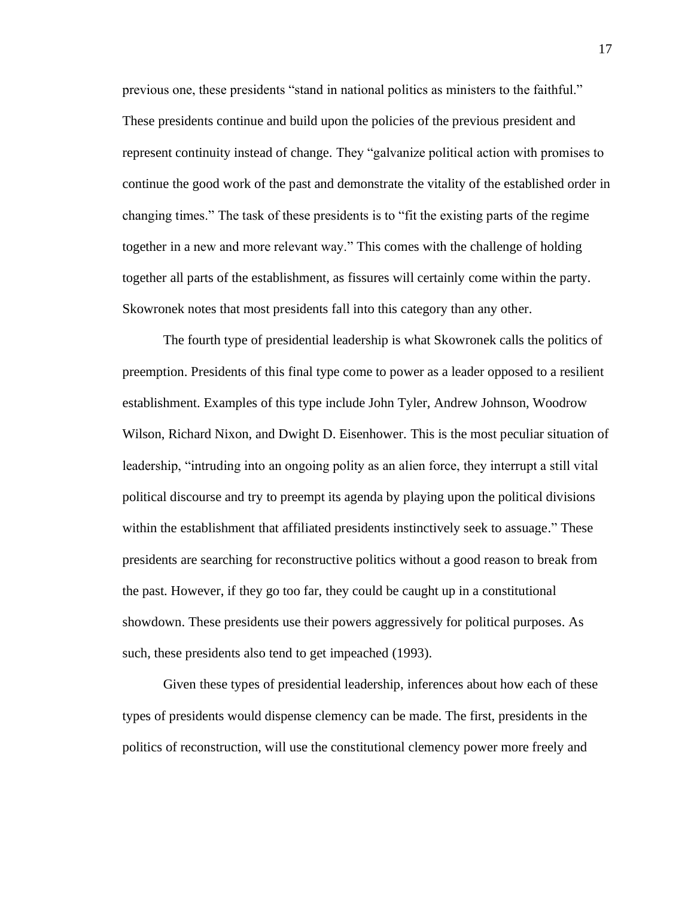previous one, these presidents "stand in national politics as ministers to the faithful." These presidents continue and build upon the policies of the previous president and represent continuity instead of change. They "galvanize political action with promises to continue the good work of the past and demonstrate the vitality of the established order in changing times." The task of these presidents is to "fit the existing parts of the regime together in a new and more relevant way." This comes with the challenge of holding together all parts of the establishment, as fissures will certainly come within the party. Skowronek notes that most presidents fall into this category than any other.

The fourth type of presidential leadership is what Skowronek calls the politics of preemption. Presidents of this final type come to power as a leader opposed to a resilient establishment. Examples of this type include John Tyler, Andrew Johnson, Woodrow Wilson, Richard Nixon, and Dwight D. Eisenhower. This is the most peculiar situation of leadership, "intruding into an ongoing polity as an alien force, they interrupt a still vital political discourse and try to preempt its agenda by playing upon the political divisions within the establishment that affiliated presidents instinctively seek to assuage." These presidents are searching for reconstructive politics without a good reason to break from the past. However, if they go too far, they could be caught up in a constitutional showdown. These presidents use their powers aggressively for political purposes. As such, these presidents also tend to get impeached (1993).

Given these types of presidential leadership, inferences about how each of these types of presidents would dispense clemency can be made. The first, presidents in the politics of reconstruction, will use the constitutional clemency power more freely and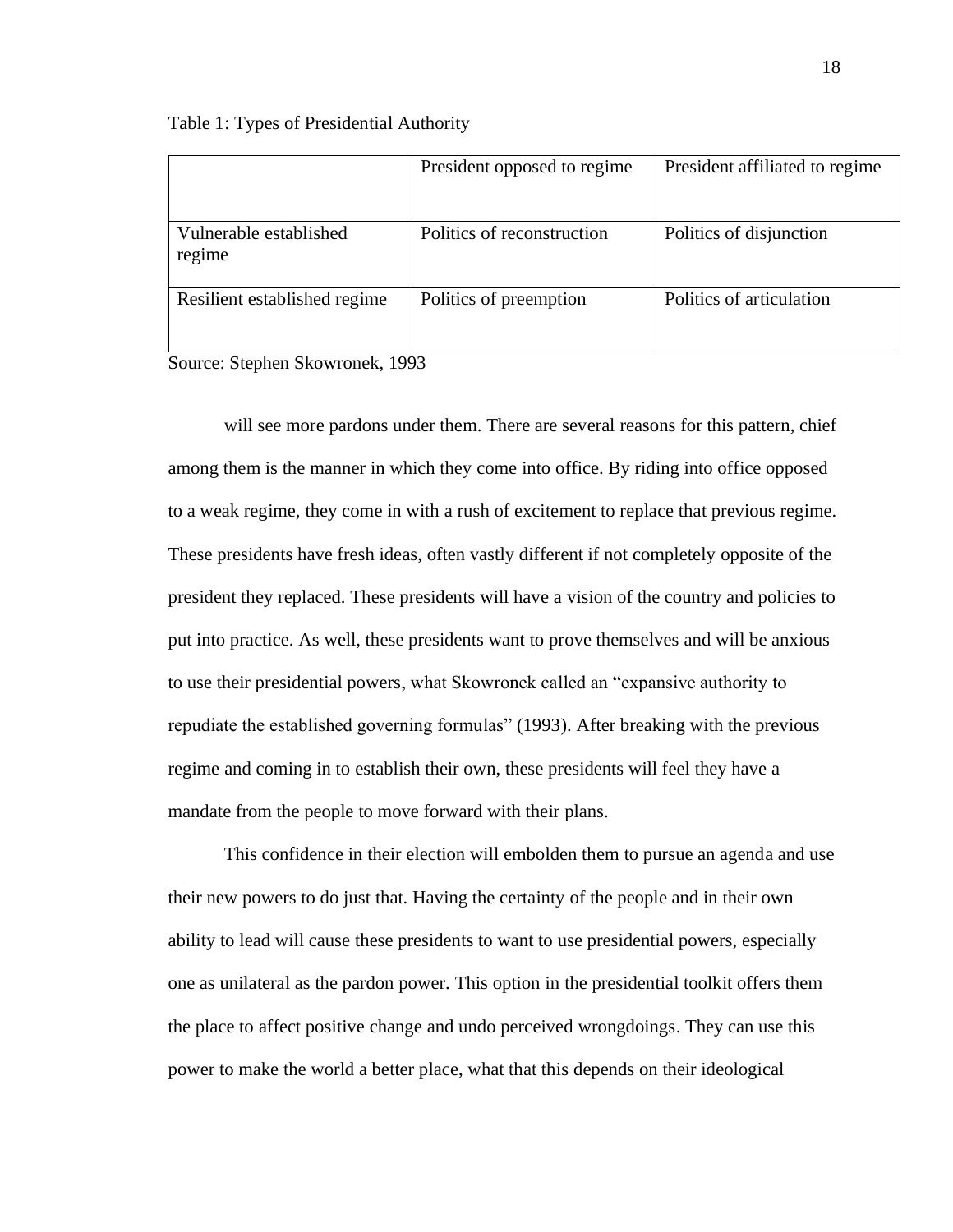Table 1: Types of Presidential Authority

| | President opposed to regime | President affiliated to regime |
|---|---|---|
| Vulnerable established regime | Politics of reconstruction | Politics of disjunction |
| Resilient established regime | Politics of preemption | Politics of articulation |

Source: Stephen Skowronek, 1993

will see more pardons under them. There are several reasons for this pattern, chief among them is the manner in which they come into office. By riding into office opposed to a weak regime, they come in with a rush of excitement to replace that previous regime. These presidents have fresh ideas, often vastly different if not completely opposite of the president they replaced. These presidents will have a vision of the country and policies to put into practice. As well, these presidents want to prove themselves and will be anxious to use their presidential powers, what Skowronek called an "expansive authority to repudiate the established governing formulas" (1993). After breaking with the previous regime and coming in to establish their own, these presidents will feel they have a mandate from the people to move forward with their plans.

This confidence in their election will embolden them to pursue an agenda and use their new powers to do just that. Having the certainty of the people and in their own ability to lead will cause these presidents to want to use presidential powers, especially one as unilateral as the pardon power. This option in the presidential toolkit offers them the place to affect positive change and undo perceived wrongdoings. They can use this power to make the world a better place, what that this depends on their ideological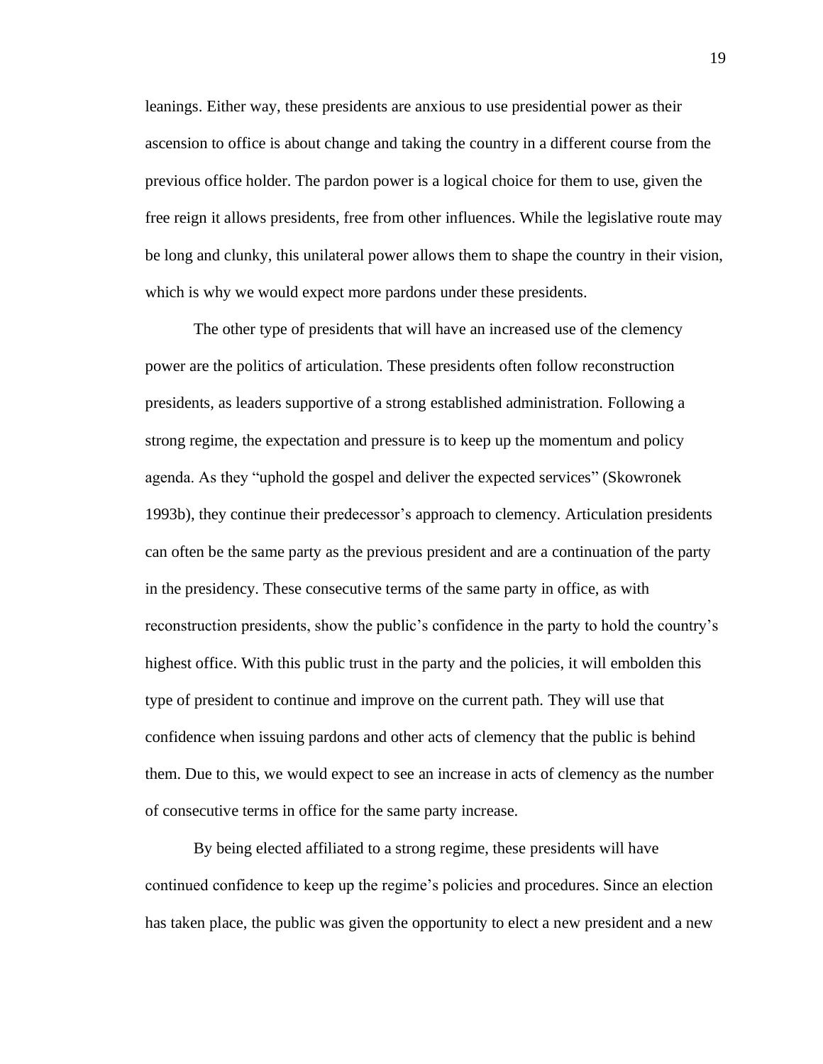leanings. Either way, these presidents are anxious to use presidential power as their ascension to office is about change and taking the country in a different course from the previous office holder. The pardon power is a logical choice for them to use, given the free reign it allows presidents, free from other influences. While the legislative route may be long and clunky, this unilateral power allows them to shape the country in their vision, which is why we would expect more pardons under these presidents.

The other type of presidents that will have an increased use of the clemency power are the politics of articulation. These presidents often follow reconstruction presidents, as leaders supportive of a strong established administration. Following a strong regime, the expectation and pressure is to keep up the momentum and policy agenda. As they "uphold the gospel and deliver the expected services" (Skowronek 1993b), they continue their predecessor's approach to clemency. Articulation presidents can often be the same party as the previous president and are a continuation of the party in the presidency. These consecutive terms of the same party in office, as with reconstruction presidents, show the public's confidence in the party to hold the country's highest office. With this public trust in the party and the policies, it will embolden this type of president to continue and improve on the current path. They will use that confidence when issuing pardons and other acts of clemency that the public is behind them. Due to this, we would expect to see an increase in acts of clemency as the number of consecutive terms in office for the same party increase.

By being elected affiliated to a strong regime, these presidents will have continued confidence to keep up the regime's policies and procedures. Since an election has taken place, the public was given the opportunity to elect a new president and a new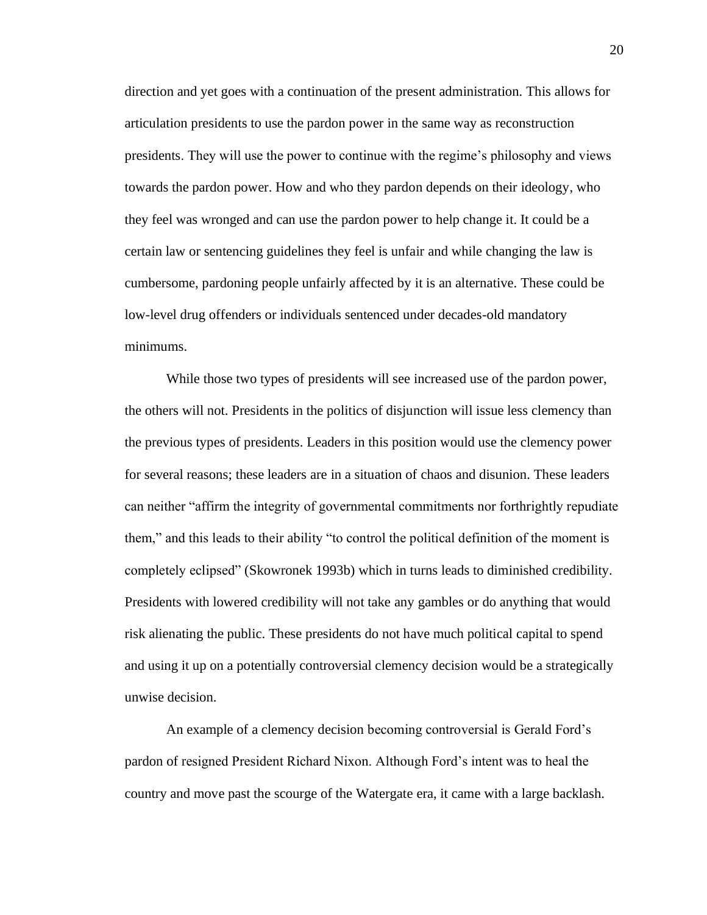direction and yet goes with a continuation of the present administration. This allows for articulation presidents to use the pardon power in the same way as reconstruction presidents. They will use the power to continue with the regime's philosophy and views towards the pardon power. How and who they pardon depends on their ideology, who they feel was wronged and can use the pardon power to help change it. It could be a certain law or sentencing guidelines they feel is unfair and while changing the law is cumbersome, pardoning people unfairly affected by it is an alternative. These could be low-level drug offenders or individuals sentenced under decades-old mandatory minimums.

While those two types of presidents will see increased use of the pardon power, the others will not. Presidents in the politics of disjunction will issue less clemency than the previous types of presidents. Leaders in this position would use the clemency power for several reasons; these leaders are in a situation of chaos and disunion. These leaders can neither "affirm the integrity of governmental commitments nor forthrightly repudiate them," and this leads to their ability "to control the political definition of the moment is completely eclipsed" (Skowronek 1993b) which in turns leads to diminished credibility. Presidents with lowered credibility will not take any gambles or do anything that would risk alienating the public. These presidents do not have much political capital to spend and using it up on a potentially controversial clemency decision would be a strategically unwise decision.

An example of a clemency decision becoming controversial is Gerald Ford's pardon of resigned President Richard Nixon. Although Ford's intent was to heal the country and move past the scourge of the Watergate era, it came with a large backlash.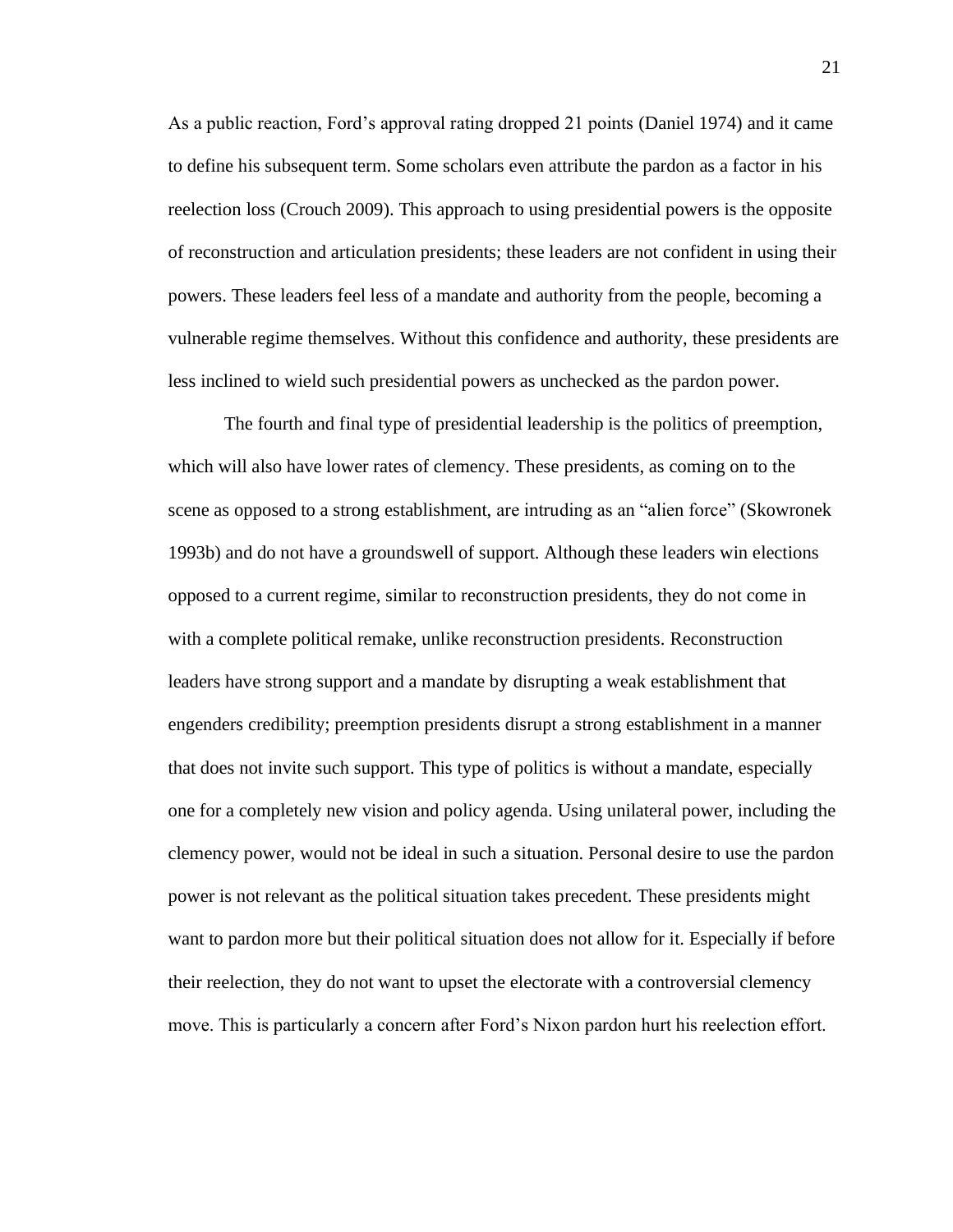As a public reaction, Ford's approval rating dropped 21 points (Daniel 1974) and it came to define his subsequent term. Some scholars even attribute the pardon as a factor in his reelection loss (Crouch 2009). This approach to using presidential powers is the opposite of reconstruction and articulation presidents; these leaders are not confident in using their powers. These leaders feel less of a mandate and authority from the people, becoming a vulnerable regime themselves. Without this confidence and authority, these presidents are less inclined to wield such presidential powers as unchecked as the pardon power.

The fourth and final type of presidential leadership is the politics of preemption, which will also have lower rates of clemency. These presidents, as coming on to the scene as opposed to a strong establishment, are intruding as an "alien force" (Skowronek 1993b) and do not have a groundswell of support. Although these leaders win elections opposed to a current regime, similar to reconstruction presidents, they do not come in with a complete political remake, unlike reconstruction presidents. Reconstruction leaders have strong support and a mandate by disrupting a weak establishment that engenders credibility; preemption presidents disrupt a strong establishment in a manner that does not invite such support. This type of politics is without a mandate, especially one for a completely new vision and policy agenda. Using unilateral power, including the clemency power, would not be ideal in such a situation. Personal desire to use the pardon power is not relevant as the political situation takes precedent. These presidents might want to pardon more but their political situation does not allow for it. Especially if before their reelection, they do not want to upset the electorate with a controversial clemency move. This is particularly a concern after Ford's Nixon pardon hurt his reelection effort.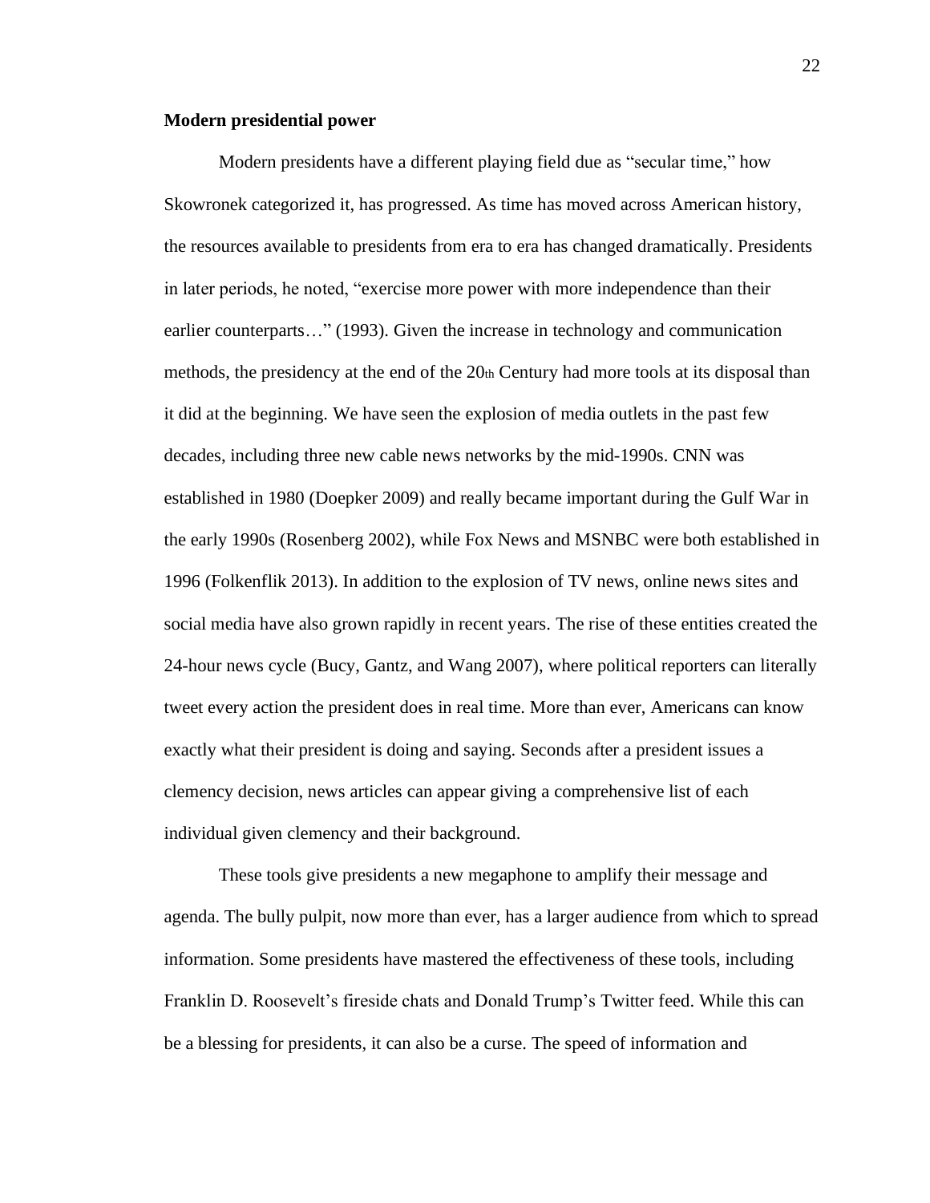**Modern presidential power**

Modern presidents have a different playing field due as "secular time," how Skowronek categorized it, has progressed. As time has moved across American history, the resources available to presidents from era to era has changed dramatically. Presidents in later periods, he noted, "exercise more power with more independence than their earlier counterparts…" (1993). Given the increase in technology and communication methods, the presidency at the end of the 20th Century had more tools at its disposal than it did at the beginning. We have seen the explosion of media outlets in the past few decades, including three new cable news networks by the mid-1990s. CNN was established in 1980 (Doepker 2009) and really became important during the Gulf War in the early 1990s (Rosenberg 2002), while Fox News and MSNBC were both established in 1996 (Folkenflik 2013). In addition to the explosion of TV news, online news sites and social media have also grown rapidly in recent years. The rise of these entities created the 24-hour news cycle (Bucy, Gantz, and Wang 2007), where political reporters can literally tweet every action the president does in real time. More than ever, Americans can know exactly what their president is doing and saying. Seconds after a president issues a clemency decision, news articles can appear giving a comprehensive list of each individual given clemency and their background.

These tools give presidents a new megaphone to amplify their message and agenda. The bully pulpit, now more than ever, has a larger audience from which to spread information. Some presidents have mastered the effectiveness of these tools, including Franklin D. Roosevelt's fireside chats and Donald Trump's Twitter feed. While this can be a blessing for presidents, it can also be a curse. The speed of information and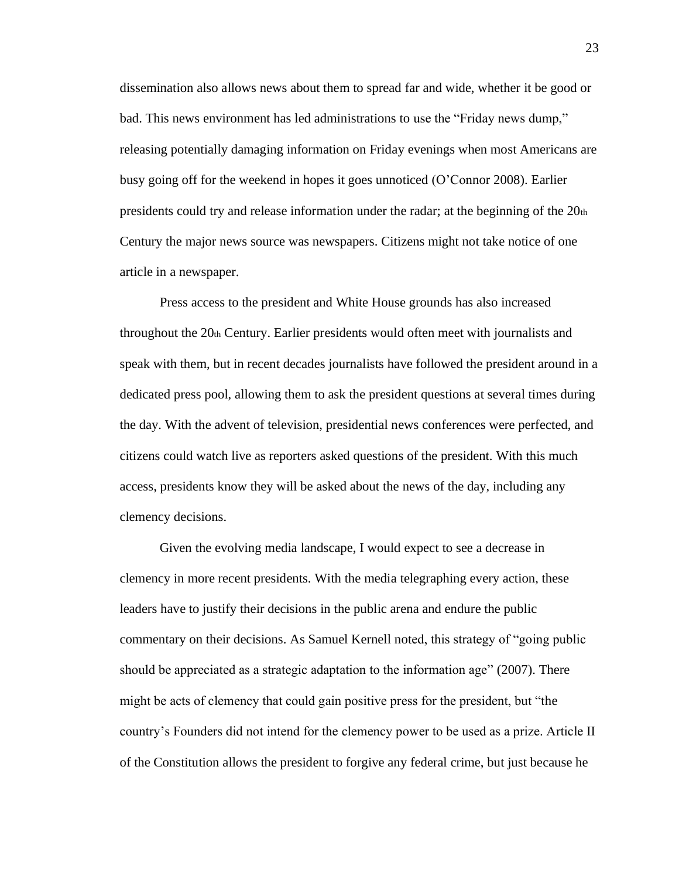dissemination also allows news about them to spread far and wide, whether it be good or bad. This news environment has led administrations to use the "Friday news dump," releasing potentially damaging information on Friday evenings when most Americans are busy going off for the weekend in hopes it goes unnoticed (O'Connor 2008). Earlier presidents could try and release information under the radar; at the beginning of the 20th Century the major news source was newspapers. Citizens might not take notice of one article in a newspaper.

Press access to the president and White House grounds has also increased throughout the 20th Century. Earlier presidents would often meet with journalists and speak with them, but in recent decades journalists have followed the president around in a dedicated press pool, allowing them to ask the president questions at several times during the day. With the advent of television, presidential news conferences were perfected, and citizens could watch live as reporters asked questions of the president. With this much access, presidents know they will be asked about the news of the day, including any clemency decisions.

Given the evolving media landscape, I would expect to see a decrease in clemency in more recent presidents. With the media telegraphing every action, these leaders have to justify their decisions in the public arena and endure the public commentary on their decisions. As Samuel Kernell noted, this strategy of "going public should be appreciated as a strategic adaptation to the information age" (2007). There might be acts of clemency that could gain positive press for the president, but "the country's Founders did not intend for the clemency power to be used as a prize. Article II of the Constitution allows the president to forgive any federal crime, but just because he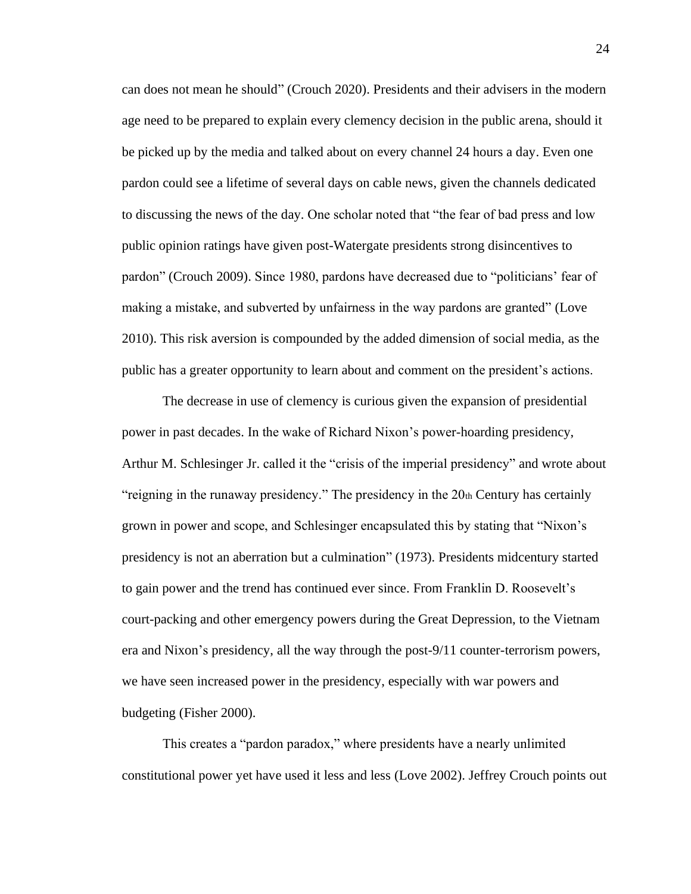can does not mean he should" (Crouch 2020). Presidents and their advisers in the modern age need to be prepared to explain every clemency decision in the public arena, should it be picked up by the media and talked about on every channel 24 hours a day. Even one pardon could see a lifetime of several days on cable news, given the channels dedicated to discussing the news of the day. One scholar noted that "the fear of bad press and low public opinion ratings have given post-Watergate presidents strong disincentives to pardon" (Crouch 2009). Since 1980, pardons have decreased due to "politicians' fear of making a mistake, and subverted by unfairness in the way pardons are granted" (Love 2010). This risk aversion is compounded by the added dimension of social media, as the public has a greater opportunity to learn about and comment on the president's actions.

The decrease in use of clemency is curious given the expansion of presidential power in past decades. In the wake of Richard Nixon's power-hoarding presidency, Arthur M. Schlesinger Jr. called it the "crisis of the imperial presidency" and wrote about "reigning in the runaway presidency." The presidency in the 20th Century has certainly grown in power and scope, and Schlesinger encapsulated this by stating that "Nixon's presidency is not an aberration but a culmination" (1973). Presidents midcentury started to gain power and the trend has continued ever since. From Franklin D. Roosevelt's court-packing and other emergency powers during the Great Depression, to the Vietnam era and Nixon's presidency, all the way through the post-9/11 counter-terrorism powers, we have seen increased power in the presidency, especially with war powers and budgeting (Fisher 2000).

This creates a "pardon paradox," where presidents have a nearly unlimited constitutional power yet have used it less and less (Love 2002). Jeffrey Crouch points out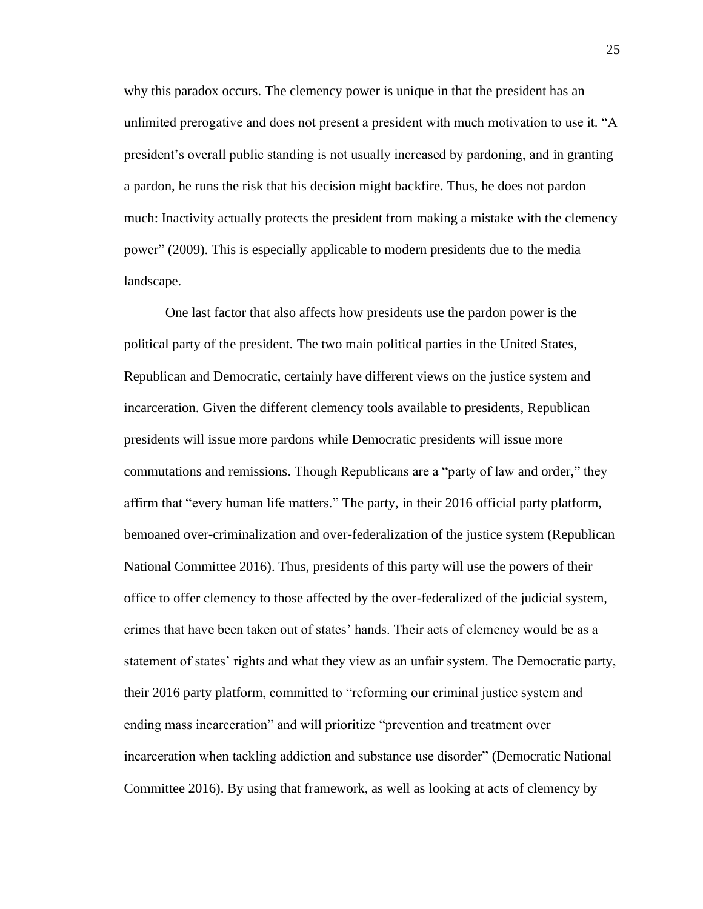why this paradox occurs. The clemency power is unique in that the president has an unlimited prerogative and does not present a president with much motivation to use it. "A president's overall public standing is not usually increased by pardoning, and in granting a pardon, he runs the risk that his decision might backfire. Thus, he does not pardon much: Inactivity actually protects the president from making a mistake with the clemency power" (2009). This is especially applicable to modern presidents due to the media landscape.

One last factor that also affects how presidents use the pardon power is the political party of the president. The two main political parties in the United States, Republican and Democratic, certainly have different views on the justice system and incarceration. Given the different clemency tools available to presidents, Republican presidents will issue more pardons while Democratic presidents will issue more commutations and remissions. Though Republicans are a "party of law and order," they affirm that "every human life matters." The party, in their 2016 official party platform, bemoaned over-criminalization and over-federalization of the justice system (Republican National Committee 2016). Thus, presidents of this party will use the powers of their office to offer clemency to those affected by the over-federalized of the judicial system, crimes that have been taken out of states' hands. Their acts of clemency would be as a statement of states' rights and what they view as an unfair system. The Democratic party, their 2016 party platform, committed to "reforming our criminal justice system and ending mass incarceration" and will prioritize "prevention and treatment over incarceration when tackling addiction and substance use disorder" (Democratic National Committee 2016). By using that framework, as well as looking at acts of clemency by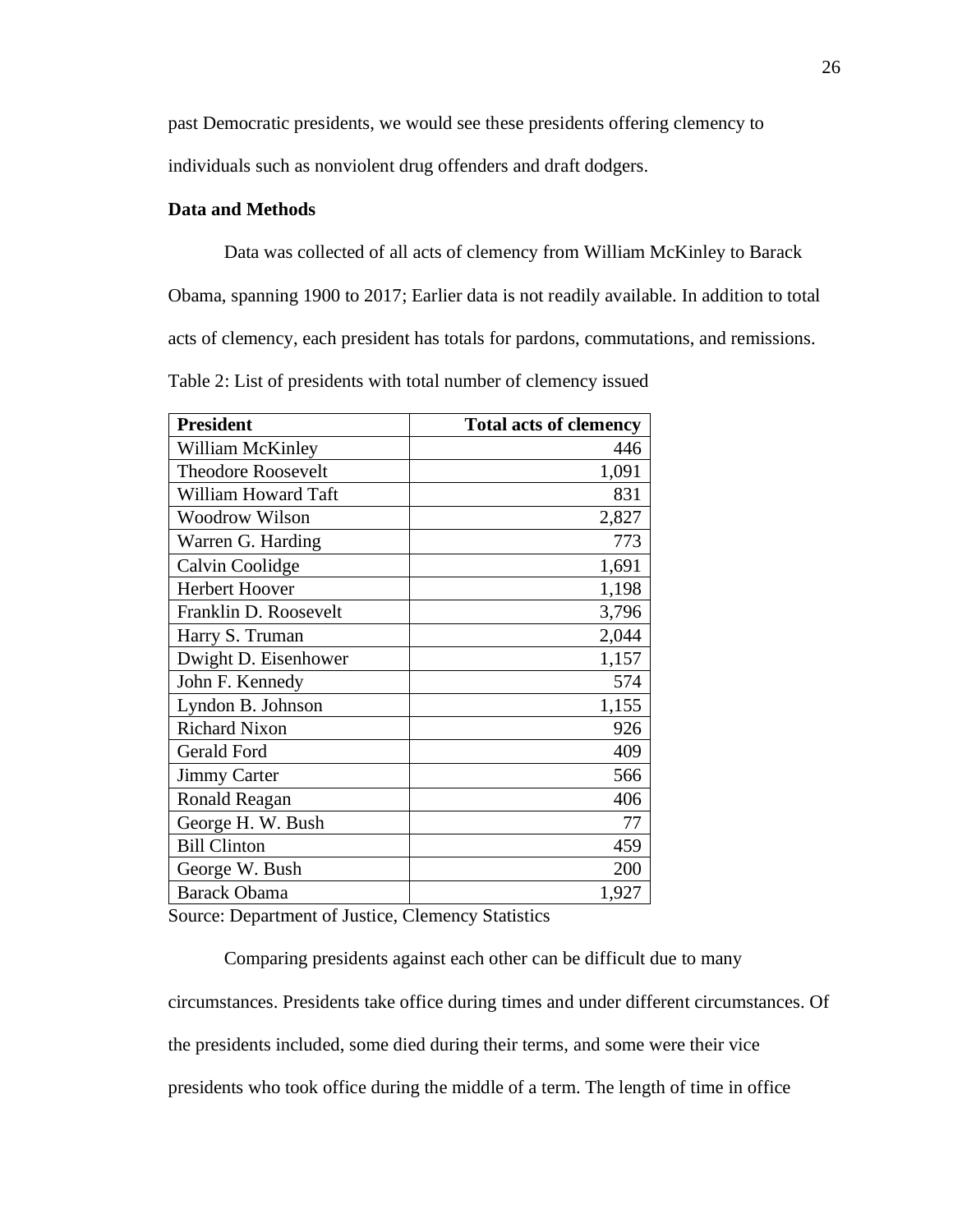past Democratic presidents, we would see these presidents offering clemency to individuals such as nonviolent drug offenders and draft dodgers.

**Data and Methods**

Data was collected of all acts of clemency from William McKinley to Barack Obama, spanning 1900 to 2017; Earlier data is not readily available. In addition to total acts of clemency, each president has totals for pardons, commutations, and remissions.

Table 2: List of presidents with total number of clemency issued

| President | Total acts of clemency |
|---|---:|
| William McKinley | 446 |
| Theodore Roosevelt | 1,091 |
| William Howard Taft | 831 |
| Woodrow Wilson | 2,827 |
| Warren G. Harding | 773 |
| Calvin Coolidge | 1,691 |
| Herbert Hoover | 1,198 |
| Franklin D. Roosevelt | 3,796 |
| Harry S. Truman | 2,044 |
| Dwight D. Eisenhower | 1,157 |
| John F. Kennedy | 574 |
| Lyndon B. Johnson | 1,155 |
| Richard Nixon | 926 |
| Gerald Ford | 409 |
| Jimmy Carter | 566 |
| Ronald Reagan | 406 |
| George H. W. Bush | 77 |
| Bill Clinton | 459 |
| George W. Bush | 200 |
| Barack Obama | 1,927 |

Source: Department of Justice, Clemency Statistics

Comparing presidents against each other can be difficult due to many circumstances. Presidents take office during times and under different circumstances. Of the presidents included, some died during their terms, and some were their vice presidents who took office during the middle of a term. The length of time in office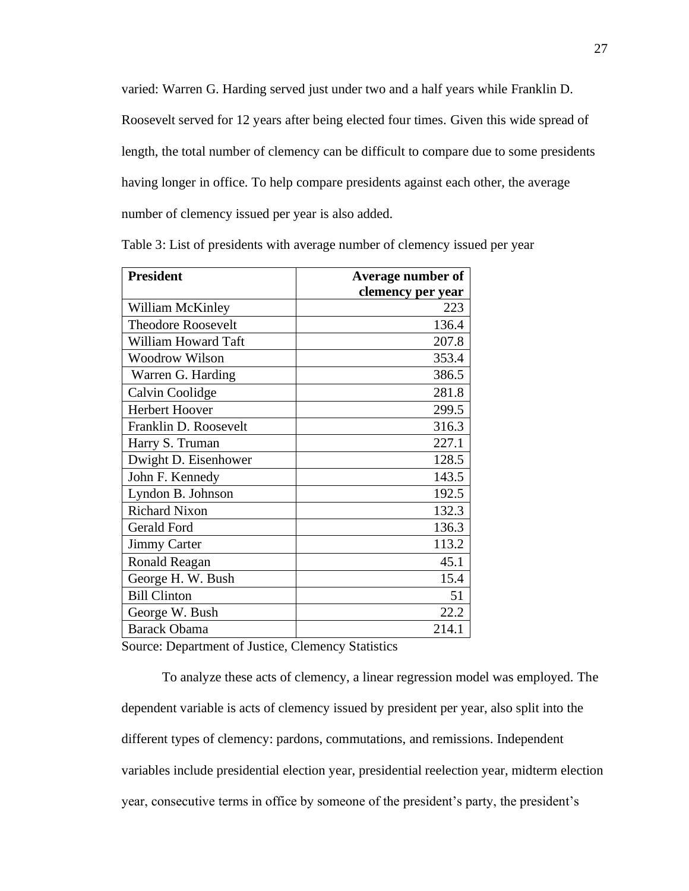varied: Warren G. Harding served just under two and a half years while Franklin D. Roosevelt served for 12 years after being elected four times. Given this wide spread of length, the total number of clemency can be difficult to compare due to some presidents having longer in office. To help compare presidents against each other, the average number of clemency issued per year is also added.

Table 3: List of presidents with average number of clemency issued per year

| President | Average number of clemency per year |
|---|---|
| William McKinley | 223 |
| Theodore Roosevelt | 136.4 |
| William Howard Taft | 207.8 |
| Woodrow Wilson | 353.4 |
| Warren G. Harding | 386.5 |
| Calvin Coolidge | 281.8 |
| Herbert Hoover | 299.5 |
| Franklin D. Roosevelt | 316.3 |
| Harry S. Truman | 227.1 |
| Dwight D. Eisenhower | 128.5 |
| John F. Kennedy | 143.5 |
| Lyndon B. Johnson | 192.5 |
| Richard Nixon | 132.3 |
| Gerald Ford | 136.3 |
| Jimmy Carter | 113.2 |
| Ronald Reagan | 45.1 |
| George H. W. Bush | 15.4 |
| Bill Clinton | 51 |
| George W. Bush | 22.2 |
| Barack Obama | 214.1 |

Source: Department of Justice, Clemency Statistics

To analyze these acts of clemency, a linear regression model was employed. The dependent variable is acts of clemency issued by president per year, also split into the different types of clemency: pardons, commutations, and remissions. Independent variables include presidential election year, presidential reelection year, midterm election year, consecutive terms in office by someone of the president's party, the president's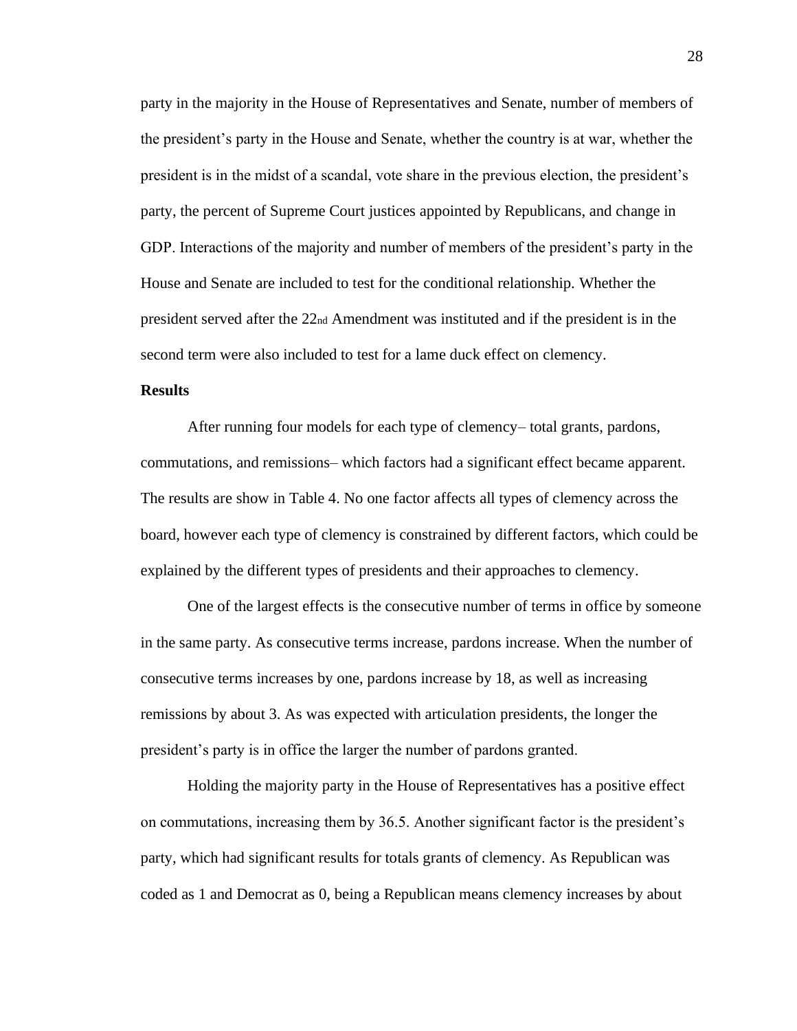party in the majority in the House of Representatives and Senate, number of members of the president's party in the House and Senate, whether the country is at war, whether the president is in the midst of a scandal, vote share in the previous election, the president's party, the percent of Supreme Court justices appointed by Republicans, and change in GDP. Interactions of the majority and number of members of the president's party in the House and Senate are included to test for the conditional relationship. Whether the president served after the 22nd Amendment was instituted and if the president is in the second term were also included to test for a lame duck effect on clemency.

**Results**

After running four models for each type of clemency– total grants, pardons, commutations, and remissions– which factors had a significant effect became apparent. The results are show in Table 4. No one factor affects all types of clemency across the board, however each type of clemency is constrained by different factors, which could be explained by the different types of presidents and their approaches to clemency.

One of the largest effects is the consecutive number of terms in office by someone in the same party. As consecutive terms increase, pardons increase. When the number of consecutive terms increases by one, pardons increase by 18, as well as increasing remissions by about 3. As was expected with articulation presidents, the longer the president's party is in office the larger the number of pardons granted.

Holding the majority party in the House of Representatives has a positive effect on commutations, increasing them by 36.5. Another significant factor is the president's party, which had significant results for totals grants of clemency. As Republican was coded as 1 and Democrat as 0, being a Republican means clemency increases by about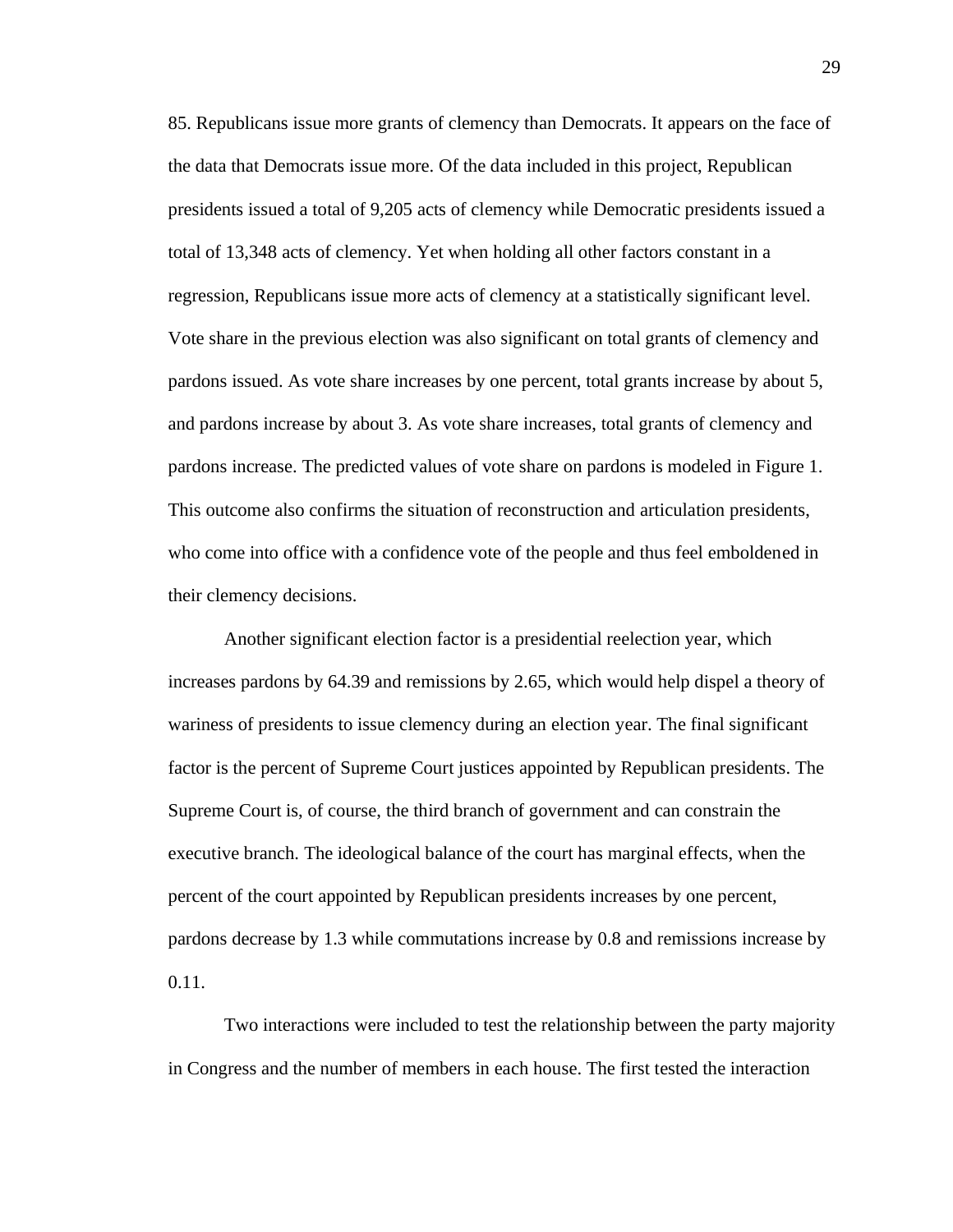85. Republicans issue more grants of clemency than Democrats. It appears on the face of the data that Democrats issue more. Of the data included in this project, Republican presidents issued a total of 9,205 acts of clemency while Democratic presidents issued a total of 13,348 acts of clemency. Yet when holding all other factors constant in a regression, Republicans issue more acts of clemency at a statistically significant level. Vote share in the previous election was also significant on total grants of clemency and pardons issued. As vote share increases by one percent, total grants increase by about 5, and pardons increase by about 3. As vote share increases, total grants of clemency and pardons increase. The predicted values of vote share on pardons is modeled in Figure 1. This outcome also confirms the situation of reconstruction and articulation presidents, who come into office with a confidence vote of the people and thus feel emboldened in their clemency decisions.

Another significant election factor is a presidential reelection year, which increases pardons by 64.39 and remissions by 2.65, which would help dispel a theory of wariness of presidents to issue clemency during an election year. The final significant factor is the percent of Supreme Court justices appointed by Republican presidents. The Supreme Court is, of course, the third branch of government and can constrain the executive branch. The ideological balance of the court has marginal effects, when the percent of the court appointed by Republican presidents increases by one percent, pardons decrease by 1.3 while commutations increase by 0.8 and remissions increase by 0.11.

Two interactions were included to test the relationship between the party majority in Congress and the number of members in each house. The first tested the interaction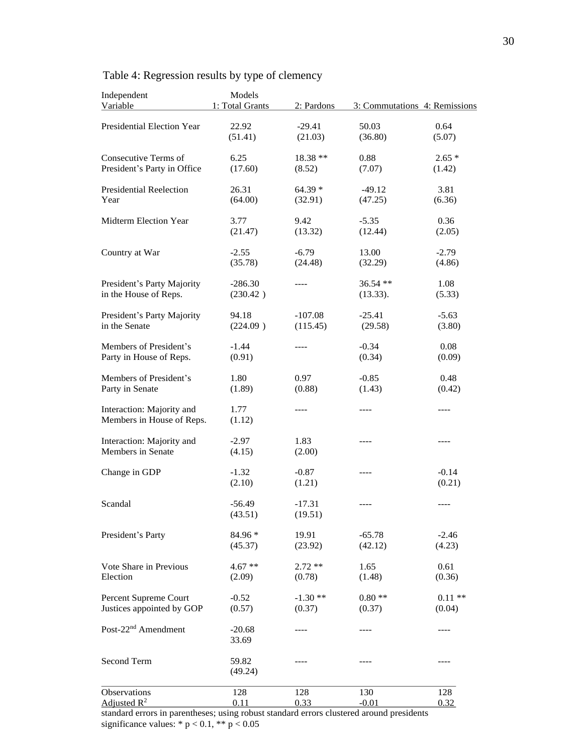Table 4: Regression results by type of clemency

| Independent Variable | Models 1: Total Grants | 2: Pardons | 3: Commutations | 4: Remissions |
|---|---|---|---|---|
| Presidential Election Year | 22.92 (51.41) | -29.41 (21.03) | 50.03 (36.80) | 0.64 (5.07) |
| Consecutive Terms of President's Party in Office | 6.25 (17.60) | 18.38 ** (8.52) | 0.88 (7.07) | 2.65 * (1.42) |
| Presidential Reelection Year | 26.31 (64.00) | 64.39 * (32.91) | -49.12 (47.25) | 3.81 (6.36) |
| Midterm Election Year | 3.77 (21.47) | 9.42 (13.32) | -5.35 (12.44) | 0.36 (2.05) |
| Country at War | -2.55 (35.78) | -6.79 (24.48) | 13.00 (32.29) | -2.79 (4.86) |
| President's Party Majority in the House of Reps. | -286.30 (230.42 ) | ---- | 36.54 ** (13.33). | 1.08 (5.33) |
| President's Party Majority in the Senate | 94.18 (224.09 ) | -107.08 (115.45) | -25.41 (29.58) | -5.63 (3.80) |
| Members of President's Party in House of Reps. | -1.44 (0.91) | ---- | -0.34 (0.34) | 0.08 (0.09) |
| Members of President's Party in Senate | 1.80 (1.89) | 0.97 (0.88) | -0.85 (1.43) | 0.48 (0.42) |
| Interaction: Majority and Members in House of Reps. | 1.77 (1.12) | ---- | ---- | ---- |
| Interaction: Majority and Members in Senate | -2.97 (4.15) | 1.83 (2.00) | ---- | ---- |
| Change in GDP | -1.32 (2.10) | -0.87 (1.21) | ---- | -0.14 (0.21) |
| Scandal | -56.49 (43.51) | -17.31 (19.51) | ---- | ---- |
| President's Party | 84.96 * (45.37) | 19.91 (23.92) | -65.78 (42.12) | -2.46 (4.23) |
| Vote Share in Previous Election | 4.67 ** (2.09) | 2.72 ** (0.78) | 1.65 (1.48) | 0.61 (0.36) |
| Percent Supreme Court Justices appointed by GOP | -0.52 (0.57) | -1.30 ** (0.37) | 0.80 ** (0.37) | 0.11 ** (0.04) |
| Post-22nd Amendment | -20.68 33.69 | ---- | ---- | ---- |
| Second Term | 59.82 (49.24) | ---- | ---- | ---- |
| Observations | 128 | 128 | 130 | 128 |
| Adjusted $R^2$ | 0.11 | 0.33 | -0.01 | 0.32 |

standard errors in parentheses; using robust standard errors clustered around presidents
significance values: * $p < 0.1$, ** $p < 0.05$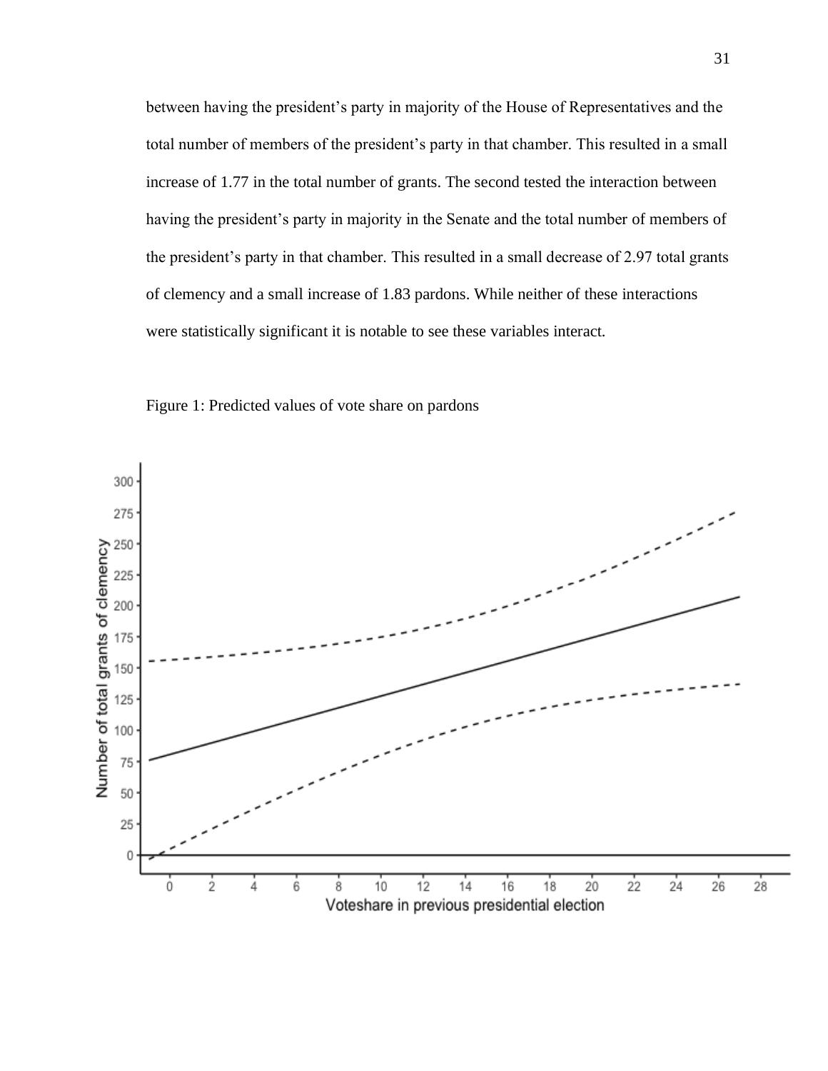between having the president's party in majority of the House of Representatives and the total number of members of the president's party in that chamber. This resulted in a small increase of 1.77 in the total number of grants. The second tested the interaction between having the president's party in majority in the Senate and the total number of members of the president's party in that chamber. This resulted in a small decrease of 2.97 total grants of clemency and a small increase of 1.83 pardons. While neither of these interactions were statistically significant it is notable to see these variables interact.

Figure 1: Predicted values of vote share on pardons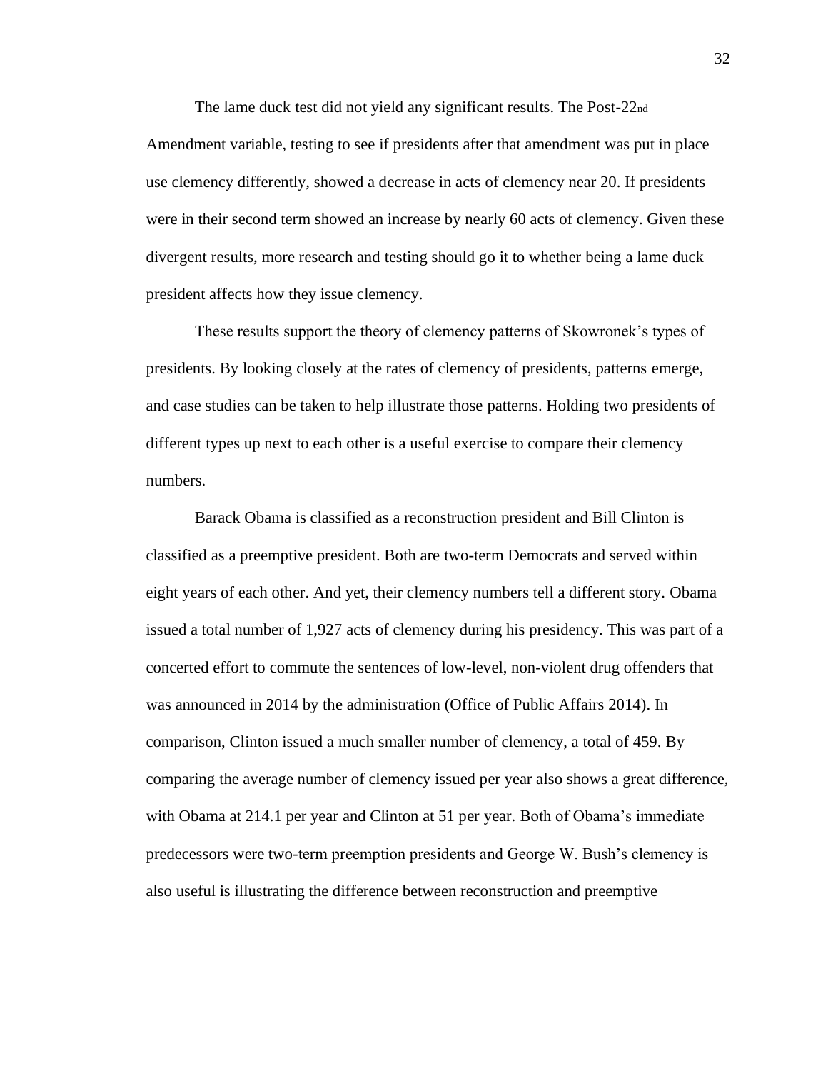The lame duck test did not yield any significant results. The Post-22nd Amendment variable, testing to see if presidents after that amendment was put in place use clemency differently, showed a decrease in acts of clemency near 20. If presidents were in their second term showed an increase by nearly 60 acts of clemency. Given these divergent results, more research and testing should go it to whether being a lame duck president affects how they issue clemency.

These results support the theory of clemency patterns of Skowronek's types of presidents. By looking closely at the rates of clemency of presidents, patterns emerge, and case studies can be taken to help illustrate those patterns. Holding two presidents of different types up next to each other is a useful exercise to compare their clemency numbers.

Barack Obama is classified as a reconstruction president and Bill Clinton is classified as a preemptive president. Both are two-term Democrats and served within eight years of each other. And yet, their clemency numbers tell a different story. Obama issued a total number of 1,927 acts of clemency during his presidency. This was part of a concerted effort to commute the sentences of low-level, non-violent drug offenders that was announced in 2014 by the administration (Office of Public Affairs 2014). In comparison, Clinton issued a much smaller number of clemency, a total of 459. By comparing the average number of clemency issued per year also shows a great difference, with Obama at 214.1 per year and Clinton at 51 per year. Both of Obama's immediate predecessors were two-term preemption presidents and George W. Bush's clemency is also useful is illustrating the difference between reconstruction and preemptive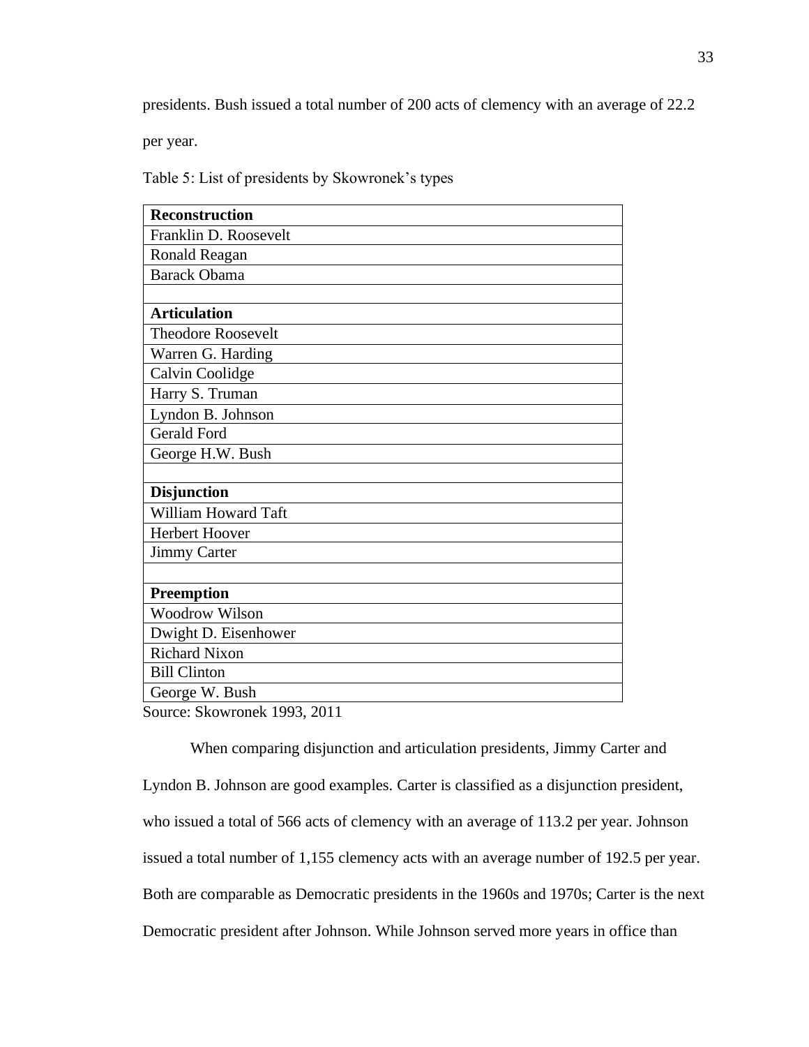presidents. Bush issued a total number of 200 acts of clemency with an average of 22.2 per year.

Table 5: List of presidents by Skowronek's types

| **Reconstruction** |
|---|
| Franklin D. Roosevelt |
| Ronald Reagan |
| Barack Obama |
| |
| **Articulation** |
| Theodore Roosevelt |
| Warren G. Harding |
| Calvin Coolidge |
| Harry S. Truman |
| Lyndon B. Johnson |
| Gerald Ford |
| George H.W. Bush |
| |
| **Disjunction** |
| William Howard Taft |
| Herbert Hoover |
| Jimmy Carter |
| |
| **Preemption** |
| Woodrow Wilson |
| Dwight D. Eisenhower |
| Richard Nixon |
| Bill Clinton |
| George W. Bush |

Source: Skowronek 1993, 2011

When comparing disjunction and articulation presidents, Jimmy Carter and Lyndon B. Johnson are good examples. Carter is classified as a disjunction president, who issued a total of 566 acts of clemency with an average of 113.2 per year. Johnson issued a total number of 1,155 clemency acts with an average number of 192.5 per year. Both are comparable as Democratic presidents in the 1960s and 1970s; Carter is the next Democratic president after Johnson. While Johnson served more years in office than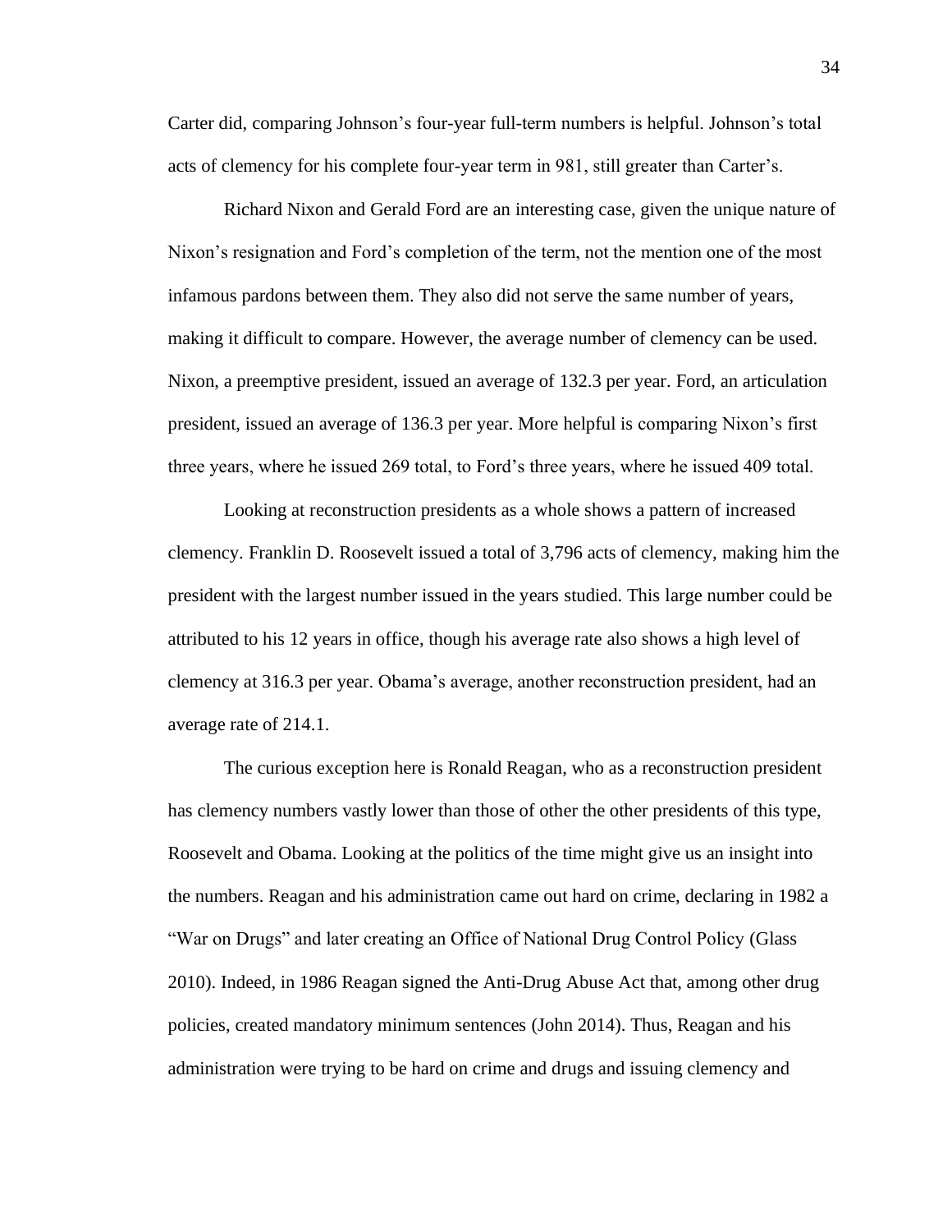Carter did, comparing Johnson's four-year full-term numbers is helpful. Johnson's total acts of clemency for his complete four-year term in 981, still greater than Carter's.

Richard Nixon and Gerald Ford are an interesting case, given the unique nature of Nixon's resignation and Ford's completion of the term, not the mention one of the most infamous pardons between them. They also did not serve the same number of years, making it difficult to compare. However, the average number of clemency can be used. Nixon, a preemptive president, issued an average of 132.3 per year. Ford, an articulation president, issued an average of 136.3 per year. More helpful is comparing Nixon's first three years, where he issued 269 total, to Ford's three years, where he issued 409 total.

Looking at reconstruction presidents as a whole shows a pattern of increased clemency. Franklin D. Roosevelt issued a total of 3,796 acts of clemency, making him the president with the largest number issued in the years studied. This large number could be attributed to his 12 years in office, though his average rate also shows a high level of clemency at 316.3 per year. Obama's average, another reconstruction president, had an average rate of 214.1.

The curious exception here is Ronald Reagan, who as a reconstruction president has clemency numbers vastly lower than those of other the other presidents of this type, Roosevelt and Obama. Looking at the politics of the time might give us an insight into the numbers. Reagan and his administration came out hard on crime, declaring in 1982 a "War on Drugs" and later creating an Office of National Drug Control Policy (Glass 2010). Indeed, in 1986 Reagan signed the Anti-Drug Abuse Act that, among other drug policies, created mandatory minimum sentences (John 2014). Thus, Reagan and his administration were trying to be hard on crime and drugs and issuing clemency and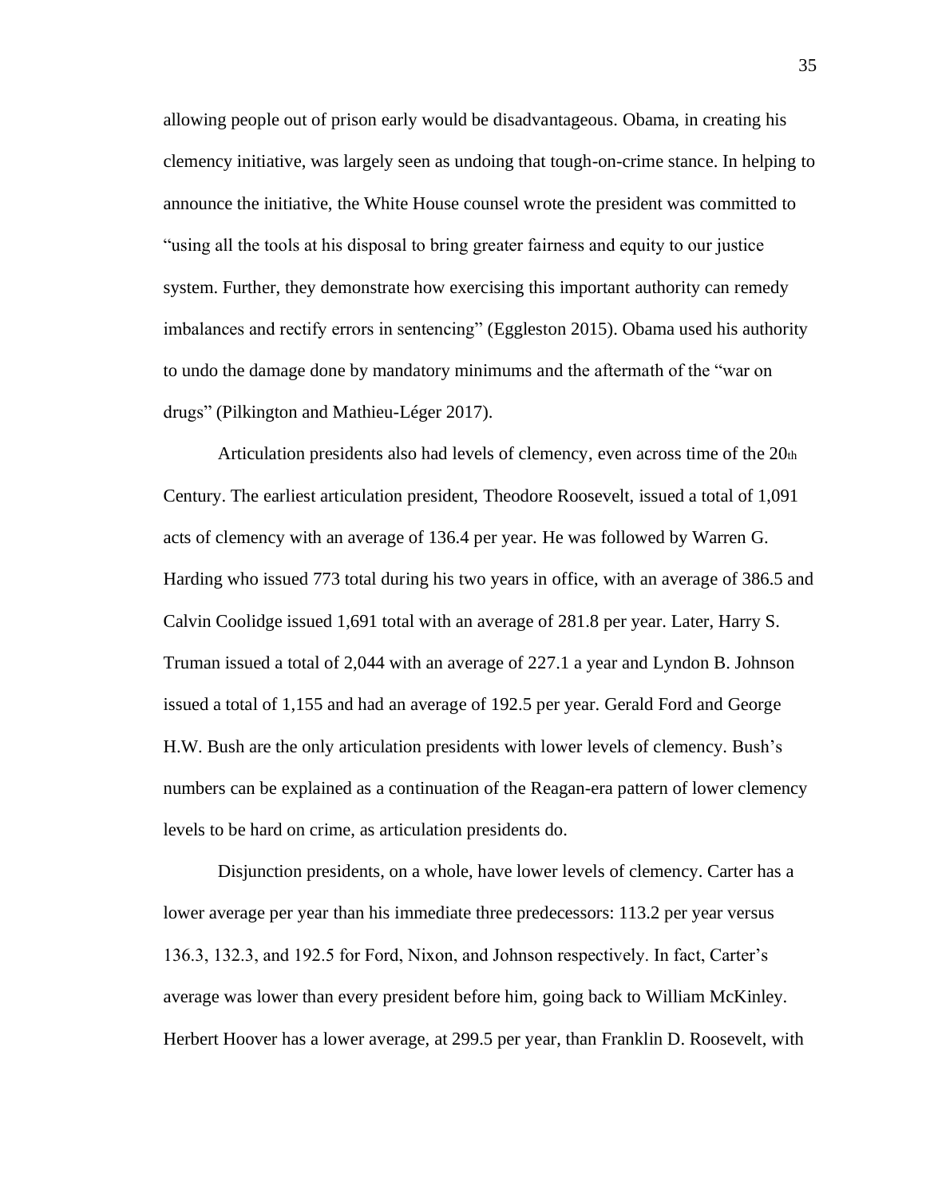allowing people out of prison early would be disadvantageous. Obama, in creating his clemency initiative, was largely seen as undoing that tough-on-crime stance. In helping to announce the initiative, the White House counsel wrote the president was committed to "using all the tools at his disposal to bring greater fairness and equity to our justice system. Further, they demonstrate how exercising this important authority can remedy imbalances and rectify errors in sentencing" (Eggleston 2015). Obama used his authority to undo the damage done by mandatory minimums and the aftermath of the "war on drugs" (Pilkington and Mathieu-Léger 2017).

Articulation presidents also had levels of clemency, even across time of the 20th Century. The earliest articulation president, Theodore Roosevelt, issued a total of 1,091 acts of clemency with an average of 136.4 per year. He was followed by Warren G. Harding who issued 773 total during his two years in office, with an average of 386.5 and Calvin Coolidge issued 1,691 total with an average of 281.8 per year. Later, Harry S. Truman issued a total of 2,044 with an average of 227.1 a year and Lyndon B. Johnson issued a total of 1,155 and had an average of 192.5 per year. Gerald Ford and George H.W. Bush are the only articulation presidents with lower levels of clemency. Bush's numbers can be explained as a continuation of the Reagan-era pattern of lower clemency levels to be hard on crime, as articulation presidents do.

Disjunction presidents, on a whole, have lower levels of clemency. Carter has a lower average per year than his immediate three predecessors: 113.2 per year versus 136.3, 132.3, and 192.5 for Ford, Nixon, and Johnson respectively. In fact, Carter's average was lower than every president before him, going back to William McKinley. Herbert Hoover has a lower average, at 299.5 per year, than Franklin D. Roosevelt, with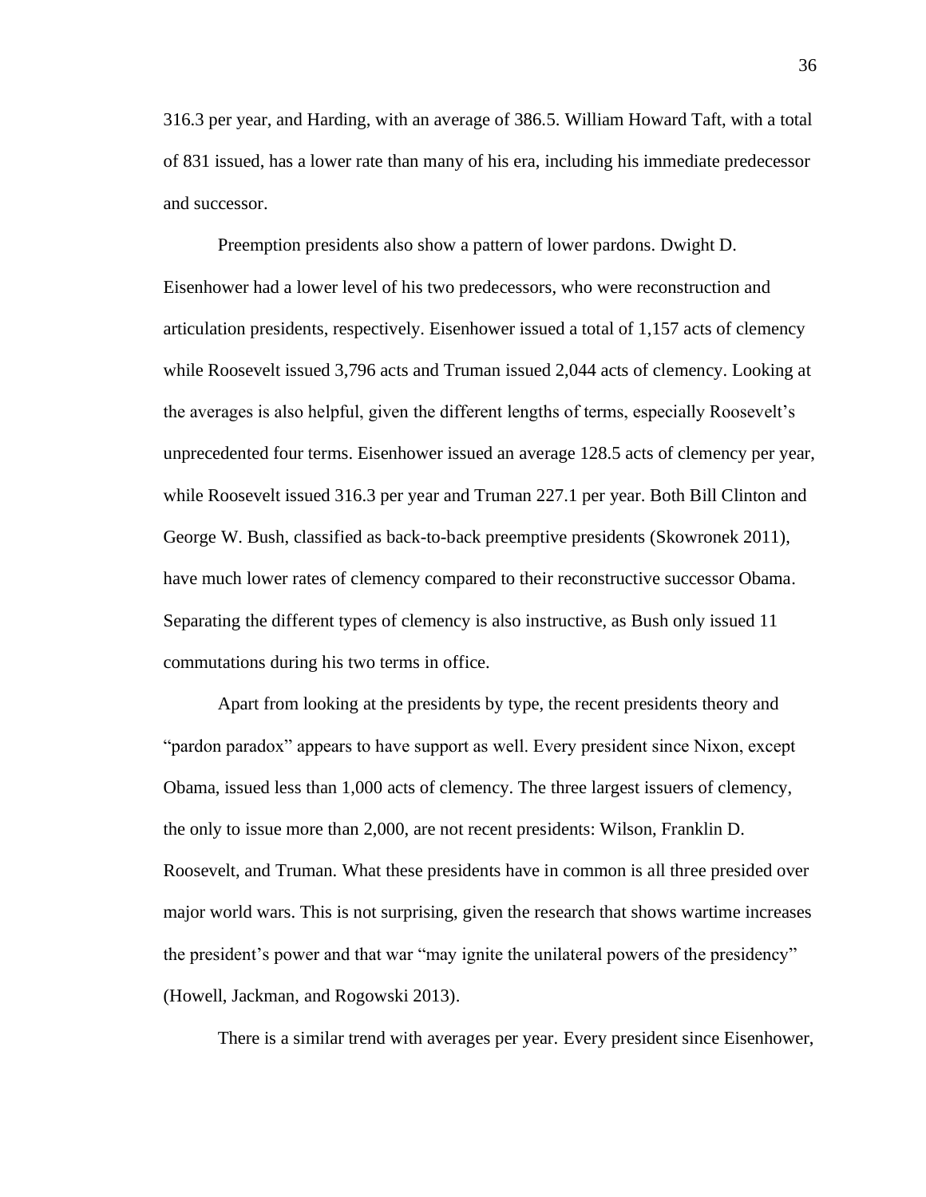316.3 per year, and Harding, with an average of 386.5. William Howard Taft, with a total of 831 issued, has a lower rate than many of his era, including his immediate predecessor and successor.

Preemption presidents also show a pattern of lower pardons. Dwight D. Eisenhower had a lower level of his two predecessors, who were reconstruction and articulation presidents, respectively. Eisenhower issued a total of 1,157 acts of clemency while Roosevelt issued 3,796 acts and Truman issued 2,044 acts of clemency. Looking at the averages is also helpful, given the different lengths of terms, especially Roosevelt's unprecedented four terms. Eisenhower issued an average 128.5 acts of clemency per year, while Roosevelt issued 316.3 per year and Truman 227.1 per year. Both Bill Clinton and George W. Bush, classified as back-to-back preemptive presidents (Skowronek 2011), have much lower rates of clemency compared to their reconstructive successor Obama. Separating the different types of clemency is also instructive, as Bush only issued 11 commutations during his two terms in office.

Apart from looking at the presidents by type, the recent presidents theory and "pardon paradox" appears to have support as well. Every president since Nixon, except Obama, issued less than 1,000 acts of clemency. The three largest issuers of clemency, the only to issue more than 2,000, are not recent presidents: Wilson, Franklin D. Roosevelt, and Truman. What these presidents have in common is all three presided over major world wars. This is not surprising, given the research that shows wartime increases the president's power and that war "may ignite the unilateral powers of the presidency" (Howell, Jackman, and Rogowski 2013).

There is a similar trend with averages per year. Every president since Eisenhower,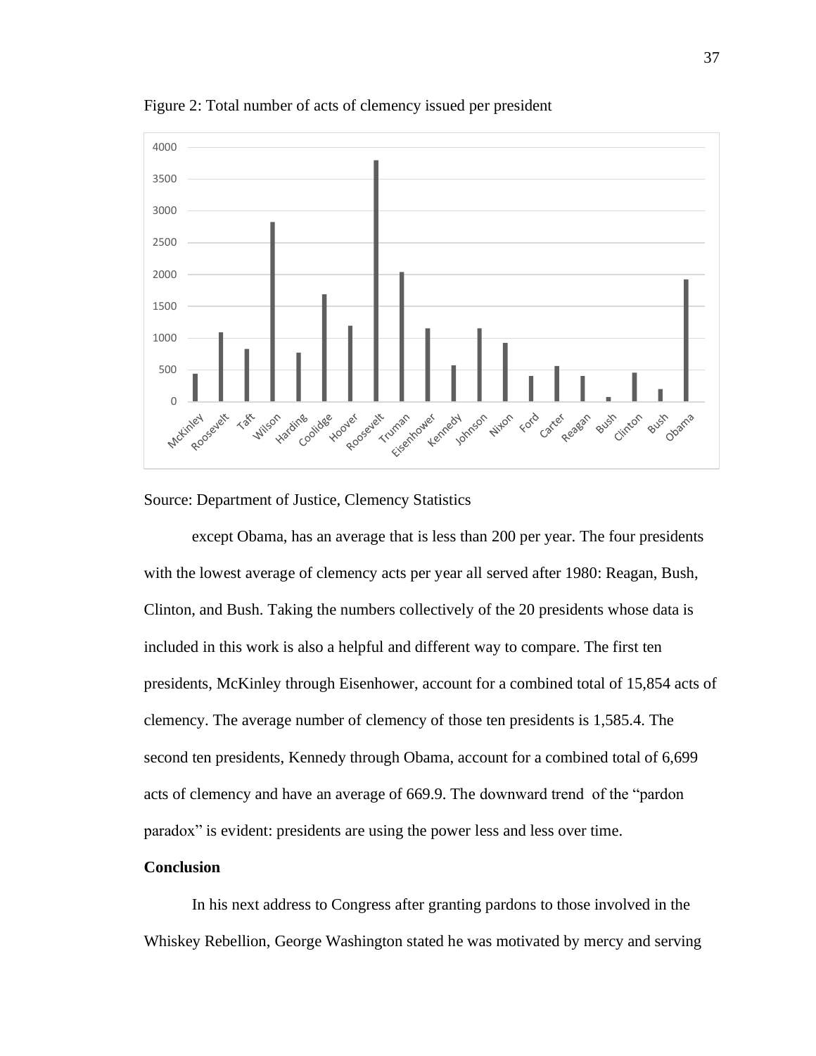Figure 2: Total number of acts of clemency issued per president

Source: Department of Justice, Clemency Statistics

except Obama, has an average that is less than 200 per year. The four presidents with the lowest average of clemency acts per year all served after 1980: Reagan, Bush, Clinton, and Bush. Taking the numbers collectively of the 20 presidents whose data is included in this work is also a helpful and different way to compare. The first ten presidents, McKinley through Eisenhower, account for a combined total of 15,854 acts of clemency. The average number of clemency of those ten presidents is 1,585.4. The second ten presidents, Kennedy through Obama, account for a combined total of 6,699 acts of clemency and have an average of 669.9. The downward trend of the "pardon paradox" is evident: presidents are using the power less and less over time.

**Conclusion**

In his next address to Congress after granting pardons to those involved in the Whiskey Rebellion, George Washington stated he was motivated by mercy and serving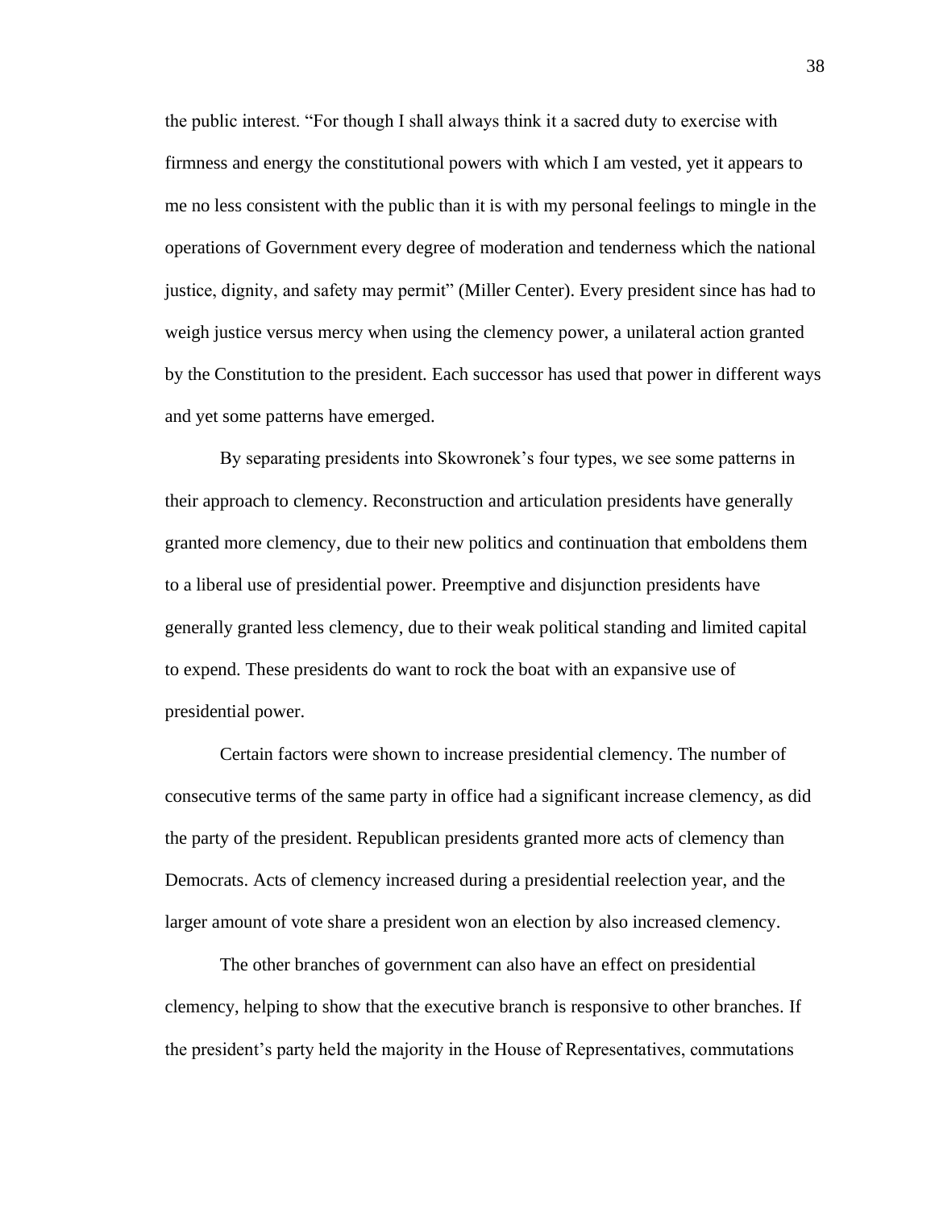the public interest. "For though I shall always think it a sacred duty to exercise with firmness and energy the constitutional powers with which I am vested, yet it appears to me no less consistent with the public than it is with my personal feelings to mingle in the operations of Government every degree of moderation and tenderness which the national justice, dignity, and safety may permit" (Miller Center). Every president since has had to weigh justice versus mercy when using the clemency power, a unilateral action granted by the Constitution to the president. Each successor has used that power in different ways and yet some patterns have emerged.

By separating presidents into Skowronek's four types, we see some patterns in their approach to clemency. Reconstruction and articulation presidents have generally granted more clemency, due to their new politics and continuation that emboldens them to a liberal use of presidential power. Preemptive and disjunction presidents have generally granted less clemency, due to their weak political standing and limited capital to expend. These presidents do want to rock the boat with an expansive use of presidential power.

Certain factors were shown to increase presidential clemency. The number of consecutive terms of the same party in office had a significant increase clemency, as did the party of the president. Republican presidents granted more acts of clemency than Democrats. Acts of clemency increased during a presidential reelection year, and the larger amount of vote share a president won an election by also increased clemency.

The other branches of government can also have an effect on presidential clemency, helping to show that the executive branch is responsive to other branches. If the president's party held the majority in the House of Representatives, commutations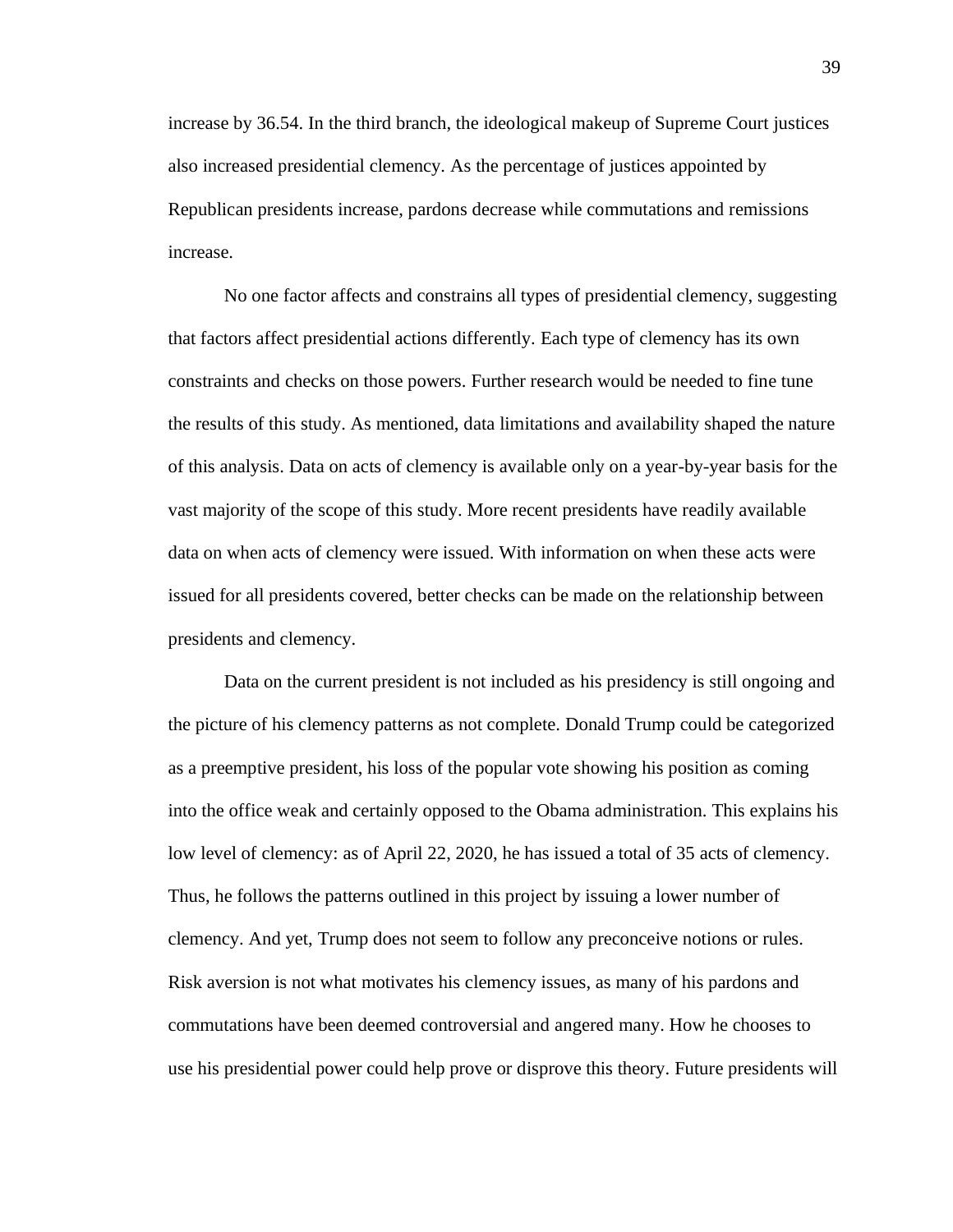increase by 36.54. In the third branch, the ideological makeup of Supreme Court justices also increased presidential clemency. As the percentage of justices appointed by Republican presidents increase, pardons decrease while commutations and remissions increase.

No one factor affects and constrains all types of presidential clemency, suggesting that factors affect presidential actions differently. Each type of clemency has its own constraints and checks on those powers. Further research would be needed to fine tune the results of this study. As mentioned, data limitations and availability shaped the nature of this analysis. Data on acts of clemency is available only on a year-by-year basis for the vast majority of the scope of this study. More recent presidents have readily available data on when acts of clemency were issued. With information on when these acts were issued for all presidents covered, better checks can be made on the relationship between presidents and clemency.

Data on the current president is not included as his presidency is still ongoing and the picture of his clemency patterns as not complete. Donald Trump could be categorized as a preemptive president, his loss of the popular vote showing his position as coming into the office weak and certainly opposed to the Obama administration. This explains his low level of clemency: as of April 22, 2020, he has issued a total of 35 acts of clemency. Thus, he follows the patterns outlined in this project by issuing a lower number of clemency. And yet, Trump does not seem to follow any preconceive notions or rules. Risk aversion is not what motivates his clemency issues, as many of his pardons and commutations have been deemed controversial and angered many. How he chooses to use his presidential power could help prove or disprove this theory. Future presidents will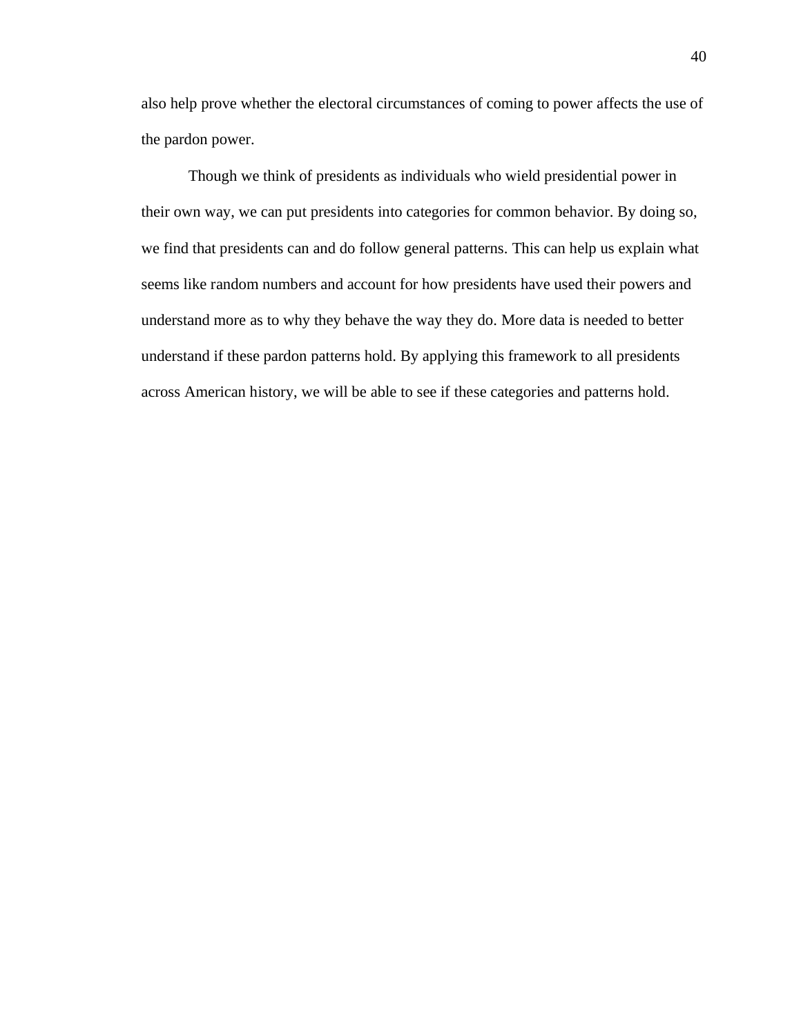also help prove whether the electoral circumstances of coming to power affects the use of the pardon power.

Though we think of presidents as individuals who wield presidential power in their own way, we can put presidents into categories for common behavior. By doing so, we find that presidents can and do follow general patterns. This can help us explain what seems like random numbers and account for how presidents have used their powers and understand more as to why they behave the way they do. More data is needed to better understand if these pardon patterns hold. By applying this framework to all presidents across American history, we will be able to see if these categories and patterns hold.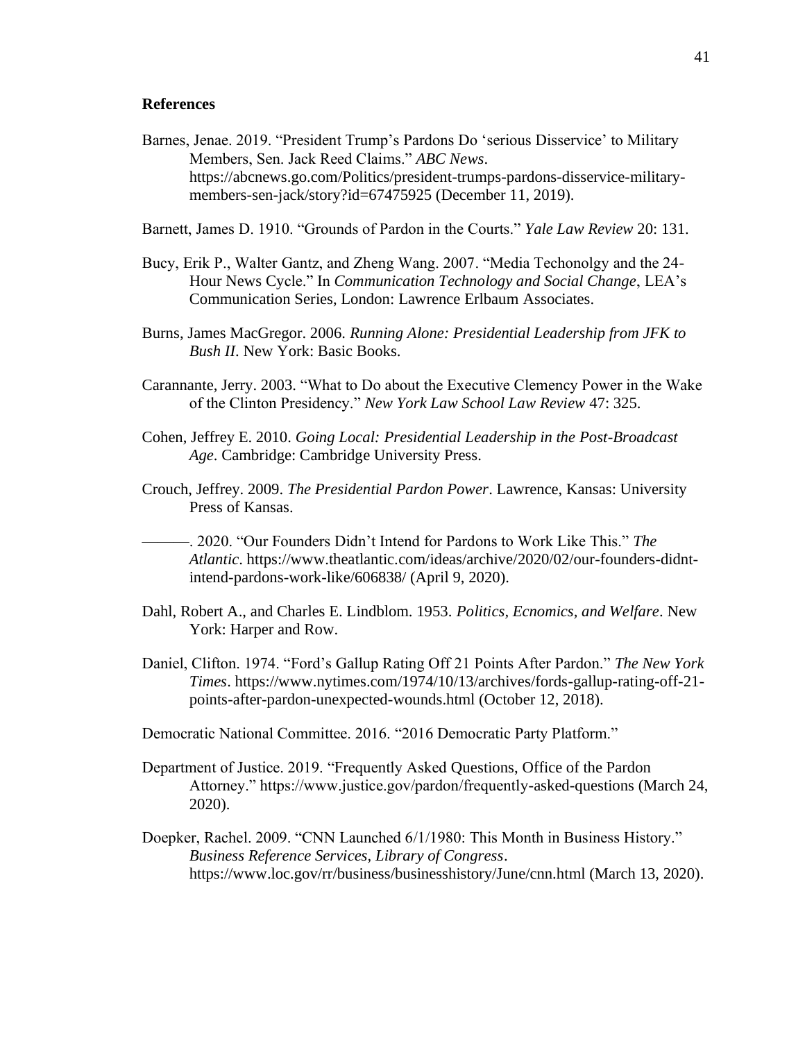## References

Barnes, Jenae. 2019. "President Trump's Pardons Do 'serious Disservice' to Military Members, Sen. Jack Reed Claims." *ABC News*. https://abcnews.go.com/Politics/president-trumps-pardons-disservice-military-members-sen-jack/story?id=67475925 (December 11, 2019).

Barnett, James D. 1910. "Grounds of Pardon in the Courts." *Yale Law Review* 20: 131.

Bucy, Erik P., Walter Gantz, and Zheng Wang. 2007. "Media Techonolgy and the 24-Hour News Cycle." In *Communication Technology and Social Change*, LEA's Communication Series, London: Lawrence Erlbaum Associates.

Burns, James MacGregor. 2006. *Running Alone: Presidential Leadership from JFK to Bush II*. New York: Basic Books.

Carannante, Jerry. 2003. "What to Do about the Executive Clemency Power in the Wake of the Clinton Presidency." *New York Law School Law Review* 47: 325.

Cohen, Jeffrey E. 2010. *Going Local: Presidential Leadership in the Post-Broadcast Age*. Cambridge: Cambridge University Press.

Crouch, Jeffrey. 2009. *The Presidential Pardon Power*. Lawrence, Kansas: University Press of Kansas.

———. 2020. "Our Founders Didn't Intend for Pardons to Work Like This." *The Atlantic*. https://www.theatlantic.com/ideas/archive/2020/02/our-founders-didnt-intend-pardons-work-like/606838/ (April 9, 2020).

Dahl, Robert A., and Charles E. Lindblom. 1953. *Politics, Ecnomics, and Welfare*. New York: Harper and Row.

Daniel, Clifton. 1974. "Ford's Gallup Rating Off 21 Points After Pardon." *The New York Times*. https://www.nytimes.com/1974/10/13/archives/fords-gallup-rating-off-21-points-after-pardon-unexpected-wounds.html (October 12, 2018).

Democratic National Committee. 2016. "2016 Democratic Party Platform."

Department of Justice. 2019. "Frequently Asked Questions, Office of the Pardon Attorney." https://www.justice.gov/pardon/frequently-asked-questions (March 24, 2020).

Doepker, Rachel. 2009. "CNN Launched 6/1/1980: This Month in Business History." *Business Reference Services, Library of Congress*. https://www.loc.gov/rr/business/businesshistory/June/cnn.html (March 13, 2020).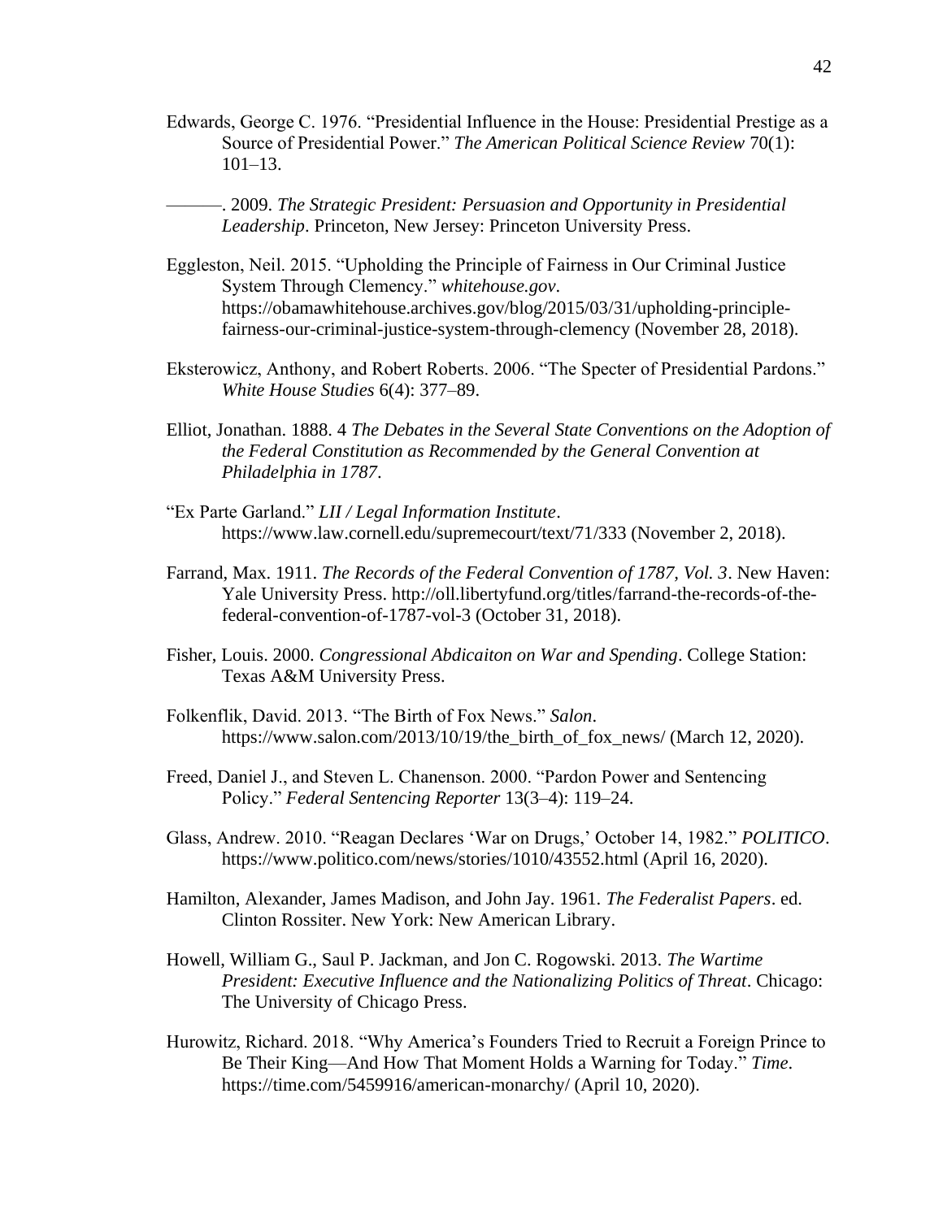Edwards, George C. 1976. "Presidential Influence in the House: Presidential Prestige as a Source of Presidential Power." *The American Political Science Review* 70(1): 101–13.

———. 2009. *The Strategic President: Persuasion and Opportunity in Presidential Leadership*. Princeton, New Jersey: Princeton University Press.

Eggleston, Neil. 2015. "Upholding the Principle of Fairness in Our Criminal Justice System Through Clemency." *whitehouse.gov*. https://obamawhitehouse.archives.gov/blog/2015/03/31/upholding-principle-fairness-our-criminal-justice-system-through-clemency (November 28, 2018).

Eksterowicz, Anthony, and Robert Roberts. 2006. "The Specter of Presidential Pardons." *White House Studies* 6(4): 377–89.

Elliot, Jonathan. 1888. 4 *The Debates in the Several State Conventions on the Adoption of the Federal Constitution as Recommended by the General Convention at Philadelphia in 1787*.

"Ex Parte Garland." *LII / Legal Information Institute*. https://www.law.cornell.edu/supremecourt/text/71/333 (November 2, 2018).

Farrand, Max. 1911. *The Records of the Federal Convention of 1787, Vol. 3*. New Haven: Yale University Press. http://oll.libertyfund.org/titles/farrand-the-records-of-the-federal-convention-of-1787-vol-3 (October 31, 2018).

Fisher, Louis. 2000. *Congressional Abdicaiton on War and Spending*. College Station: Texas A&M University Press.

Folkenflik, David. 2013. "The Birth of Fox News." *Salon*. https://www.salon.com/2013/10/19/the_birth_of_fox_news/ (March 12, 2020).

Freed, Daniel J., and Steven L. Chanenson. 2000. "Pardon Power and Sentencing Policy." *Federal Sentencing Reporter* 13(3–4): 119–24.

Glass, Andrew. 2010. "Reagan Declares 'War on Drugs,' October 14, 1982." *POLITICO*. https://www.politico.com/news/stories/1010/43552.html (April 16, 2020).

Hamilton, Alexander, James Madison, and John Jay. 1961. *The Federalist Papers*. ed. Clinton Rossiter. New York: New American Library.

Howell, William G., Saul P. Jackman, and Jon C. Rogowski. 2013. *The Wartime President: Executive Influence and the Nationalizing Politics of Threat*. Chicago: The University of Chicago Press.

Hurowitz, Richard. 2018. "Why America's Founders Tried to Recruit a Foreign Prince to Be Their King—And How That Moment Holds a Warning for Today." *Time*. https://time.com/5459916/american-monarchy/ (April 10, 2020).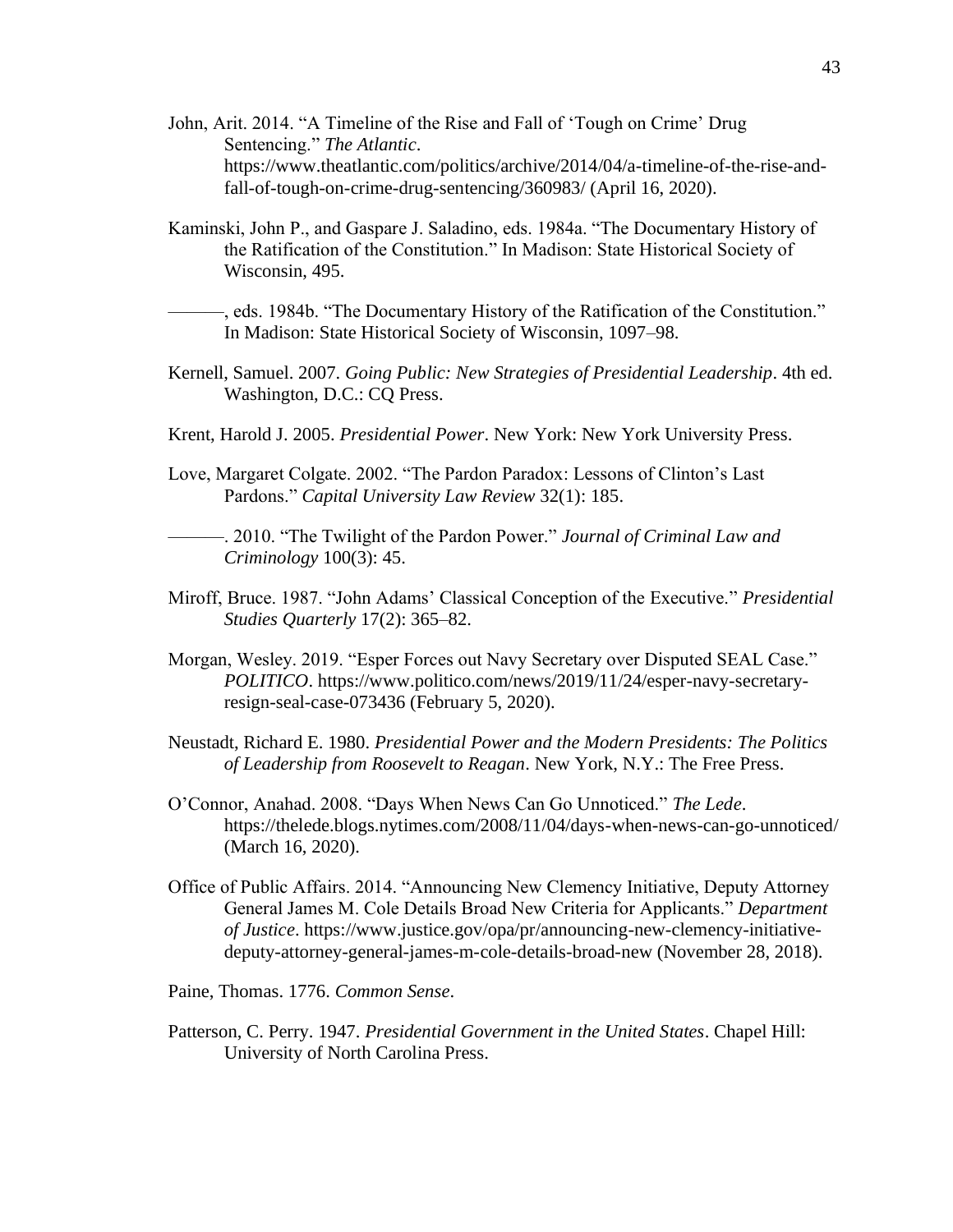John, Arit. 2014. "A Timeline of the Rise and Fall of 'Tough on Crime' Drug Sentencing." *The Atlantic*. https://www.theatlantic.com/politics/archive/2014/04/a-timeline-of-the-rise-and-fall-of-tough-on-crime-drug-sentencing/360983/ (April 16, 2020).

Kaminski, John P., and Gaspare J. Saladino, eds. 1984a. "The Documentary History of the Ratification of the Constitution." In Madison: State Historical Society of Wisconsin, 495.

———, eds. 1984b. "The Documentary History of the Ratification of the Constitution." In Madison: State Historical Society of Wisconsin, 1097–98.

Kernell, Samuel. 2007. *Going Public: New Strategies of Presidential Leadership*. 4th ed. Washington, D.C.: CQ Press.

Krent, Harold J. 2005. *Presidential Power*. New York: New York University Press.

Love, Margaret Colgate. 2002. "The Pardon Paradox: Lessons of Clinton's Last Pardons." *Capital University Law Review* 32(1): 185.

———. 2010. "The Twilight of the Pardon Power." *Journal of Criminal Law and Criminology* 100(3): 45.

Miroff, Bruce. 1987. "John Adams' Classical Conception of the Executive." *Presidential Studies Quarterly* 17(2): 365–82.

Morgan, Wesley. 2019. "Esper Forces out Navy Secretary over Disputed SEAL Case." *POLITICO*. https://www.politico.com/news/2019/11/24/esper-navy-secretary-resign-seal-case-073436 (February 5, 2020).

Neustadt, Richard E. 1980. *Presidential Power and the Modern Presidents: The Politics of Leadership from Roosevelt to Reagan*. New York, N.Y.: The Free Press.

O'Connor, Anahad. 2008. "Days When News Can Go Unnoticed." *The Lede*. https://thelede.blogs.nytimes.com/2008/11/04/days-when-news-can-go-unnoticed/ (March 16, 2020).

Office of Public Affairs. 2014. "Announcing New Clemency Initiative, Deputy Attorney General James M. Cole Details Broad New Criteria for Applicants." *Department of Justice*. https://www.justice.gov/opa/pr/announcing-new-clemency-initiative-deputy-attorney-general-james-m-cole-details-broad-new (November 28, 2018).

Paine, Thomas. 1776. *Common Sense*.

Patterson, C. Perry. 1947. *Presidential Government in the United States*. Chapel Hill: University of North Carolina Press.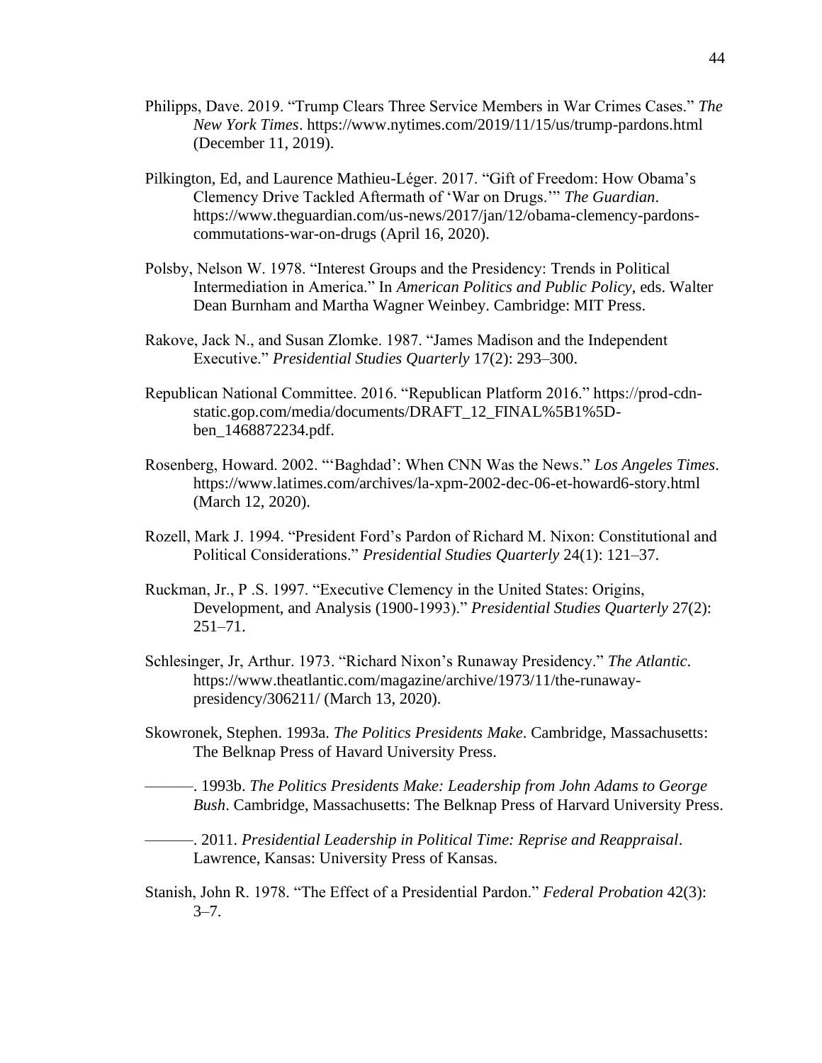Philipps, Dave. 2019. "Trump Clears Three Service Members in War Crimes Cases." *The New York Times*. https://www.nytimes.com/2019/11/15/us/trump-pardons.html (December 11, 2019).

Pilkington, Ed, and Laurence Mathieu-Léger. 2017. "Gift of Freedom: How Obama's Clemency Drive Tackled Aftermath of 'War on Drugs.'" *The Guardian*. https://www.theguardian.com/us-news/2017/jan/12/obama-clemency-pardons-commutations-war-on-drugs (April 16, 2020).

Polsby, Nelson W. 1978. "Interest Groups and the Presidency: Trends in Political Intermediation in America." In *American Politics and Public Policy*, eds. Walter Dean Burnham and Martha Wagner Weinbey. Cambridge: MIT Press.

Rakove, Jack N., and Susan Zlomke. 1987. "James Madison and the Independent Executive." *Presidential Studies Quarterly* 17(2): 293–300.

Republican National Committee. 2016. "Republican Platform 2016." https://prod-cdn-static.gop.com/media/documents/DRAFT_12_FINAL%5B1%5D-ben_1468872234.pdf.

Rosenberg, Howard. 2002. "'Baghdad': When CNN Was the News." *Los Angeles Times*. https://www.latimes.com/archives/la-xpm-2002-dec-06-et-howard6-story.html (March 12, 2020).

Rozell, Mark J. 1994. "President Ford's Pardon of Richard M. Nixon: Constitutional and Political Considerations." *Presidential Studies Quarterly* 24(1): 121–37.

Ruckman, Jr., P .S. 1997. "Executive Clemency in the United States: Origins, Development, and Analysis (1900-1993)." *Presidential Studies Quarterly* 27(2): 251–71.

Schlesinger, Jr, Arthur. 1973. "Richard Nixon's Runaway Presidency." *The Atlantic*. https://www.theatlantic.com/magazine/archive/1973/11/the-runaway-presidency/306211/ (March 13, 2020).

Skowronek, Stephen. 1993a. *The Politics Presidents Make*. Cambridge, Massachusetts: The Belknap Press of Havard University Press.

———. 1993b. *The Politics Presidents Make: Leadership from John Adams to George Bush*. Cambridge, Massachusetts: The Belknap Press of Harvard University Press.

———. 2011. *Presidential Leadership in Political Time: Reprise and Reappraisal*. Lawrence, Kansas: University Press of Kansas.

Stanish, John R. 1978. "The Effect of a Presidential Pardon." *Federal Probation* 42(3): 3–7.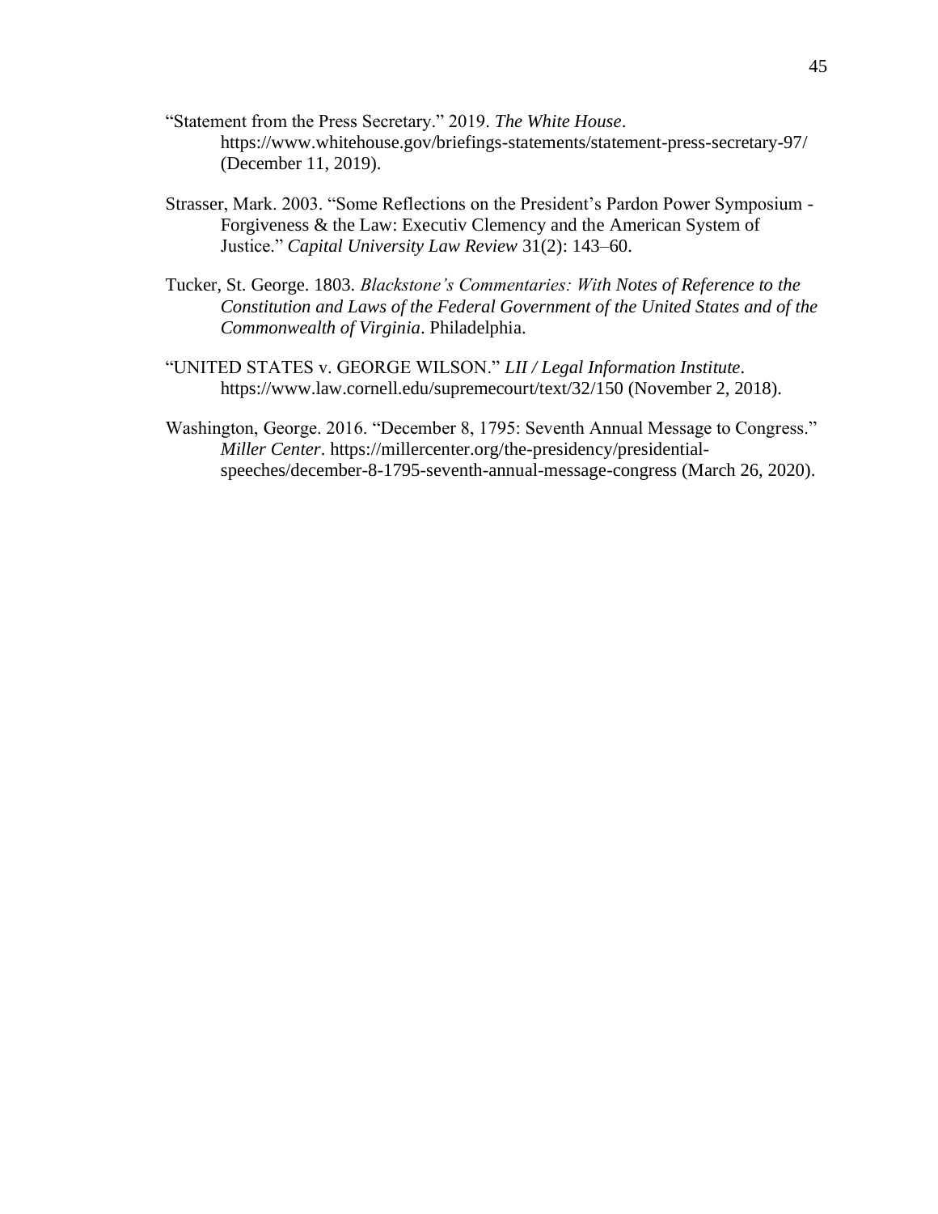"Statement from the Press Secretary." 2019. *The White House*. https://www.whitehouse.gov/briefings-statements/statement-press-secretary-97/ (December 11, 2019).

Strasser, Mark. 2003. "Some Reflections on the President's Pardon Power Symposium - Forgiveness & the Law: Executiv Clemency and the American System of Justice." *Capital University Law Review* 31(2): 143–60.

Tucker, St. George. 1803. *Blackstone's Commentaries: With Notes of Reference to the Constitution and Laws of the Federal Government of the United States and of the Commonwealth of Virginia*. Philadelphia.

"UNITED STATES v. GEORGE WILSON." *LII / Legal Information Institute*. https://www.law.cornell.edu/supremecourt/text/32/150 (November 2, 2018).

Washington, George. 2016. "December 8, 1795: Seventh Annual Message to Congress." *Miller Center*. https://millercenter.org/the-presidency/presidential-speeches/december-8-1795-seventh-annual-message-congress (March 26, 2020).